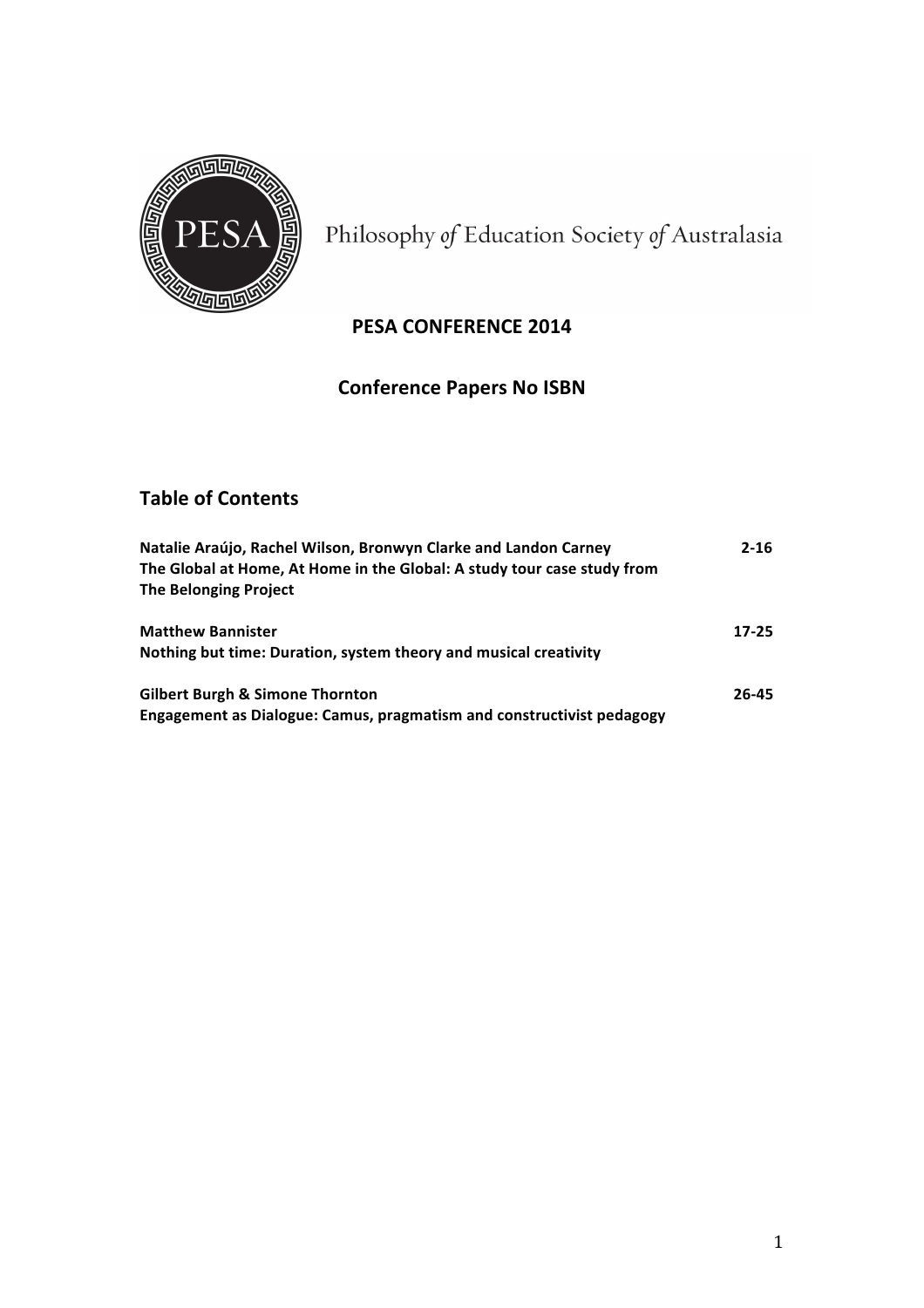Philosophy *of* Education Society *of* Australasia

## PESA CONFERENCE 2014

## Conference Papers No ISBN

## Table of Contents

| | |
|---|---|
| **Natalie Araújo, Rachel Wilson, Bronwyn Clarke and Landon Carney**<br>**The Global at Home, At Home in the Global: A study tour case study from The Belonging Project** | **2-16** |
| **Matthew Bannister**<br>**Nothing but time: Duration, system theory and musical creativity** | **17-25** |
| **Gilbert Burgh & Simone Thornton**<br>**Engagement as Dialogue: Camus, pragmatism and constructivist pedagogy** | **26-45** |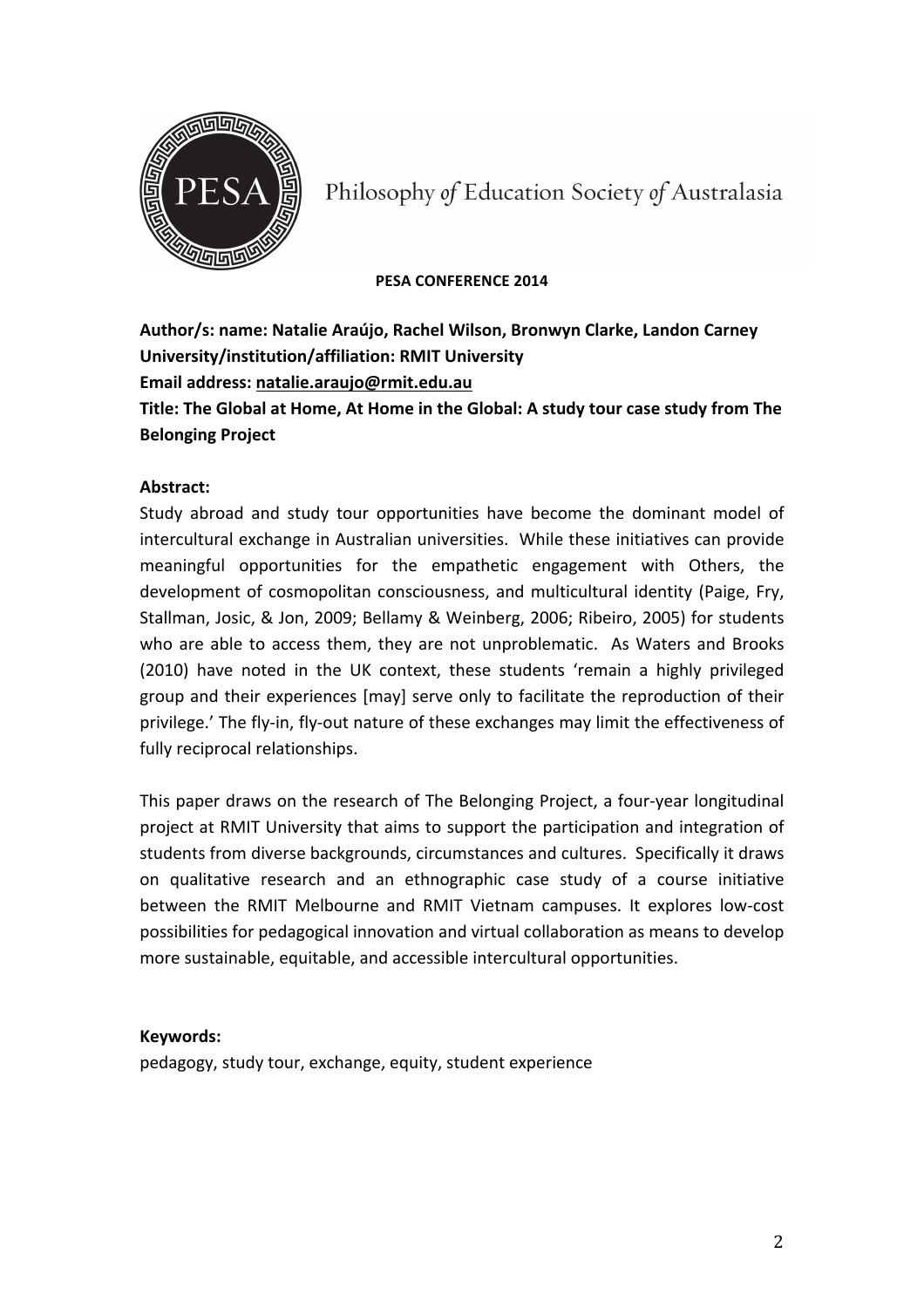Philosophy *of* Education Society *of* Australasia

**PESA CONFERENCE 2014**

**Author/s: name: Natalie Araújo, Rachel Wilson, Bronwyn Clarke, Landon Carney**
**University/institution/affiliation: RMIT University**
**Email address: natalie.araujo@rmit.edu.au**
**Title: The Global at Home, At Home in the Global: A study tour case study from The Belonging Project**

**Abstract:**

Study abroad and study tour opportunities have become the dominant model of intercultural exchange in Australian universities. While these initiatives can provide meaningful opportunities for the empathetic engagement with Others, the development of cosmopolitan consciousness, and multicultural identity (Paige, Fry, Stallman, Josic, & Jon, 2009; Bellamy & Weinberg, 2006; Ribeiro, 2005) for students who are able to access them, they are not unproblematic. As Waters and Brooks (2010) have noted in the UK context, these students 'remain a highly privileged group and their experiences [may] serve only to facilitate the reproduction of their privilege.' The fly-in, fly-out nature of these exchanges may limit the effectiveness of fully reciprocal relationships.

This paper draws on the research of The Belonging Project, a four-year longitudinal project at RMIT University that aims to support the participation and integration of students from diverse backgrounds, circumstances and cultures. Specifically it draws on qualitative research and an ethnographic case study of a course initiative between the RMIT Melbourne and RMIT Vietnam campuses. It explores low-cost possibilities for pedagogical innovation and virtual collaboration as means to develop more sustainable, equitable, and accessible intercultural opportunities.

**Keywords:**

pedagogy, study tour, exchange, equity, student experience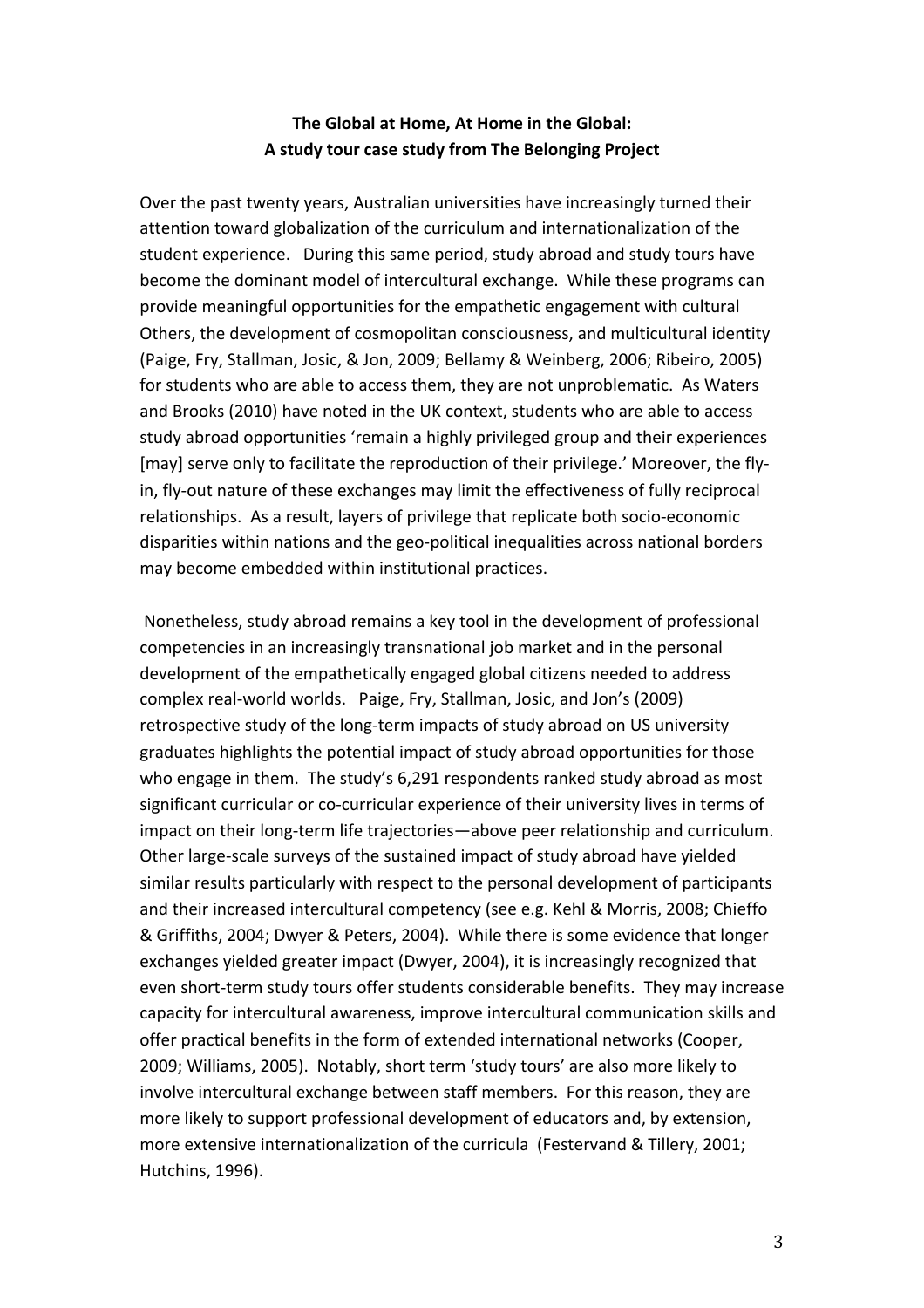**The Global at Home, At Home in the Global:**
**A study tour case study from The Belonging Project**

Over the past twenty years, Australian universities have increasingly turned their attention toward globalization of the curriculum and internationalization of the student experience. During this same period, study abroad and study tours have become the dominant model of intercultural exchange. While these programs can provide meaningful opportunities for the empathetic engagement with cultural Others, the development of cosmopolitan consciousness, and multicultural identity (Paige, Fry, Stallman, Josic, & Jon, 2009; Bellamy & Weinberg, 2006; Ribeiro, 2005) for students who are able to access them, they are not unproblematic. As Waters and Brooks (2010) have noted in the UK context, students who are able to access study abroad opportunities 'remain a highly privileged group and their experiences [may] serve only to facilitate the reproduction of their privilege.' Moreover, the fly-in, fly-out nature of these exchanges may limit the effectiveness of fully reciprocal relationships. As a result, layers of privilege that replicate both socio-economic disparities within nations and the geo-political inequalities across national borders may become embedded within institutional practices.

Nonetheless, study abroad remains a key tool in the development of professional competencies in an increasingly transnational job market and in the personal development of the empathetically engaged global citizens needed to address complex real-world worlds. Paige, Fry, Stallman, Josic, and Jon's (2009) retrospective study of the long-term impacts of study abroad on US university graduates highlights the potential impact of study abroad opportunities for those who engage in them. The study's 6,291 respondents ranked study abroad as most significant curricular or co-curricular experience of their university lives in terms of impact on their long-term life trajectories—above peer relationship and curriculum. Other large-scale surveys of the sustained impact of study abroad have yielded similar results particularly with respect to the personal development of participants and their increased intercultural competency (see e.g. Kehl & Morris, 2008; Chieffo & Griffiths, 2004; Dwyer & Peters, 2004). While there is some evidence that longer exchanges yielded greater impact (Dwyer, 2004), it is increasingly recognized that even short-term study tours offer students considerable benefits. They may increase capacity for intercultural awareness, improve intercultural communication skills and offer practical benefits in the form of extended international networks (Cooper, 2009; Williams, 2005). Notably, short term 'study tours' are also more likely to involve intercultural exchange between staff members. For this reason, they are more likely to support professional development of educators and, by extension, more extensive internationalization of the curricula (Festervand & Tillery, 2001; Hutchins, 1996).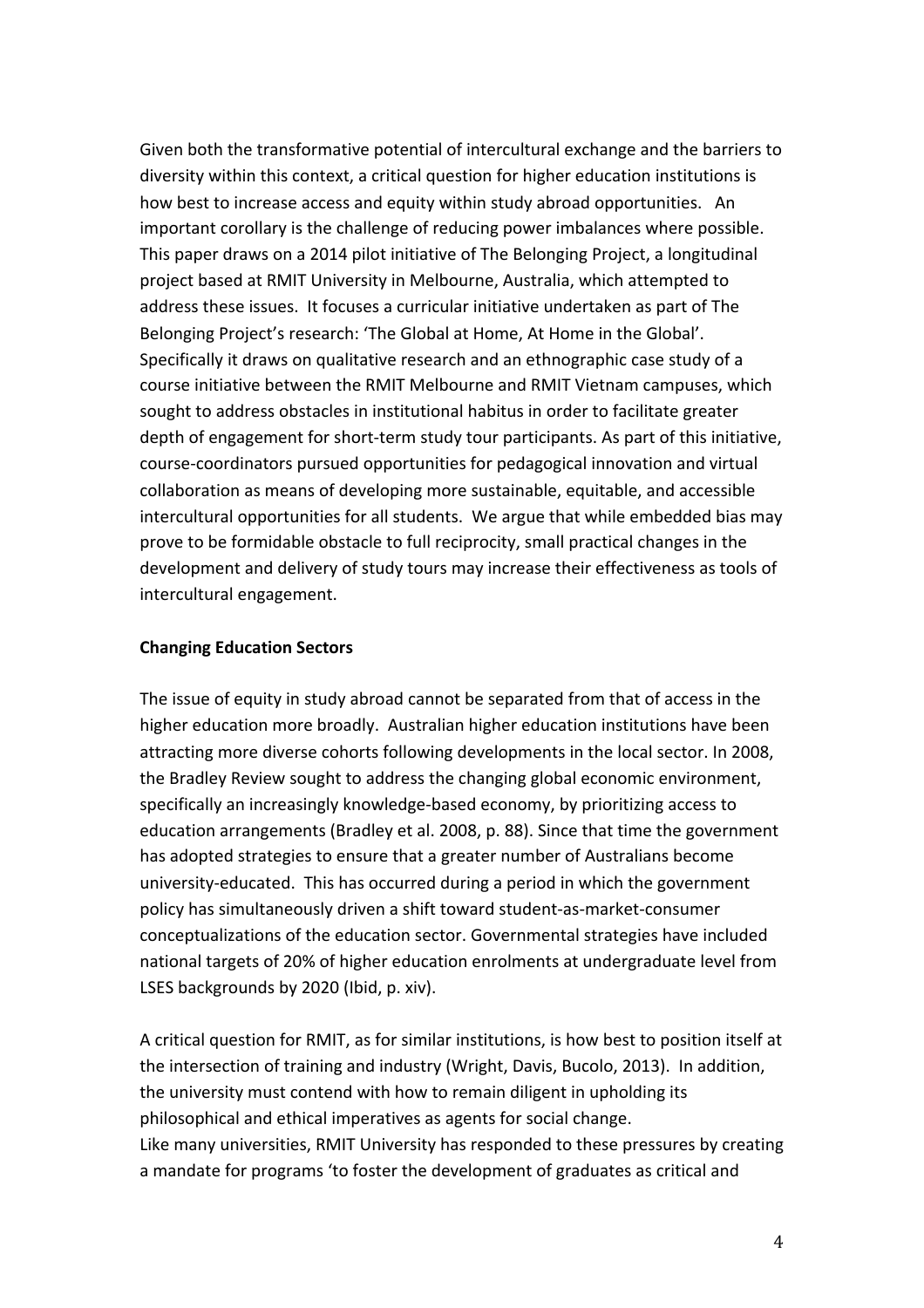Given both the transformative potential of intercultural exchange and the barriers to diversity within this context, a critical question for higher education institutions is how best to increase access and equity within study abroad opportunities. An important corollary is the challenge of reducing power imbalances where possible. This paper draws on a 2014 pilot initiative of The Belonging Project, a longitudinal project based at RMIT University in Melbourne, Australia, which attempted to address these issues. It focuses a curricular initiative undertaken as part of The Belonging Project's research: 'The Global at Home, At Home in the Global'. Specifically it draws on qualitative research and an ethnographic case study of a course initiative between the RMIT Melbourne and RMIT Vietnam campuses, which sought to address obstacles in institutional habitus in order to facilitate greater depth of engagement for short-term study tour participants. As part of this initiative, course-coordinators pursued opportunities for pedagogical innovation and virtual collaboration as means of developing more sustainable, equitable, and accessible intercultural opportunities for all students. We argue that while embedded bias may prove to be formidable obstacle to full reciprocity, small practical changes in the development and delivery of study tours may increase their effectiveness as tools of intercultural engagement.

**Changing Education Sectors**

The issue of equity in study abroad cannot be separated from that of access in the higher education more broadly. Australian higher education institutions have been attracting more diverse cohorts following developments in the local sector. In 2008, the Bradley Review sought to address the changing global economic environment, specifically an increasingly knowledge-based economy, by prioritizing access to education arrangements (Bradley et al. 2008, p. 88). Since that time the government has adopted strategies to ensure that a greater number of Australians become university-educated. This has occurred during a period in which the government policy has simultaneously driven a shift toward student-as-market-consumer conceptualizations of the education sector. Governmental strategies have included national targets of 20% of higher education enrolments at undergraduate level from LSES backgrounds by 2020 (Ibid, p. xiv).

A critical question for RMIT, as for similar institutions, is how best to position itself at the intersection of training and industry (Wright, Davis, Bucolo, 2013). In addition, the university must contend with how to remain diligent in upholding its philosophical and ethical imperatives as agents for social change.
Like many universities, RMIT University has responded to these pressures by creating a mandate for programs 'to foster the development of graduates as critical and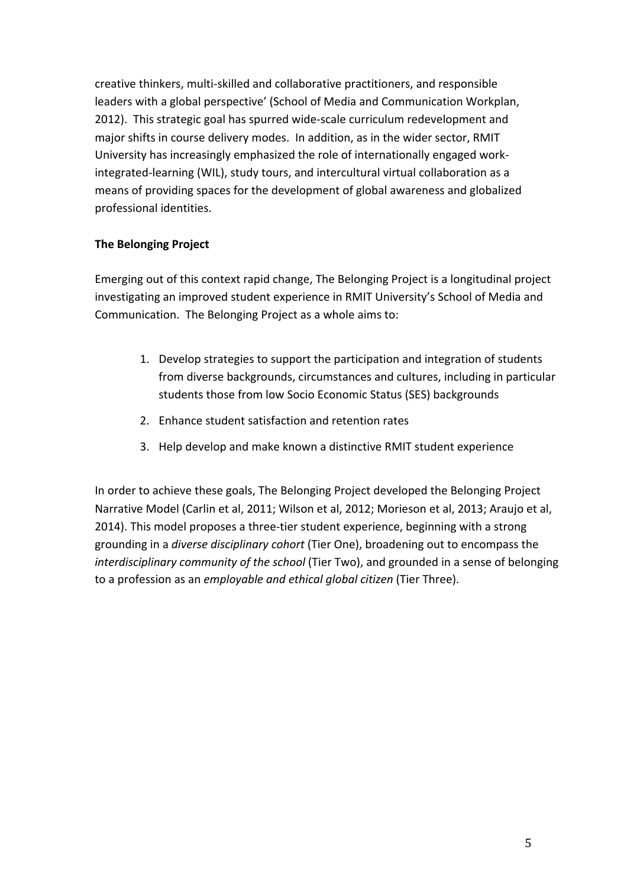creative thinkers, multi-skilled and collaborative practitioners, and responsible leaders with a global perspective' (School of Media and Communication Workplan, 2012). This strategic goal has spurred wide-scale curriculum redevelopment and major shifts in course delivery modes. In addition, as in the wider sector, RMIT University has increasingly emphasized the role of internationally engaged work-integrated-learning (WIL), study tours, and intercultural virtual collaboration as a means of providing spaces for the development of global awareness and globalized professional identities.

**The Belonging Project**

Emerging out of this context rapid change, The Belonging Project is a longitudinal project investigating an improved student experience in RMIT University's School of Media and Communication. The Belonging Project as a whole aims to:

1. Develop strategies to support the participation and integration of students from diverse backgrounds, circumstances and cultures, including in particular students those from low Socio Economic Status (SES) backgrounds
2. Enhance student satisfaction and retention rates
3. Help develop and make known a distinctive RMIT student experience

In order to achieve these goals, The Belonging Project developed the Belonging Project Narrative Model (Carlin et al, 2011; Wilson et al, 2012; Morieson et al, 2013; Araujo et al, 2014). This model proposes a three-tier student experience, beginning with a strong grounding in a *diverse disciplinary cohort* (Tier One), broadening out to encompass the *interdisciplinary community of the school* (Tier Two), and grounded in a sense of belonging to a profession as an *employable and ethical global citizen* (Tier Three).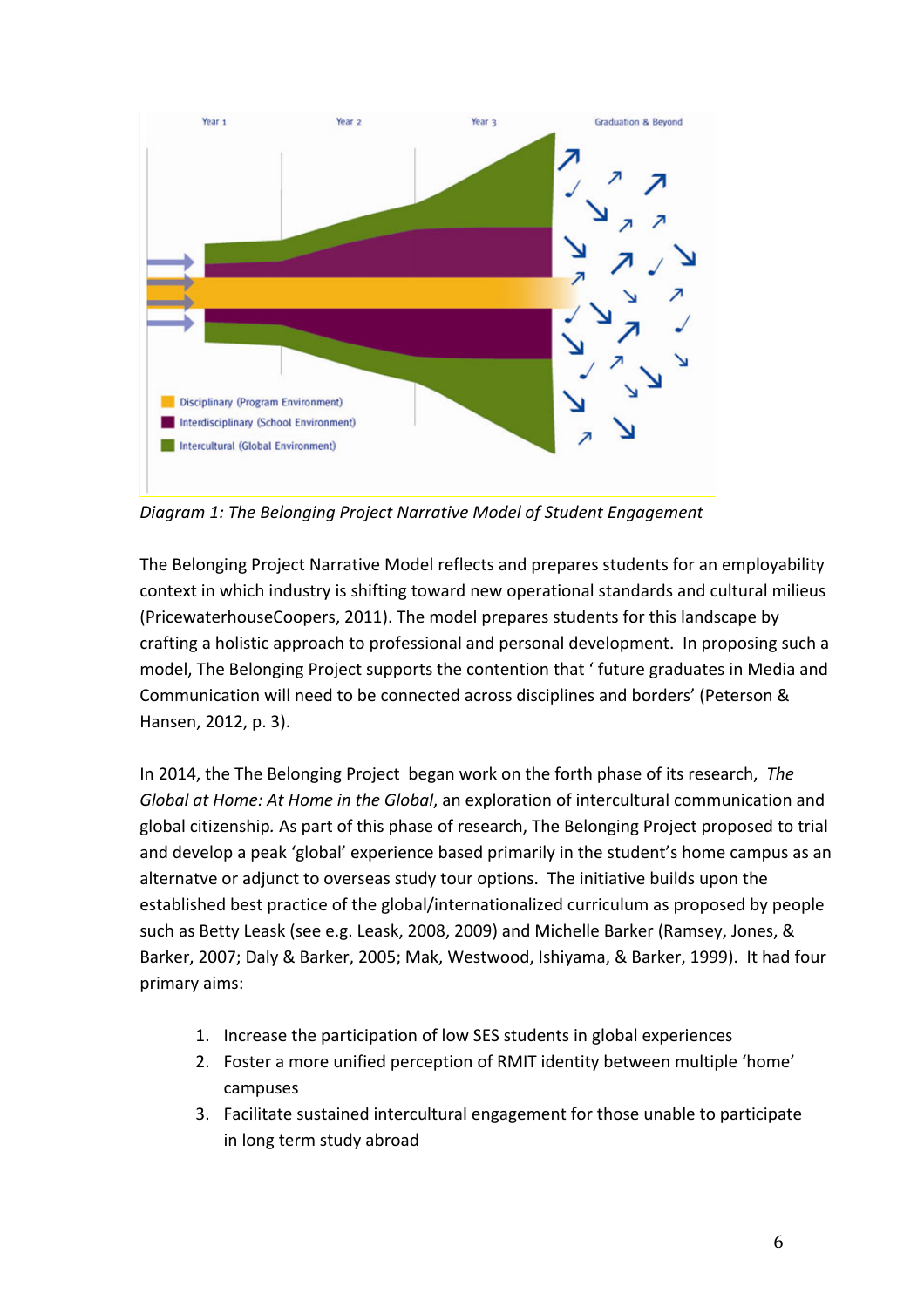*Diagram 1: The Belonging Project Narrative Model of Student Engagement*

The Belonging Project Narrative Model reflects and prepares students for an employability context in which industry is shifting toward new operational standards and cultural milieus (PricewaterhouseCoopers, 2011). The model prepares students for this landscape by crafting a holistic approach to professional and personal development. In proposing such a model, The Belonging Project supports the contention that ' future graduates in Media and Communication will need to be connected across disciplines and borders' (Peterson & Hansen, 2012, p. 3).

In 2014, the The Belonging Project began work on the forth phase of its research, *The Global at Home: At Home in the Global*, an exploration of intercultural communication and global citizenship. As part of this phase of research, The Belonging Project proposed to trial and develop a peak 'global' experience based primarily in the student's home campus as an alternatve or adjunct to overseas study tour options. The initiative builds upon the established best practice of the global/internationalized curriculum as proposed by people such as Betty Leask (see e.g. Leask, 2008, 2009) and Michelle Barker (Ramsey, Jones, & Barker, 2007; Daly & Barker, 2005; Mak, Westwood, Ishiyama, & Barker, 1999). It had four primary aims:

1. Increase the participation of low SES students in global experiences
2. Foster a more unified perception of RMIT identity between multiple 'home' campuses
3. Facilitate sustained intercultural engagement for those unable to participate in long term study abroad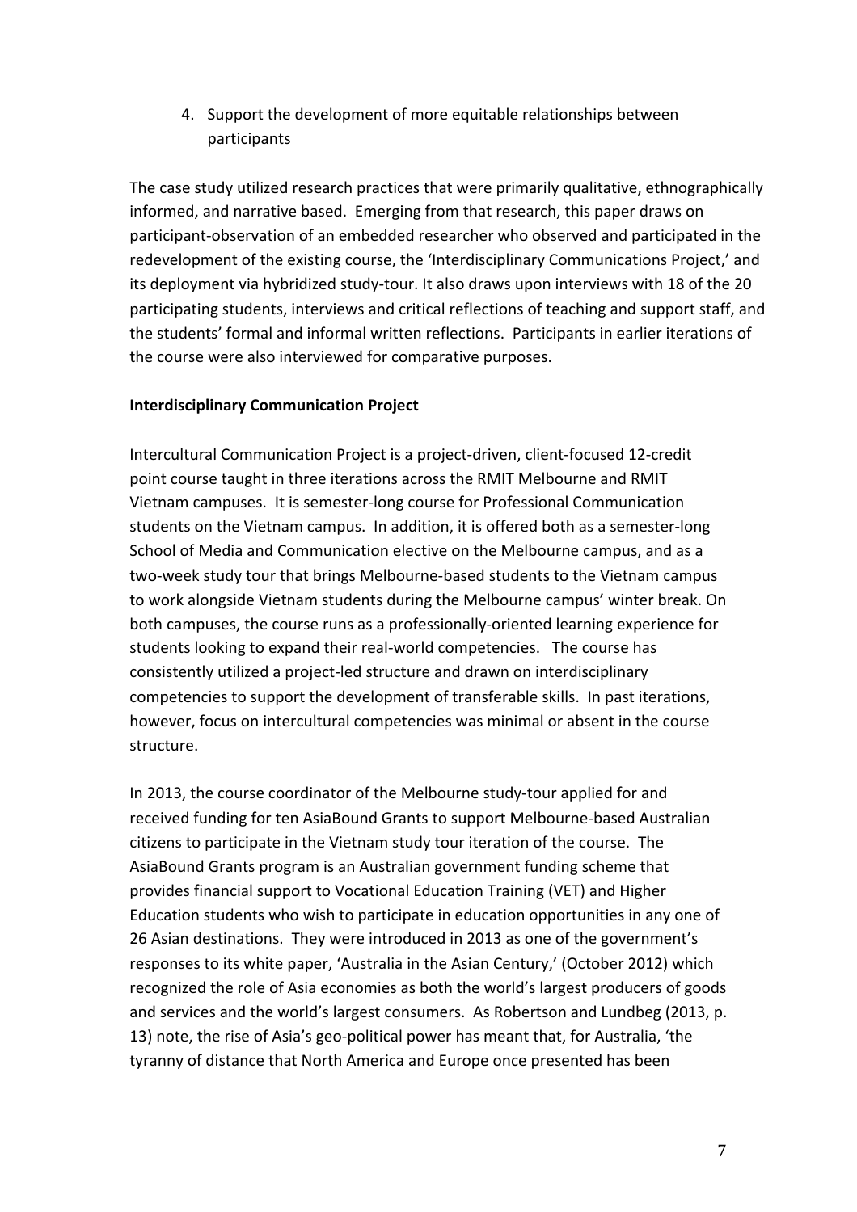4. Support the development of more equitable relationships between participants

The case study utilized research practices that were primarily qualitative, ethnographically informed, and narrative based. Emerging from that research, this paper draws on participant-observation of an embedded researcher who observed and participated in the redevelopment of the existing course, the 'Interdisciplinary Communications Project,' and its deployment via hybridized study-tour. It also draws upon interviews with 18 of the 20 participating students, interviews and critical reflections of teaching and support staff, and the students' formal and informal written reflections. Participants in earlier iterations of the course were also interviewed for comparative purposes.

**Interdisciplinary Communication Project**

Intercultural Communication Project is a project-driven, client-focused 12-credit point course taught in three iterations across the RMIT Melbourne and RMIT Vietnam campuses. It is semester-long course for Professional Communication students on the Vietnam campus. In addition, it is offered both as a semester-long School of Media and Communication elective on the Melbourne campus, and as a two-week study tour that brings Melbourne-based students to the Vietnam campus to work alongside Vietnam students during the Melbourne campus' winter break. On both campuses, the course runs as a professionally-oriented learning experience for students looking to expand their real-world competencies. The course has consistently utilized a project-led structure and drawn on interdisciplinary competencies to support the development of transferable skills. In past iterations, however, focus on intercultural competencies was minimal or absent in the course structure.

In 2013, the course coordinator of the Melbourne study-tour applied for and received funding for ten AsiaBound Grants to support Melbourne-based Australian citizens to participate in the Vietnam study tour iteration of the course. The AsiaBound Grants program is an Australian government funding scheme that provides financial support to Vocational Education Training (VET) and Higher Education students who wish to participate in education opportunities in any one of 26 Asian destinations. They were introduced in 2013 as one of the government's responses to its white paper, 'Australia in the Asian Century,' (October 2012) which recognized the role of Asia economies as both the world's largest producers of goods and services and the world's largest consumers. As Robertson and Lundbeg (2013, p. 13) note, the rise of Asia's geo-political power has meant that, for Australia, 'the tyranny of distance that North America and Europe once presented has been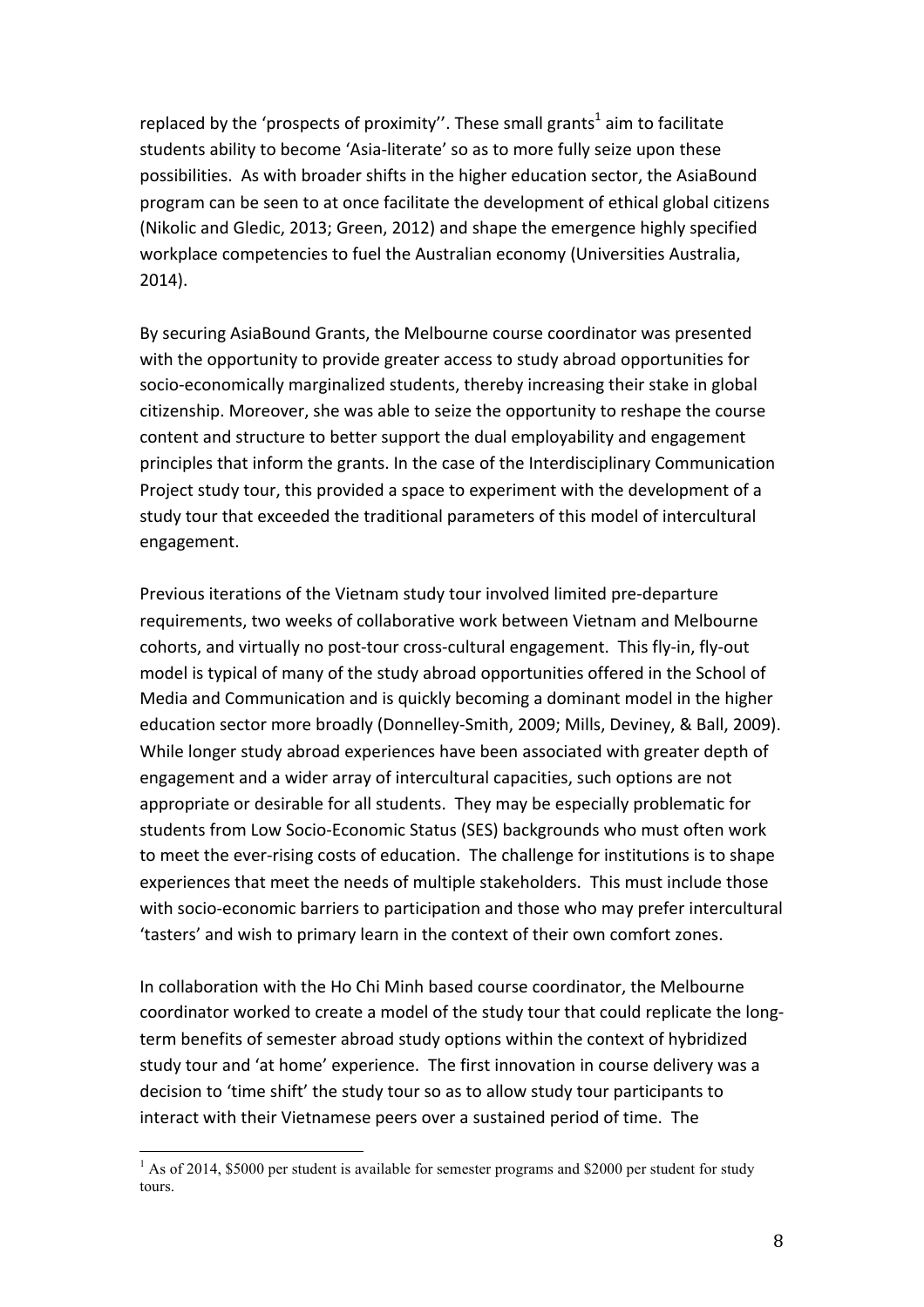replaced by the 'prospects of proximity''. These small grants[1] aim to facilitate students ability to become 'Asia-literate' so as to more fully seize upon these possibilities. As with broader shifts in the higher education sector, the AsiaBound program can be seen to at once facilitate the development of ethical global citizens (Nikolic and Gledic, 2013; Green, 2012) and shape the emergence highly specified workplace competencies to fuel the Australian economy (Universities Australia, 2014).

By securing AsiaBound Grants, the Melbourne course coordinator was presented with the opportunity to provide greater access to study abroad opportunities for socio-economically marginalized students, thereby increasing their stake in global citizenship. Moreover, she was able to seize the opportunity to reshape the course content and structure to better support the dual employability and engagement principles that inform the grants. In the case of the Interdisciplinary Communication Project study tour, this provided a space to experiment with the development of a study tour that exceeded the traditional parameters of this model of intercultural engagement.

Previous iterations of the Vietnam study tour involved limited pre-departure requirements, two weeks of collaborative work between Vietnam and Melbourne cohorts, and virtually no post-tour cross-cultural engagement. This fly-in, fly-out model is typical of many of the study abroad opportunities offered in the School of Media and Communication and is quickly becoming a dominant model in the higher education sector more broadly (Donnelley-Smith, 2009; Mills, Deviney, & Ball, 2009). While longer study abroad experiences have been associated with greater depth of engagement and a wider array of intercultural capacities, such options are not appropriate or desirable for all students. They may be especially problematic for students from Low Socio-Economic Status (SES) backgrounds who must often work to meet the ever-rising costs of education. The challenge for institutions is to shape experiences that meet the needs of multiple stakeholders. This must include those with socio-economic barriers to participation and those who may prefer intercultural 'tasters' and wish to primary learn in the context of their own comfort zones.

In collaboration with the Ho Chi Minh based course coordinator, the Melbourne coordinator worked to create a model of the study tour that could replicate the long-term benefits of semester abroad study options within the context of hybridized study tour and 'at home' experience. The first innovation in course delivery was a decision to 'time shift' the study tour so as to allow study tour participants to interact with their Vietnamese peers over a sustained period of time. The

---

[1] As of 2014, \$5000 per student is available for semester programs and \$2000 per student for study tours.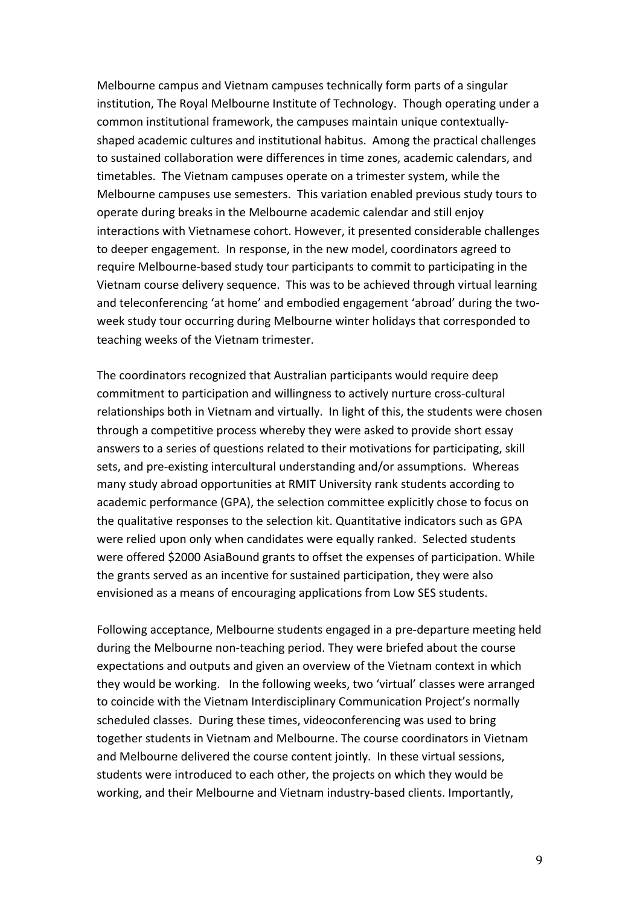Melbourne campus and Vietnam campuses technically form parts of a singular institution, The Royal Melbourne Institute of Technology. Though operating under a common institutional framework, the campuses maintain unique contextually-shaped academic cultures and institutional habitus. Among the practical challenges to sustained collaboration were differences in time zones, academic calendars, and timetables. The Vietnam campuses operate on a trimester system, while the Melbourne campuses use semesters. This variation enabled previous study tours to operate during breaks in the Melbourne academic calendar and still enjoy interactions with Vietnamese cohort. However, it presented considerable challenges to deeper engagement. In response, in the new model, coordinators agreed to require Melbourne-based study tour participants to commit to participating in the Vietnam course delivery sequence. This was to be achieved through virtual learning and teleconferencing 'at home' and embodied engagement 'abroad' during the two-week study tour occurring during Melbourne winter holidays that corresponded to teaching weeks of the Vietnam trimester.

The coordinators recognized that Australian participants would require deep commitment to participation and willingness to actively nurture cross-cultural relationships both in Vietnam and virtually. In light of this, the students were chosen through a competitive process whereby they were asked to provide short essay answers to a series of questions related to their motivations for participating, skill sets, and pre-existing intercultural understanding and/or assumptions. Whereas many study abroad opportunities at RMIT University rank students according to academic performance (GPA), the selection committee explicitly chose to focus on the qualitative responses to the selection kit. Quantitative indicators such as GPA were relied upon only when candidates were equally ranked. Selected students were offered $2000 AsiaBound grants to offset the expenses of participation. While the grants served as an incentive for sustained participation, they were also envisioned as a means of encouraging applications from Low SES students.

Following acceptance, Melbourne students engaged in a pre-departure meeting held during the Melbourne non-teaching period. They were briefed about the course expectations and outputs and given an overview of the Vietnam context in which they would be working. In the following weeks, two 'virtual' classes were arranged to coincide with the Vietnam Interdisciplinary Communication Project's normally scheduled classes. During these times, videoconferencing was used to bring together students in Vietnam and Melbourne. The course coordinators in Vietnam and Melbourne delivered the course content jointly. In these virtual sessions, students were introduced to each other, the projects on which they would be working, and their Melbourne and Vietnam industry-based clients. Importantly,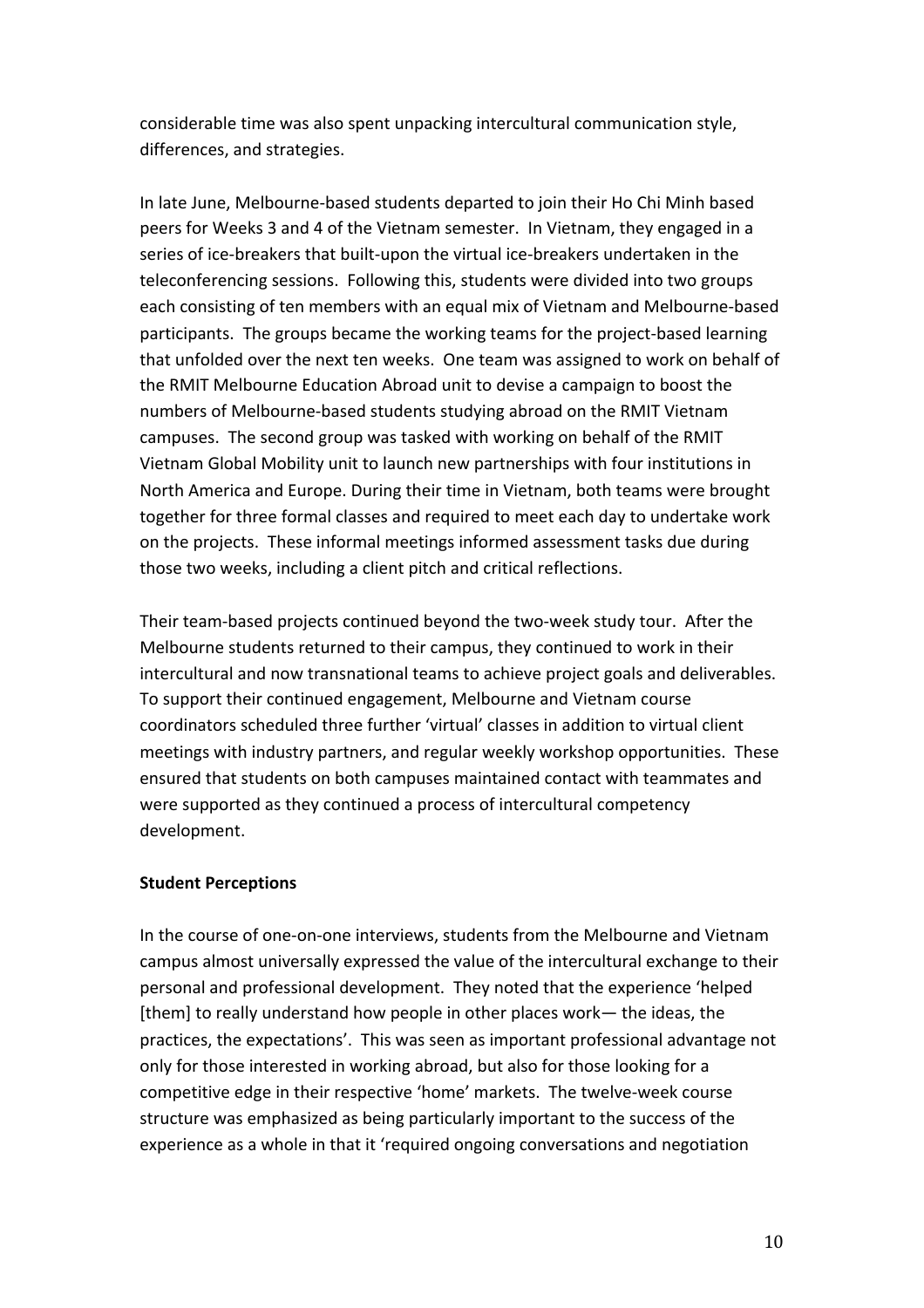considerable time was also spent unpacking intercultural communication style, differences, and strategies.

In late June, Melbourne-based students departed to join their Ho Chi Minh based peers for Weeks 3 and 4 of the Vietnam semester. In Vietnam, they engaged in a series of ice-breakers that built-upon the virtual ice-breakers undertaken in the teleconferencing sessions. Following this, students were divided into two groups each consisting of ten members with an equal mix of Vietnam and Melbourne-based participants. The groups became the working teams for the project-based learning that unfolded over the next ten weeks. One team was assigned to work on behalf of the RMIT Melbourne Education Abroad unit to devise a campaign to boost the numbers of Melbourne-based students studying abroad on the RMIT Vietnam campuses. The second group was tasked with working on behalf of the RMIT Vietnam Global Mobility unit to launch new partnerships with four institutions in North America and Europe. During their time in Vietnam, both teams were brought together for three formal classes and required to meet each day to undertake work on the projects. These informal meetings informed assessment tasks due during those two weeks, including a client pitch and critical reflections.

Their team-based projects continued beyond the two-week study tour. After the Melbourne students returned to their campus, they continued to work in their intercultural and now transnational teams to achieve project goals and deliverables. To support their continued engagement, Melbourne and Vietnam course coordinators scheduled three further 'virtual' classes in addition to virtual client meetings with industry partners, and regular weekly workshop opportunities. These ensured that students on both campuses maintained contact with teammates and were supported as they continued a process of intercultural competency development.

**Student Perceptions**

In the course of one-on-one interviews, students from the Melbourne and Vietnam campus almost universally expressed the value of the intercultural exchange to their personal and professional development. They noted that the experience 'helped [them] to really understand how people in other places work— the ideas, the practices, the expectations'. This was seen as important professional advantage not only for those interested in working abroad, but also for those looking for a competitive edge in their respective 'home' markets. The twelve-week course structure was emphasized as being particularly important to the success of the experience as a whole in that it 'required ongoing conversations and negotiation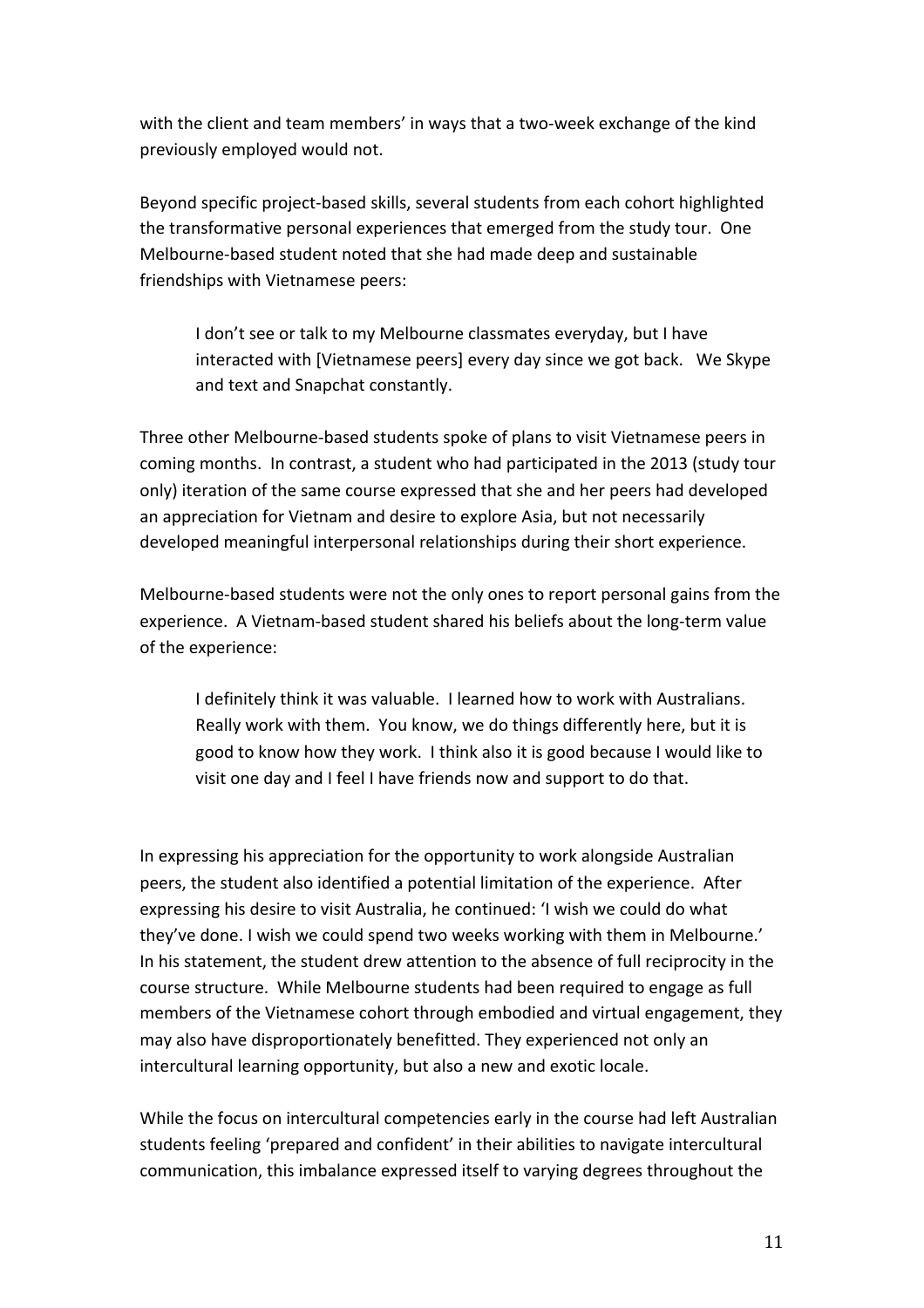with the client and team members' in ways that a two-week exchange of the kind previously employed would not.

Beyond specific project-based skills, several students from each cohort highlighted the transformative personal experiences that emerged from the study tour. One Melbourne-based student noted that she had made deep and sustainable friendships with Vietnamese peers:

> I don't see or talk to my Melbourne classmates everyday, but I have interacted with [Vietnamese peers] every day since we got back. We Skype and text and Snapchat constantly.

Three other Melbourne-based students spoke of plans to visit Vietnamese peers in coming months. In contrast, a student who had participated in the 2013 (study tour only) iteration of the same course expressed that she and her peers had developed an appreciation for Vietnam and desire to explore Asia, but not necessarily developed meaningful interpersonal relationships during their short experience.

Melbourne-based students were not the only ones to report personal gains from the experience. A Vietnam-based student shared his beliefs about the long-term value of the experience:

> I definitely think it was valuable. I learned how to work with Australians. Really work with them. You know, we do things differently here, but it is good to know how they work. I think also it is good because I would like to visit one day and I feel I have friends now and support to do that.

In expressing his appreciation for the opportunity to work alongside Australian peers, the student also identified a potential limitation of the experience. After expressing his desire to visit Australia, he continued: 'I wish we could do what they've done. I wish we could spend two weeks working with them in Melbourne.' In his statement, the student drew attention to the absence of full reciprocity in the course structure. While Melbourne students had been required to engage as full members of the Vietnamese cohort through embodied and virtual engagement, they may also have disproportionately benefitted. They experienced not only an intercultural learning opportunity, but also a new and exotic locale.

While the focus on intercultural competencies early in the course had left Australian students feeling 'prepared and confident' in their abilities to navigate intercultural communication, this imbalance expressed itself to varying degrees throughout the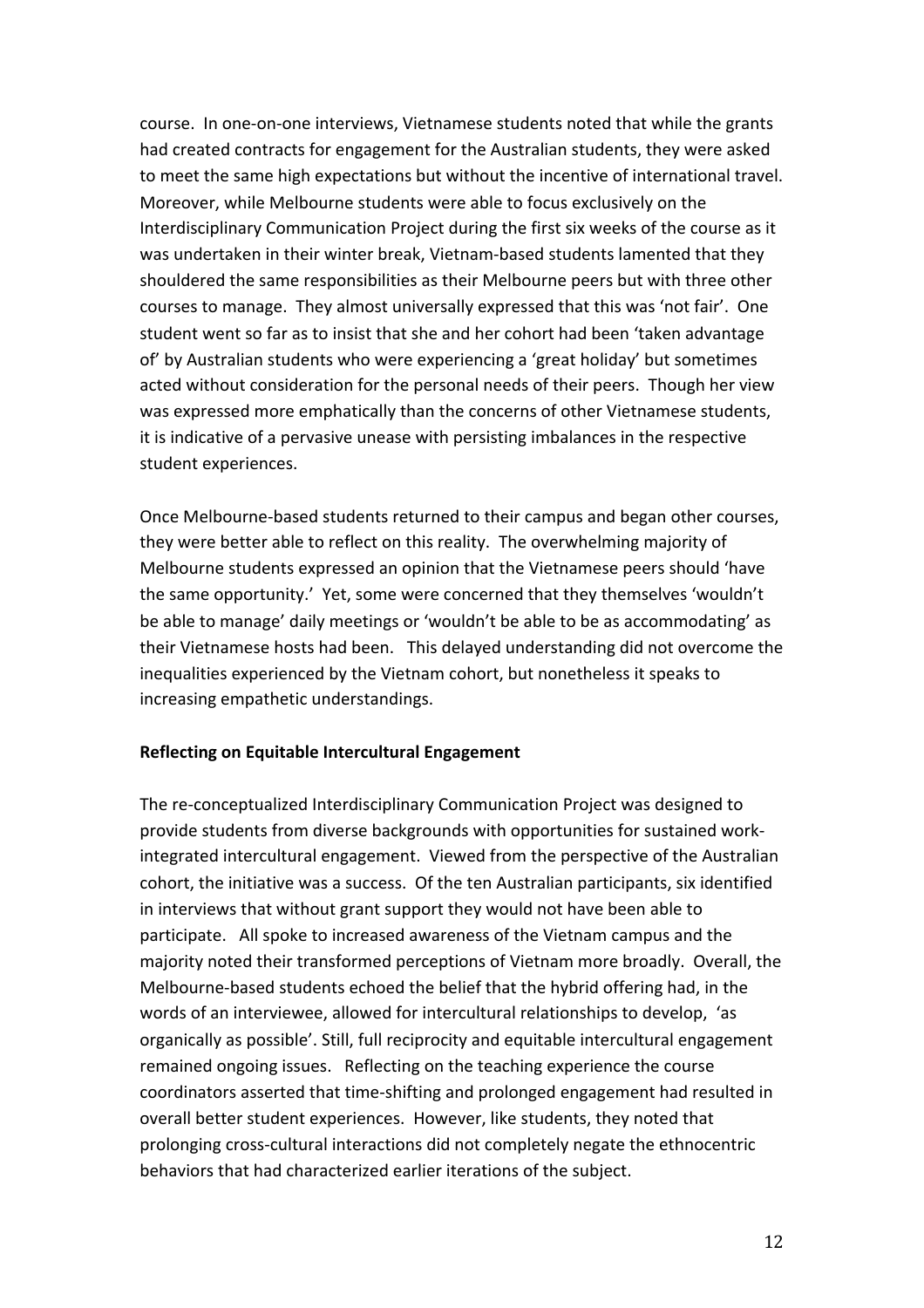course. In one-on-one interviews, Vietnamese students noted that while the grants had created contracts for engagement for the Australian students, they were asked to meet the same high expectations but without the incentive of international travel. Moreover, while Melbourne students were able to focus exclusively on the Interdisciplinary Communication Project during the first six weeks of the course as it was undertaken in their winter break, Vietnam-based students lamented that they shouldered the same responsibilities as their Melbourne peers but with three other courses to manage. They almost universally expressed that this was 'not fair'. One student went so far as to insist that she and her cohort had been 'taken advantage of' by Australian students who were experiencing a 'great holiday' but sometimes acted without consideration for the personal needs of their peers. Though her view was expressed more emphatically than the concerns of other Vietnamese students, it is indicative of a pervasive unease with persisting imbalances in the respective student experiences.

Once Melbourne-based students returned to their campus and began other courses, they were better able to reflect on this reality. The overwhelming majority of Melbourne students expressed an opinion that the Vietnamese peers should 'have the same opportunity.' Yet, some were concerned that they themselves 'wouldn't be able to manage' daily meetings or 'wouldn't be able to be as accommodating' as their Vietnamese hosts had been. This delayed understanding did not overcome the inequalities experienced by the Vietnam cohort, but nonetheless it speaks to increasing empathetic understandings.

**Reflecting on Equitable Intercultural Engagement**

The re-conceptualized Interdisciplinary Communication Project was designed to provide students from diverse backgrounds with opportunities for sustained work-integrated intercultural engagement. Viewed from the perspective of the Australian cohort, the initiative was a success. Of the ten Australian participants, six identified in interviews that without grant support they would not have been able to participate. All spoke to increased awareness of the Vietnam campus and the majority noted their transformed perceptions of Vietnam more broadly. Overall, the Melbourne-based students echoed the belief that the hybrid offering had, in the words of an interviewee, allowed for intercultural relationships to develop, 'as organically as possible'. Still, full reciprocity and equitable intercultural engagement remained ongoing issues. Reflecting on the teaching experience the course coordinators asserted that time-shifting and prolonged engagement had resulted in overall better student experiences. However, like students, they noted that prolonging cross-cultural interactions did not completely negate the ethnocentric behaviors that had characterized earlier iterations of the subject.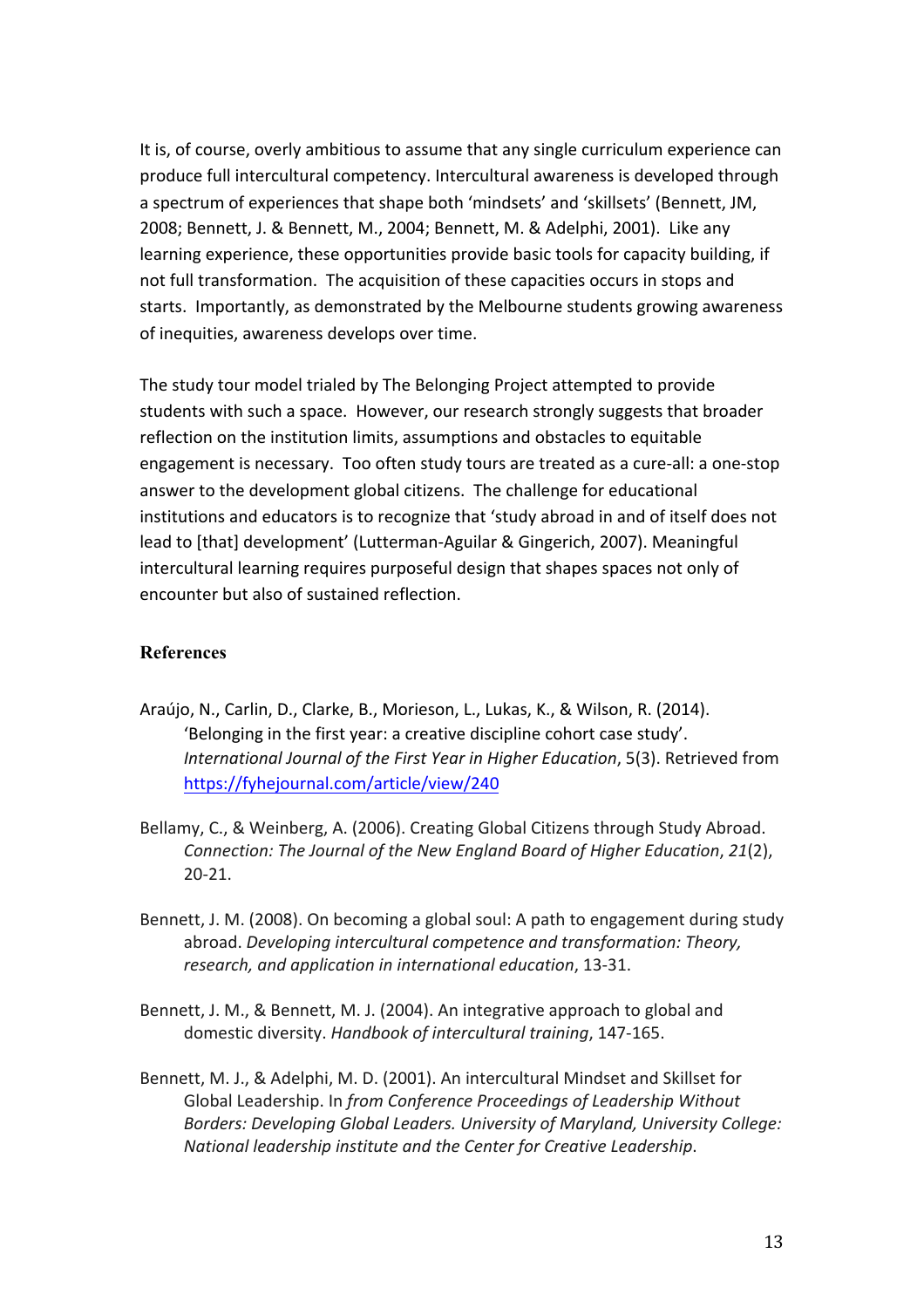It is, of course, overly ambitious to assume that any single curriculum experience can produce full intercultural competency. Intercultural awareness is developed through a spectrum of experiences that shape both 'mindsets' and 'skillsets' (Bennett, JM, 2008; Bennett, J. & Bennett, M., 2004; Bennett, M. & Adelphi, 2001). Like any learning experience, these opportunities provide basic tools for capacity building, if not full transformation. The acquisition of these capacities occurs in stops and starts. Importantly, as demonstrated by the Melbourne students growing awareness of inequities, awareness develops over time.

The study tour model trialed by The Belonging Project attempted to provide students with such a space. However, our research strongly suggests that broader reflection on the institution limits, assumptions and obstacles to equitable engagement is necessary. Too often study tours are treated as a cure-all: a one-stop answer to the development global citizens. The challenge for educational institutions and educators is to recognize that 'study abroad in and of itself does not lead to [that] development' (Lutterman-Aguilar & Gingerich, 2007). Meaningful intercultural learning requires purposeful design that shapes spaces not only of encounter but also of sustained reflection.

### References

Araújo, N., Carlin, D., Clarke, B., Morieson, L., Lukas, K., & Wilson, R. (2014). 'Belonging in the first year: a creative discipline cohort case study'. *International Journal of the First Year in Higher Education*, 5(3). Retrieved from https://fyhejournal.com/article/view/240

Bellamy, C., & Weinberg, A. (2006). Creating Global Citizens through Study Abroad. *Connection: The Journal of the New England Board of Higher Education*, *21*(2), 20-21.

Bennett, J. M. (2008). On becoming a global soul: A path to engagement during study abroad. *Developing intercultural competence and transformation: Theory, research, and application in international education*, 13-31.

Bennett, J. M., & Bennett, M. J. (2004). An integrative approach to global and domestic diversity. *Handbook of intercultural training*, 147-165.

Bennett, M. J., & Adelphi, M. D. (2001). An intercultural Mindset and Skillset for Global Leadership. In *from Conference Proceedings of Leadership Without Borders: Developing Global Leaders. University of Maryland, University College: National leadership institute and the Center for Creative Leadership*.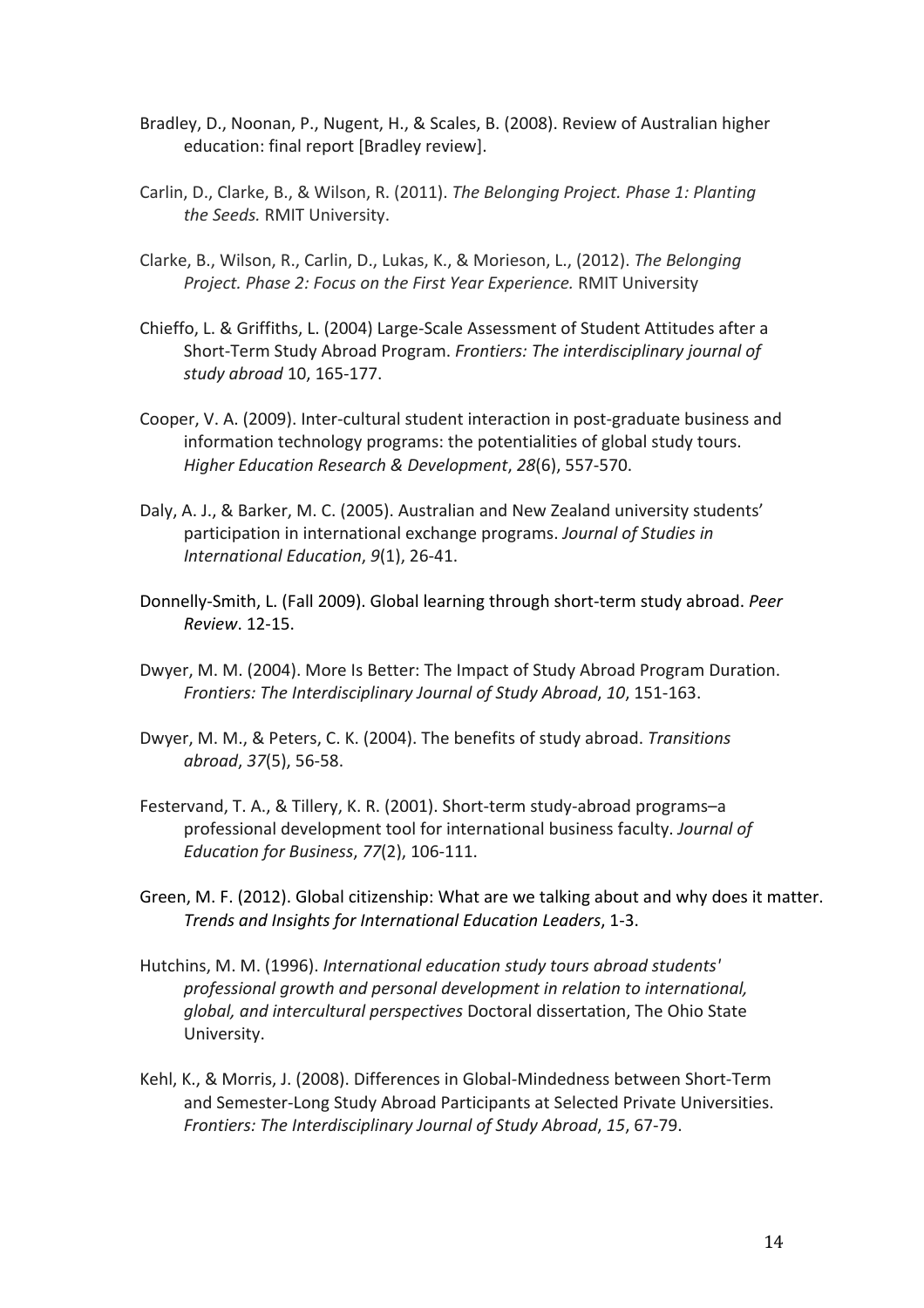Bradley, D., Noonan, P., Nugent, H., & Scales, B. (2008). Review of Australian higher education: final report [Bradley review].

Carlin, D., Clarke, B., & Wilson, R. (2011). *The Belonging Project. Phase 1: Planting the Seeds.* RMIT University.

Clarke, B., Wilson, R., Carlin, D., Lukas, K., & Morieson, L., (2012). *The Belonging Project. Phase 2: Focus on the First Year Experience.* RMIT University

Chieffo, L. & Griffiths, L. (2004) Large-Scale Assessment of Student Attitudes after a Short-Term Study Abroad Program. *Frontiers: The interdisciplinary journal of study abroad* 10, 165-177.

Cooper, V. A. (2009). Inter-cultural student interaction in post-graduate business and information technology programs: the potentialities of global study tours. *Higher Education Research & Development*, *28*(6), 557-570.

Daly, A. J., & Barker, M. C. (2005). Australian and New Zealand university students' participation in international exchange programs. *Journal of Studies in International Education*, *9*(1), 26-41.

Donnelly-Smith, L. (Fall 2009). Global learning through short-term study abroad. *Peer Review*. 12-15.

Dwyer, M. M. (2004). More Is Better: The Impact of Study Abroad Program Duration. *Frontiers: The Interdisciplinary Journal of Study Abroad*, *10*, 151-163.

Dwyer, M. M., & Peters, C. K. (2004). The benefits of study abroad. *Transitions abroad*, *37*(5), 56-58.

Festervand, T. A., & Tillery, K. R. (2001). Short-term study-abroad programs–a professional development tool for international business faculty. *Journal of Education for Business*, *77*(2), 106-111.

Green, M. F. (2012). Global citizenship: What are we talking about and why does it matter. *Trends and Insights for International Education Leaders*, 1-3.

Hutchins, M. M. (1996). *International education study tours abroad students' professional growth and personal development in relation to international, global, and intercultural perspectives* Doctoral dissertation, The Ohio State University.

Kehl, K., & Morris, J. (2008). Differences in Global-Mindedness between Short-Term and Semester-Long Study Abroad Participants at Selected Private Universities. *Frontiers: The Interdisciplinary Journal of Study Abroad*, *15*, 67-79.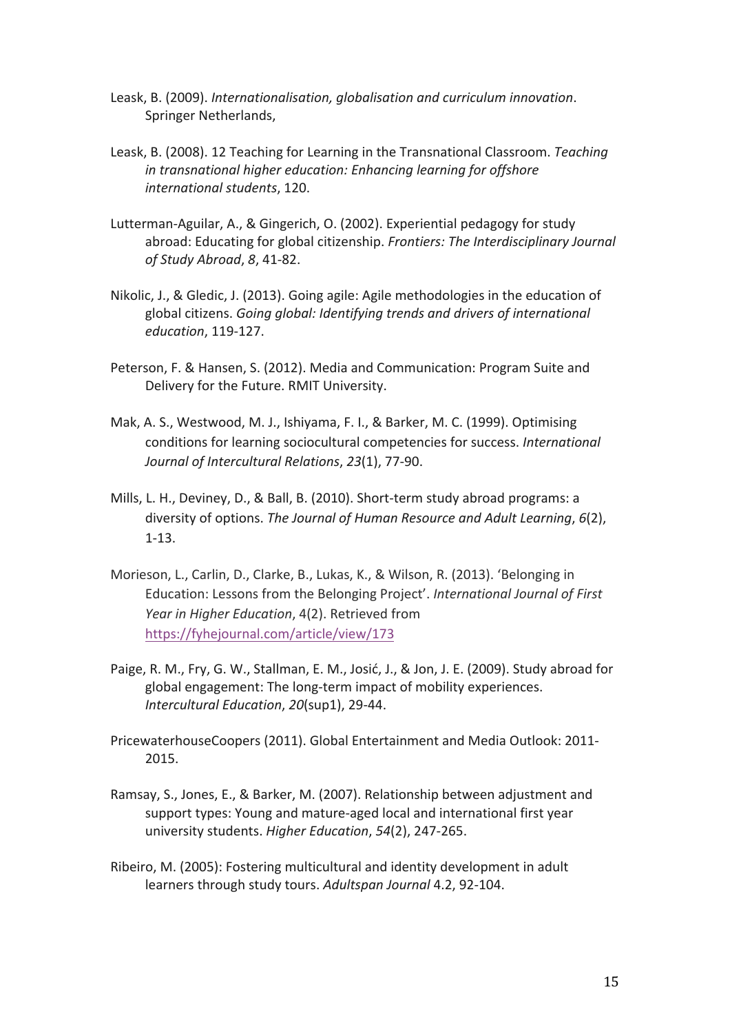Leask, B. (2009). *Internationalisation, globalisation and curriculum innovation*. Springer Netherlands,

Leask, B. (2008). 12 Teaching for Learning in the Transnational Classroom. *Teaching in transnational higher education: Enhancing learning for offshore international students*, 120.

Lutterman-Aguilar, A., & Gingerich, O. (2002). Experiential pedagogy for study abroad: Educating for global citizenship. *Frontiers: The Interdisciplinary Journal of Study Abroad*, *8*, 41-82.

Nikolic, J., & Gledic, J. (2013). Going agile: Agile methodologies in the education of global citizens. *Going global: Identifying trends and drivers of international education*, 119-127.

Peterson, F. & Hansen, S. (2012). Media and Communication: Program Suite and Delivery for the Future. RMIT University.

Mak, A. S., Westwood, M. J., Ishiyama, F. I., & Barker, M. C. (1999). Optimising conditions for learning sociocultural competencies for success. *International Journal of Intercultural Relations*, *23*(1), 77-90.

Mills, L. H., Deviney, D., & Ball, B. (2010). Short-term study abroad programs: a diversity of options. *The Journal of Human Resource and Adult Learning*, *6*(2), 1-13.

Morieson, L., Carlin, D., Clarke, B., Lukas, K., & Wilson, R. (2013). 'Belonging in Education: Lessons from the Belonging Project'. *International Journal of First Year in Higher Education*, 4(2). Retrieved from https://fyhejournal.com/article/view/173

Paige, R. M., Fry, G. W., Stallman, E. M., Josić, J., & Jon, J. E. (2009). Study abroad for global engagement: The long-term impact of mobility experiences. *Intercultural Education*, *20*(sup1), 29-44.

PricewaterhouseCoopers (2011). Global Entertainment and Media Outlook: 2011-2015.

Ramsay, S., Jones, E., & Barker, M. (2007). Relationship between adjustment and support types: Young and mature-aged local and international first year university students. *Higher Education*, *54*(2), 247-265.

Ribeiro, M. (2005): Fostering multicultural and identity development in adult learners through study tours. *Adultspan Journal* 4.2, 92-104.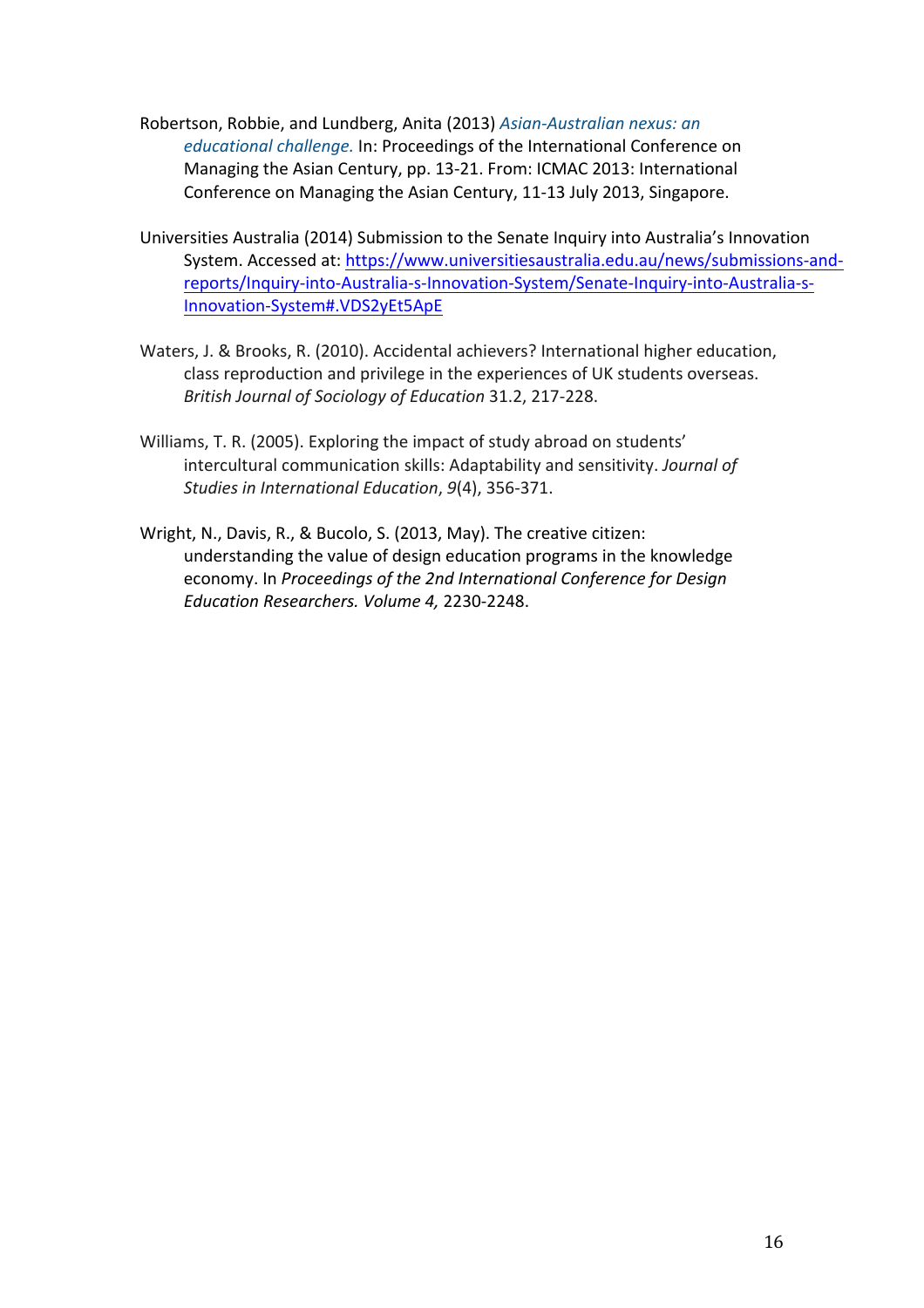Robertson, Robbie, and Lundberg, Anita (2013) *Asian-Australian nexus: an educational challenge.* In: Proceedings of the International Conference on Managing the Asian Century, pp. 13-21. From: ICMAC 2013: International Conference on Managing the Asian Century, 11-13 July 2013, Singapore.

Universities Australia (2014) Submission to the Senate Inquiry into Australia's Innovation System. Accessed at: https://www.universitiesaustralia.edu.au/news/submissions-and-reports/Inquiry-into-Australia-s-Innovation-System/Senate-Inquiry-into-Australia-s-Innovation-System#.VDS2yEt5ApE

Waters, J. & Brooks, R. (2010). Accidental achievers? International higher education, class reproduction and privilege in the experiences of UK students overseas. *British Journal of Sociology of Education* 31.2, 217-228.

Williams, T. R. (2005). Exploring the impact of study abroad on students' intercultural communication skills: Adaptability and sensitivity. *Journal of Studies in International Education*, *9*(4), 356-371.

Wright, N., Davis, R., & Bucolo, S. (2013, May). The creative citizen: understanding the value of design education programs in the knowledge economy. In *Proceedings of the 2nd International Conference for Design Education Researchers. Volume 4,* 2230-2248.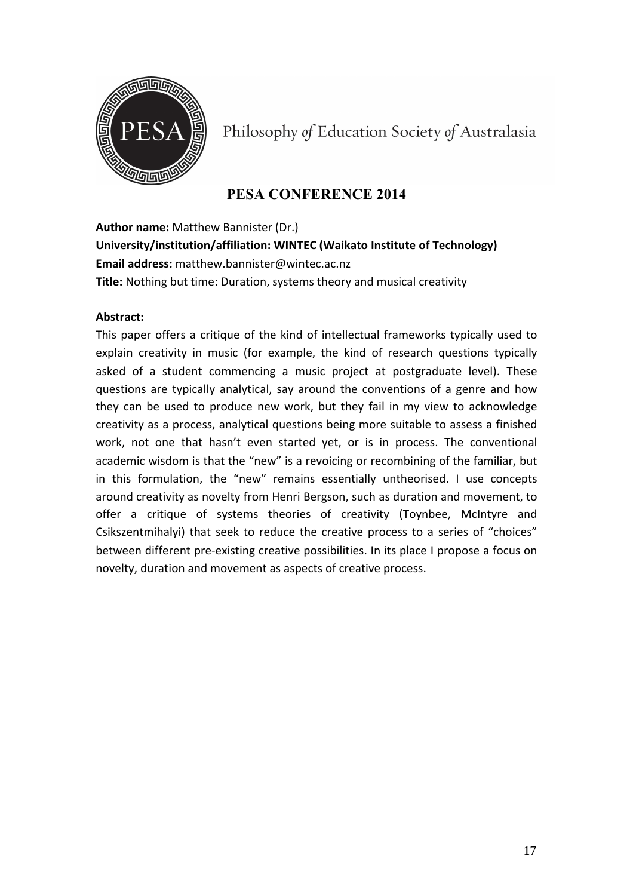Philosophy *of* Education Society *of* Australasia

## PESA CONFERENCE 2014

**Author name:** Matthew Bannister (Dr.)
**University/institution/affiliation: WINTEC (Waikato Institute of Technology)**
**Email address:** matthew.bannister@wintec.ac.nz
**Title:** Nothing but time: Duration, systems theory and musical creativity

**Abstract:**
This paper offers a critique of the kind of intellectual frameworks typically used to explain creativity in music (for example, the kind of research questions typically asked of a student commencing a music project at postgraduate level). These questions are typically analytical, say around the conventions of a genre and how they can be used to produce new work, but they fail in my view to acknowledge creativity as a process, analytical questions being more suitable to assess a finished work, not one that hasn't even started yet, or is in process. The conventional academic wisdom is that the "new" is a revoicing or recombining of the familiar, but in this formulation, the "new" remains essentially untheorised. I use concepts around creativity as novelty from Henri Bergson, such as duration and movement, to offer a critique of systems theories of creativity (Toynbee, McIntyre and Csikszentmihalyi) that seek to reduce the creative process to a series of "choices" between different pre-existing creative possibilities. In its place I propose a focus on novelty, duration and movement as aspects of creative process.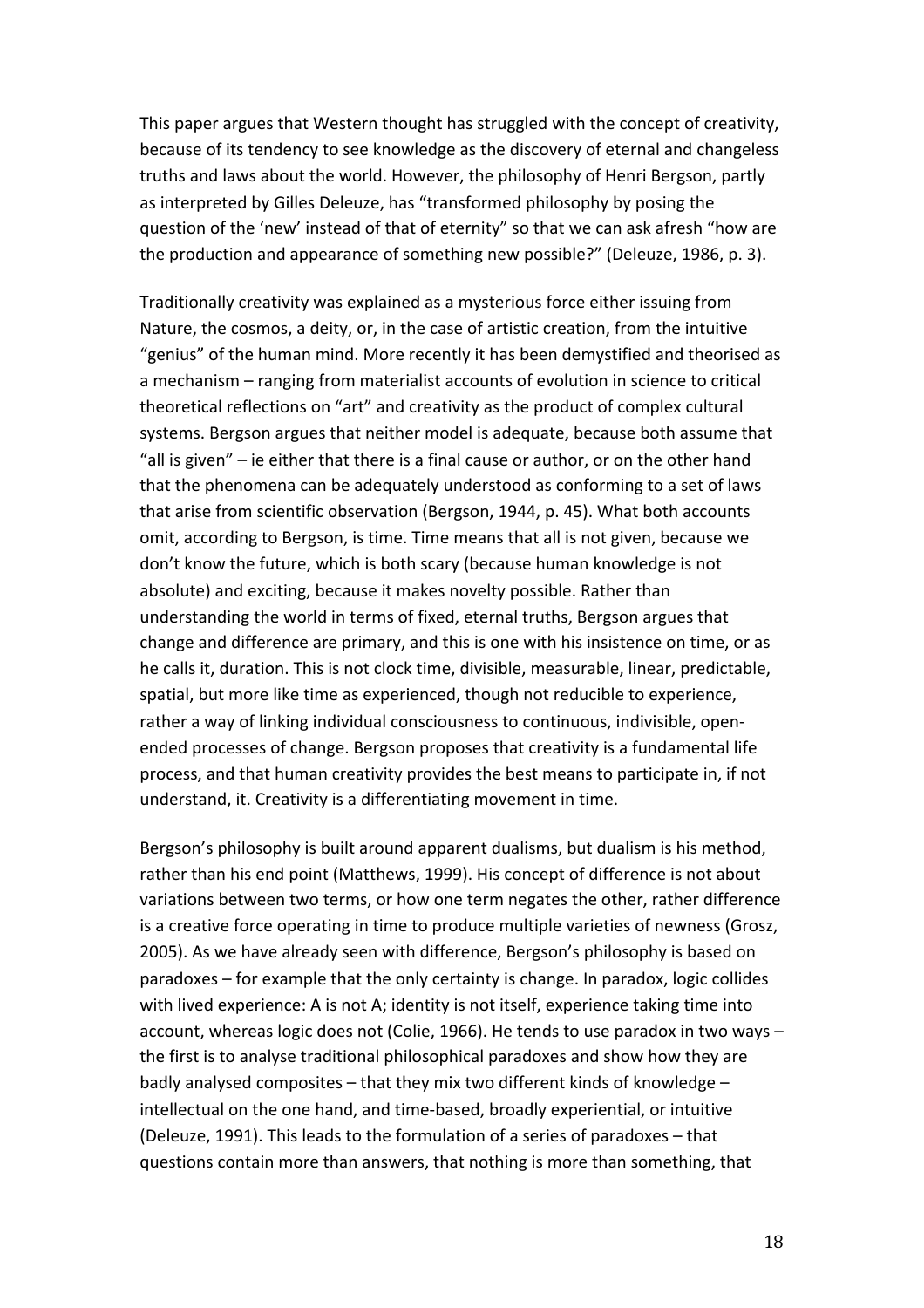This paper argues that Western thought has struggled with the concept of creativity, because of its tendency to see knowledge as the discovery of eternal and changeless truths and laws about the world. However, the philosophy of Henri Bergson, partly as interpreted by Gilles Deleuze, has "transformed philosophy by posing the question of the 'new' instead of that of eternity" so that we can ask afresh "how are the production and appearance of something new possible?" (Deleuze, 1986, p. 3).

Traditionally creativity was explained as a mysterious force either issuing from Nature, the cosmos, a deity, or, in the case of artistic creation, from the intuitive "genius" of the human mind. More recently it has been demystified and theorised as a mechanism – ranging from materialist accounts of evolution in science to critical theoretical reflections on "art" and creativity as the product of complex cultural systems. Bergson argues that neither model is adequate, because both assume that "all is given" – ie either that there is a final cause or author, or on the other hand that the phenomena can be adequately understood as conforming to a set of laws that arise from scientific observation (Bergson, 1944, p. 45). What both accounts omit, according to Bergson, is time. Time means that all is not given, because we don't know the future, which is both scary (because human knowledge is not absolute) and exciting, because it makes novelty possible. Rather than understanding the world in terms of fixed, eternal truths, Bergson argues that change and difference are primary, and this is one with his insistence on time, or as he calls it, duration. This is not clock time, divisible, measurable, linear, predictable, spatial, but more like time as experienced, though not reducible to experience, rather a way of linking individual consciousness to continuous, indivisible, open-ended processes of change. Bergson proposes that creativity is a fundamental life process, and that human creativity provides the best means to participate in, if not understand, it. Creativity is a differentiating movement in time.

Bergson's philosophy is built around apparent dualisms, but dualism is his method, rather than his end point (Matthews, 1999). His concept of difference is not about variations between two terms, or how one term negates the other, rather difference is a creative force operating in time to produce multiple varieties of newness (Grosz, 2005). As we have already seen with difference, Bergson's philosophy is based on paradoxes – for example that the only certainty is change. In paradox, logic collides with lived experience: A is not A; identity is not itself, experience taking time into account, whereas logic does not (Colie, 1966). He tends to use paradox in two ways – the first is to analyse traditional philosophical paradoxes and show how they are badly analysed composites – that they mix two different kinds of knowledge – intellectual on the one hand, and time-based, broadly experiential, or intuitive (Deleuze, 1991). This leads to the formulation of a series of paradoxes – that questions contain more than answers, that nothing is more than something, that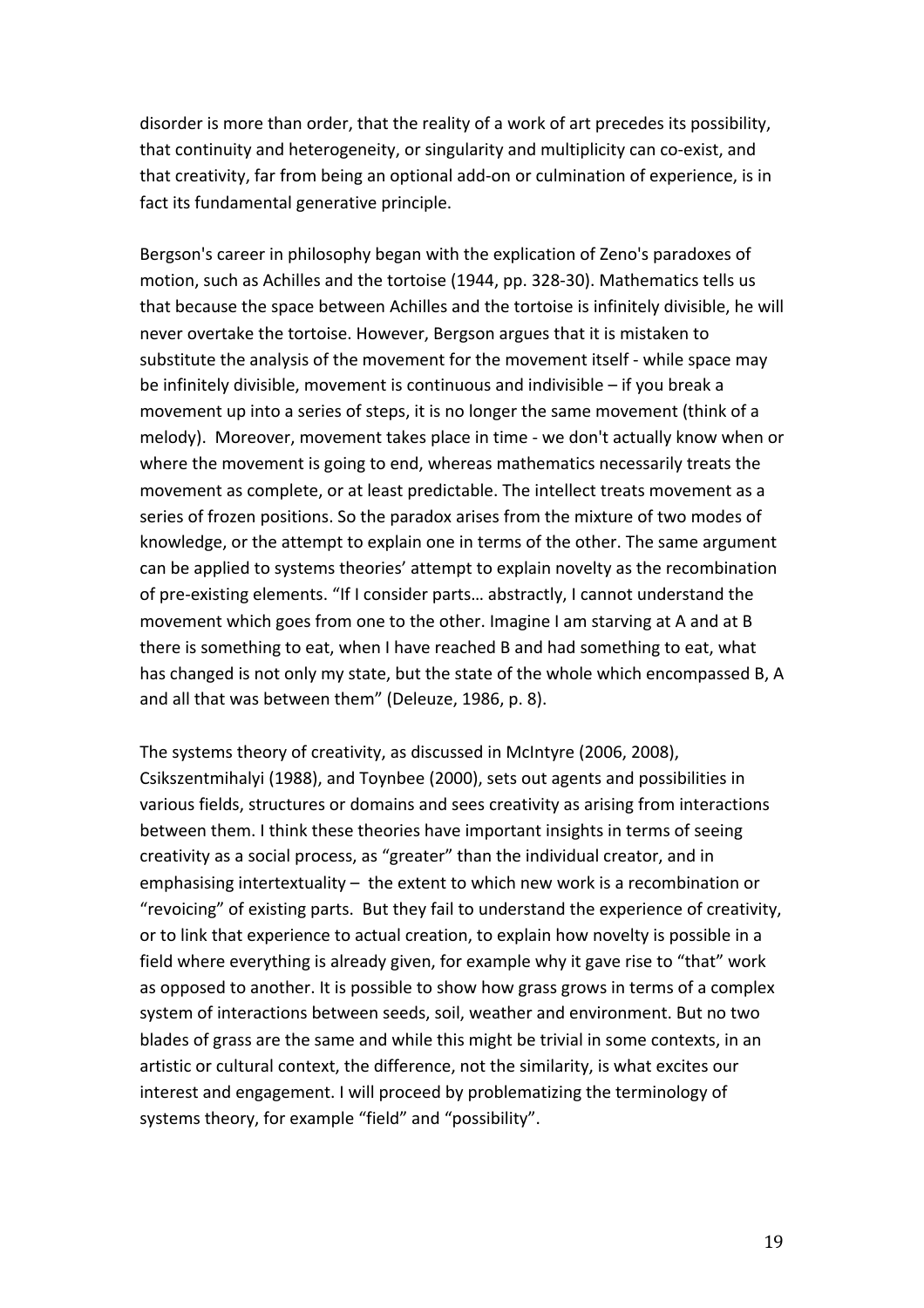disorder is more than order, that the reality of a work of art precedes its possibility, that continuity and heterogeneity, or singularity and multiplicity can co-exist, and that creativity, far from being an optional add-on or culmination of experience, is in fact its fundamental generative principle.

Bergson's career in philosophy began with the explication of Zeno's paradoxes of motion, such as Achilles and the tortoise (1944, pp. 328-30). Mathematics tells us that because the space between Achilles and the tortoise is infinitely divisible, he will never overtake the tortoise. However, Bergson argues that it is mistaken to substitute the analysis of the movement for the movement itself - while space may be infinitely divisible, movement is continuous and indivisible – if you break a movement up into a series of steps, it is no longer the same movement (think of a melody). Moreover, movement takes place in time - we don't actually know when or where the movement is going to end, whereas mathematics necessarily treats the movement as complete, or at least predictable. The intellect treats movement as a series of frozen positions. So the paradox arises from the mixture of two modes of knowledge, or the attempt to explain one in terms of the other. The same argument can be applied to systems theories' attempt to explain novelty as the recombination of pre-existing elements. "If I consider parts… abstractly, I cannot understand the movement which goes from one to the other. Imagine I am starving at A and at B there is something to eat, when I have reached B and had something to eat, what has changed is not only my state, but the state of the whole which encompassed B, A and all that was between them" (Deleuze, 1986, p. 8).

The systems theory of creativity, as discussed in McIntyre (2006, 2008), Csikszentmihalyi (1988), and Toynbee (2000), sets out agents and possibilities in various fields, structures or domains and sees creativity as arising from interactions between them. I think these theories have important insights in terms of seeing creativity as a social process, as "greater" than the individual creator, and in emphasising intertextuality – the extent to which new work is a recombination or "revoicing" of existing parts. But they fail to understand the experience of creativity, or to link that experience to actual creation, to explain how novelty is possible in a field where everything is already given, for example why it gave rise to "that" work as opposed to another. It is possible to show how grass grows in terms of a complex system of interactions between seeds, soil, weather and environment. But no two blades of grass are the same and while this might be trivial in some contexts, in an artistic or cultural context, the difference, not the similarity, is what excites our interest and engagement. I will proceed by problematizing the terminology of systems theory, for example "field" and "possibility".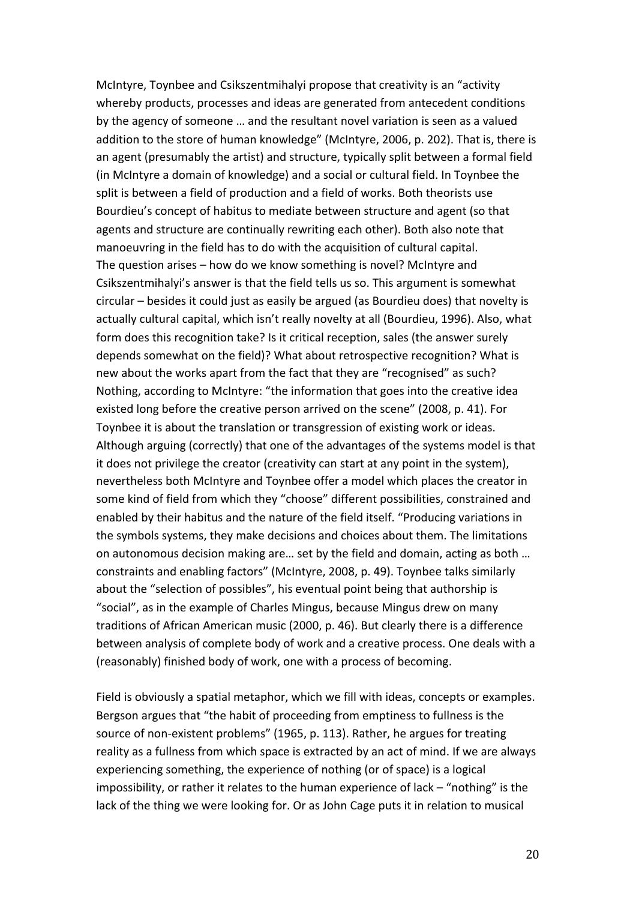McIntyre, Toynbee and Csikszentmihalyi propose that creativity is an "activity whereby products, processes and ideas are generated from antecedent conditions by the agency of someone … and the resultant novel variation is seen as a valued addition to the store of human knowledge" (McIntyre, 2006, p. 202). That is, there is an agent (presumably the artist) and structure, typically split between a formal field (in McIntyre a domain of knowledge) and a social or cultural field. In Toynbee the split is between a field of production and a field of works. Both theorists use Bourdieu's concept of habitus to mediate between structure and agent (so that agents and structure are continually rewriting each other). Both also note that manoeuvring in the field has to do with the acquisition of cultural capital.
The question arises – how do we know something is novel? McIntyre and Csikszentmihalyi's answer is that the field tells us so. This argument is somewhat circular – besides it could just as easily be argued (as Bourdieu does) that novelty is actually cultural capital, which isn't really novelty at all (Bourdieu, 1996). Also, what form does this recognition take? Is it critical reception, sales (the answer surely depends somewhat on the field)? What about retrospective recognition? What is new about the works apart from the fact that they are "recognised" as such? Nothing, according to McIntyre: "the information that goes into the creative idea existed long before the creative person arrived on the scene" (2008, p. 41). For Toynbee it is about the translation or transgression of existing work or ideas. Although arguing (correctly) that one of the advantages of the systems model is that it does not privilege the creator (creativity can start at any point in the system), nevertheless both McIntyre and Toynbee offer a model which places the creator in some kind of field from which they "choose" different possibilities, constrained and enabled by their habitus and the nature of the field itself. "Producing variations in the symbols systems, they make decisions and choices about them. The limitations on autonomous decision making are… set by the field and domain, acting as both … constraints and enabling factors" (McIntyre, 2008, p. 49). Toynbee talks similarly about the "selection of possibles", his eventual point being that authorship is "social", as in the example of Charles Mingus, because Mingus drew on many traditions of African American music (2000, p. 46). But clearly there is a difference between analysis of complete body of work and a creative process. One deals with a (reasonably) finished body of work, one with a process of becoming.

Field is obviously a spatial metaphor, which we fill with ideas, concepts or examples. Bergson argues that "the habit of proceeding from emptiness to fullness is the source of non-existent problems" (1965, p. 113). Rather, he argues for treating reality as a fullness from which space is extracted by an act of mind. If we are always experiencing something, the experience of nothing (or of space) is a logical impossibility, or rather it relates to the human experience of lack – "nothing" is the lack of the thing we were looking for. Or as John Cage puts it in relation to musical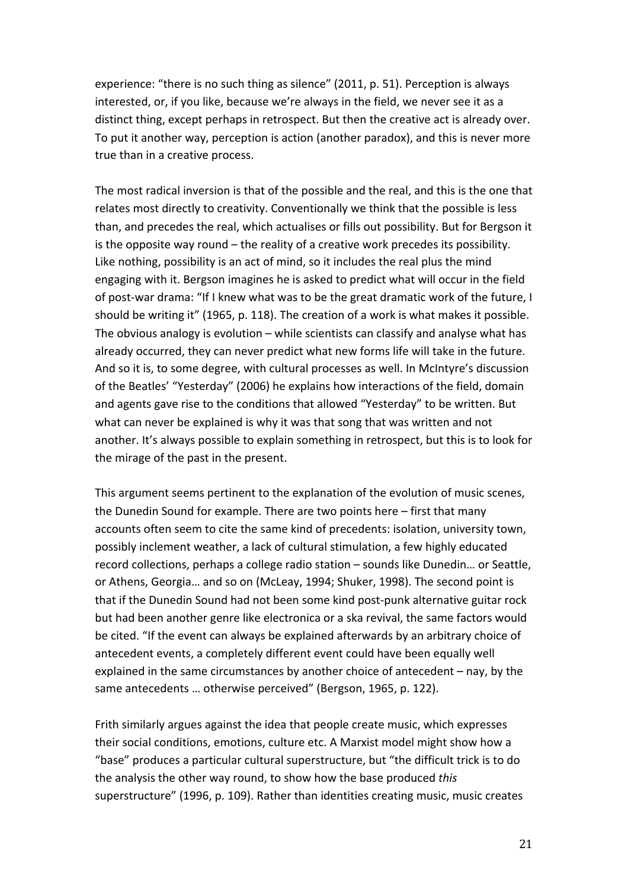experience: “there is no such thing as silence” (2011, p. 51). Perception is always interested, or, if you like, because we’re always in the field, we never see it as a distinct thing, except perhaps in retrospect. But then the creative act is already over. To put it another way, perception is action (another paradox), and this is never more true than in a creative process.

The most radical inversion is that of the possible and the real, and this is the one that relates most directly to creativity. Conventionally we think that the possible is less than, and precedes the real, which actualises or fills out possibility. But for Bergson it is the opposite way round – the reality of a creative work precedes its possibility. Like nothing, possibility is an act of mind, so it includes the real plus the mind engaging with it. Bergson imagines he is asked to predict what will occur in the field of post-war drama: “If I knew what was to be the great dramatic work of the future, I should be writing it” (1965, p. 118). The creation of a work is what makes it possible. The obvious analogy is evolution – while scientists can classify and analyse what has already occurred, they can never predict what new forms life will take in the future. And so it is, to some degree, with cultural processes as well. In McIntyre’s discussion of the Beatles’ “Yesterday” (2006) he explains how interactions of the field, domain and agents gave rise to the conditions that allowed “Yesterday” to be written. But what can never be explained is why it was that song that was written and not another. It’s always possible to explain something in retrospect, but this is to look for the mirage of the past in the present.

This argument seems pertinent to the explanation of the evolution of music scenes, the Dunedin Sound for example. There are two points here – first that many accounts often seem to cite the same kind of precedents: isolation, university town, possibly inclement weather, a lack of cultural stimulation, a few highly educated record collections, perhaps a college radio station – sounds like Dunedin… or Seattle, or Athens, Georgia… and so on (McLeay, 1994; Shuker, 1998). The second point is that if the Dunedin Sound had not been some kind post-punk alternative guitar rock but had been another genre like electronica or a ska revival, the same factors would be cited. “If the event can always be explained afterwards by an arbitrary choice of antecedent events, a completely different event could have been equally well explained in the same circumstances by another choice of antecedent – nay, by the same antecedents … otherwise perceived” (Bergson, 1965, p. 122).

Frith similarly argues against the idea that people create music, which expresses their social conditions, emotions, culture etc. A Marxist model might show how a “base” produces a particular cultural superstructure, but “the difficult trick is to do the analysis the other way round, to show how the base produced *this* superstructure” (1996, p. 109). Rather than identities creating music, music creates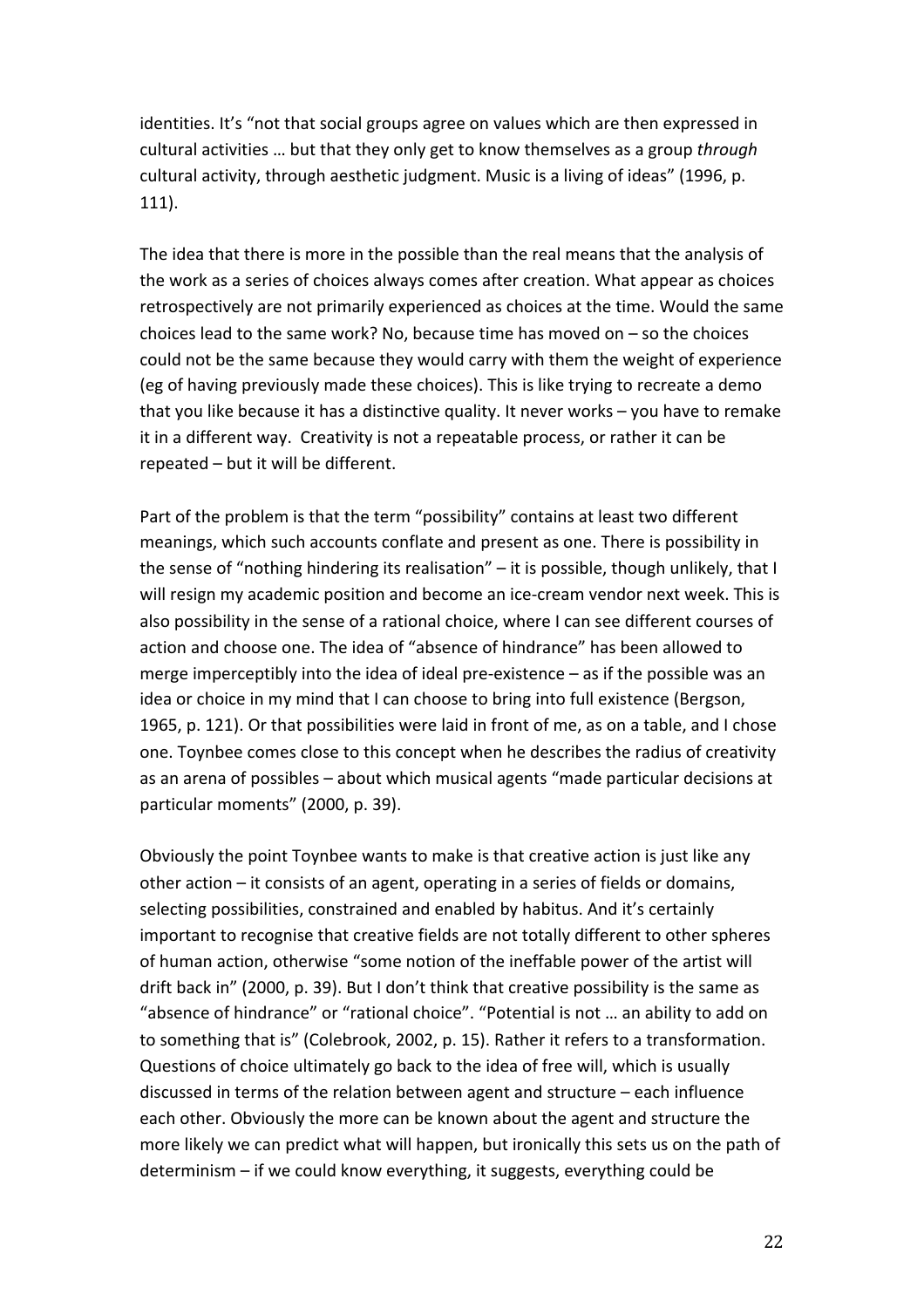identities. It's "not that social groups agree on values which are then expressed in cultural activities … but that they only get to know themselves as a group *through* cultural activity, through aesthetic judgment. Music is a living of ideas" (1996, p. 111).

The idea that there is more in the possible than the real means that the analysis of the work as a series of choices always comes after creation. What appear as choices retrospectively are not primarily experienced as choices at the time. Would the same choices lead to the same work? No, because time has moved on – so the choices could not be the same because they would carry with them the weight of experience (eg of having previously made these choices). This is like trying to recreate a demo that you like because it has a distinctive quality. It never works – you have to remake it in a different way. Creativity is not a repeatable process, or rather it can be repeated – but it will be different.

Part of the problem is that the term "possibility" contains at least two different meanings, which such accounts conflate and present as one. There is possibility in the sense of "nothing hindering its realisation" – it is possible, though unlikely, that I will resign my academic position and become an ice-cream vendor next week. This is also possibility in the sense of a rational choice, where I can see different courses of action and choose one. The idea of "absence of hindrance" has been allowed to merge imperceptibly into the idea of ideal pre-existence – as if the possible was an idea or choice in my mind that I can choose to bring into full existence (Bergson, 1965, p. 121). Or that possibilities were laid in front of me, as on a table, and I chose one. Toynbee comes close to this concept when he describes the radius of creativity as an arena of possibles – about which musical agents "made particular decisions at particular moments" (2000, p. 39).

Obviously the point Toynbee wants to make is that creative action is just like any other action – it consists of an agent, operating in a series of fields or domains, selecting possibilities, constrained and enabled by habitus. And it's certainly important to recognise that creative fields are not totally different to other spheres of human action, otherwise "some notion of the ineffable power of the artist will drift back in" (2000, p. 39). But I don't think that creative possibility is the same as "absence of hindrance" or "rational choice". "Potential is not … an ability to add on to something that is" (Colebrook, 2002, p. 15). Rather it refers to a transformation. Questions of choice ultimately go back to the idea of free will, which is usually discussed in terms of the relation between agent and structure – each influence each other. Obviously the more can be known about the agent and structure the more likely we can predict what will happen, but ironically this sets us on the path of determinism – if we could know everything, it suggests, everything could be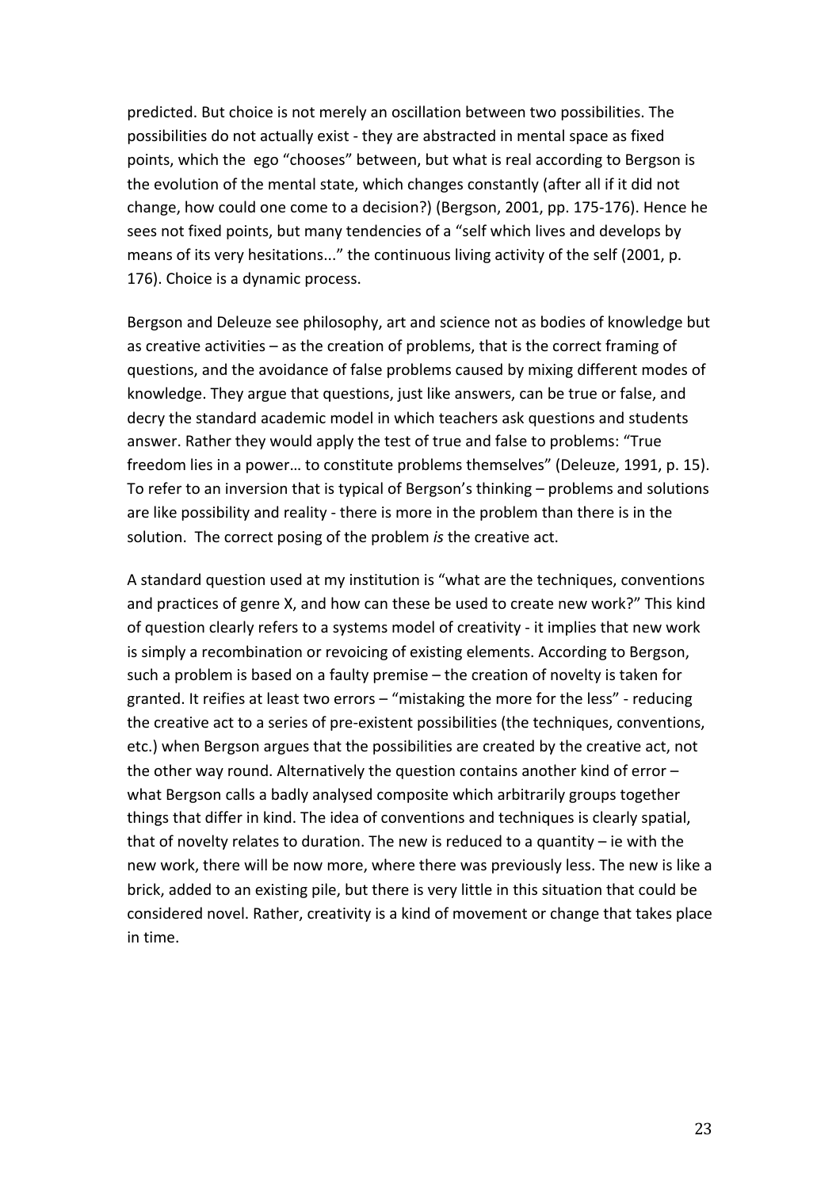predicted. But choice is not merely an oscillation between two possibilities. The possibilities do not actually exist - they are abstracted in mental space as fixed points, which the ego "chooses" between, but what is real according to Bergson is the evolution of the mental state, which changes constantly (after all if it did not change, how could one come to a decision?) (Bergson, 2001, pp. 175-176). Hence he sees not fixed points, but many tendencies of a "self which lives and develops by means of its very hesitations..." the continuous living activity of the self (2001, p. 176). Choice is a dynamic process.

Bergson and Deleuze see philosophy, art and science not as bodies of knowledge but as creative activities – as the creation of problems, that is the correct framing of questions, and the avoidance of false problems caused by mixing different modes of knowledge. They argue that questions, just like answers, can be true or false, and decry the standard academic model in which teachers ask questions and students answer. Rather they would apply the test of true and false to problems: "True freedom lies in a power… to constitute problems themselves" (Deleuze, 1991, p. 15). To refer to an inversion that is typical of Bergson's thinking – problems and solutions are like possibility and reality - there is more in the problem than there is in the solution. The correct posing of the problem *is* the creative act.

A standard question used at my institution is "what are the techniques, conventions and practices of genre X, and how can these be used to create new work?" This kind of question clearly refers to a systems model of creativity - it implies that new work is simply a recombination or revoicing of existing elements. According to Bergson, such a problem is based on a faulty premise – the creation of novelty is taken for granted. It reifies at least two errors – "mistaking the more for the less" - reducing the creative act to a series of pre-existent possibilities (the techniques, conventions, etc.) when Bergson argues that the possibilities are created by the creative act, not the other way round. Alternatively the question contains another kind of error – what Bergson calls a badly analysed composite which arbitrarily groups together things that differ in kind. The idea of conventions and techniques is clearly spatial, that of novelty relates to duration. The new is reduced to a quantity – ie with the new work, there will be now more, where there was previously less. The new is like a brick, added to an existing pile, but there is very little in this situation that could be considered novel. Rather, creativity is a kind of movement or change that takes place in time.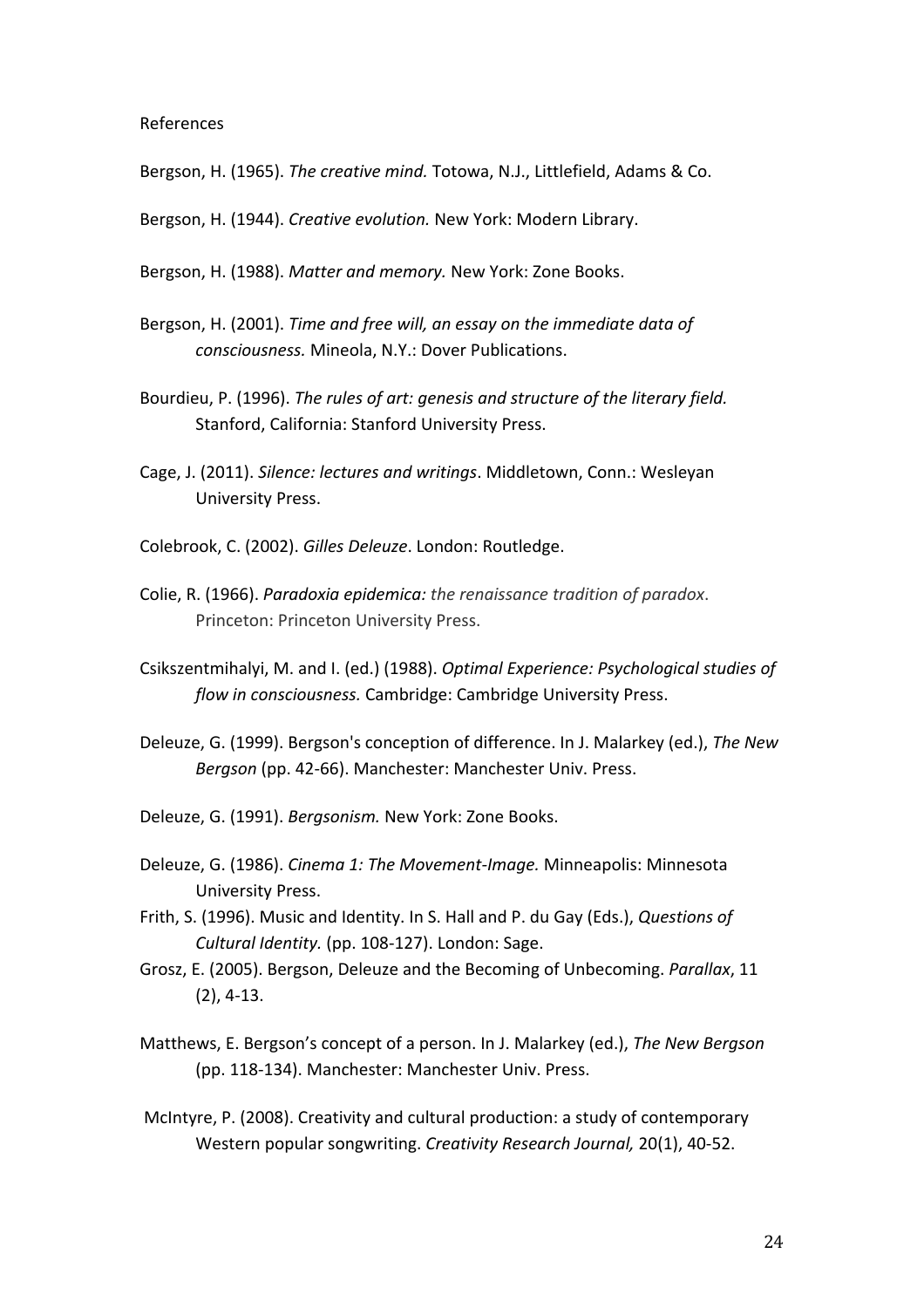References

Bergson, H. (1965). *The creative mind.* Totowa, N.J., Littlefield, Adams & Co.

Bergson, H. (1944). *Creative evolution.* New York: Modern Library.

Bergson, H. (1988). *Matter and memory.* New York: Zone Books.

Bergson, H. (2001). *Time and free will, an essay on the immediate data of consciousness.* Mineola, N.Y.: Dover Publications.

Bourdieu, P. (1996). *The rules of art: genesis and structure of the literary field.* Stanford, California: Stanford University Press.

Cage, J. (2011). *Silence: lectures and writings*. Middletown, Conn.: Wesleyan University Press.

Colebrook, C. (2002). *Gilles Deleuze*. London: Routledge.

Colie, R. (1966). *Paradoxia epidemica: the renaissance tradition of paradox*. Princeton: Princeton University Press.

Csikszentmihalyi, M. and I. (ed.) (1988). *Optimal Experience: Psychological studies of flow in consciousness.* Cambridge: Cambridge University Press.

Deleuze, G. (1999). Bergson's conception of difference. In J. Malarkey (ed.), *The New Bergson* (pp. 42-66). Manchester: Manchester Univ. Press.

Deleuze, G. (1991). *Bergsonism.* New York: Zone Books.

Deleuze, G. (1986). *Cinema 1: The Movement-Image.* Minneapolis: Minnesota University Press.

Frith, S. (1996). Music and Identity. In S. Hall and P. du Gay (Eds.), *Questions of Cultural Identity.* (pp. 108-127). London: Sage.

Grosz, E. (2005). Bergson, Deleuze and the Becoming of Unbecoming. *Parallax*, 11 (2), 4-13.

Matthews, E. Bergson's concept of a person. In J. Malarkey (ed.), *The New Bergson* (pp. 118-134). Manchester: Manchester Univ. Press.

McIntyre, P. (2008). Creativity and cultural production: a study of contemporary Western popular songwriting. *Creativity Research Journal,* 20(1), 40-52.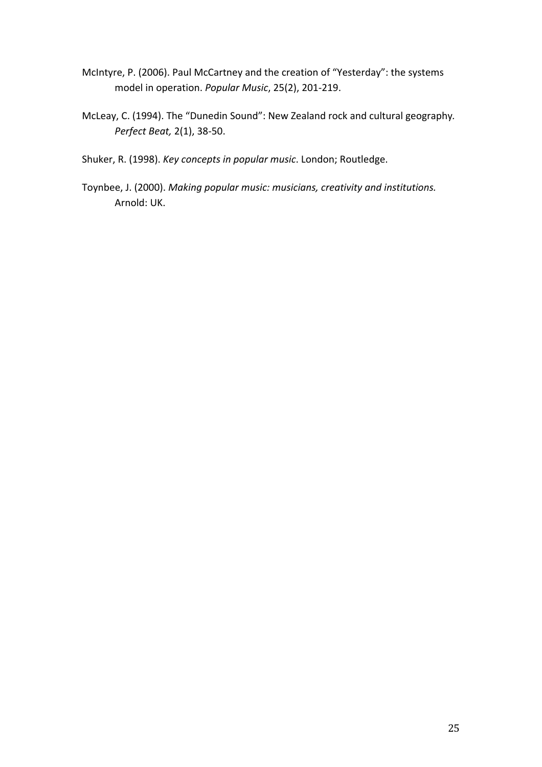McIntyre, P. (2006). Paul McCartney and the creation of "Yesterday": the systems model in operation. *Popular Music*, 25(2), 201-219.

McLeay, C. (1994). The "Dunedin Sound": New Zealand rock and cultural geography. *Perfect Beat,* 2(1), 38-50.

Shuker, R. (1998). *Key concepts in popular music*. London; Routledge.

Toynbee, J. (2000). *Making popular music: musicians, creativity and institutions.* Arnold: UK.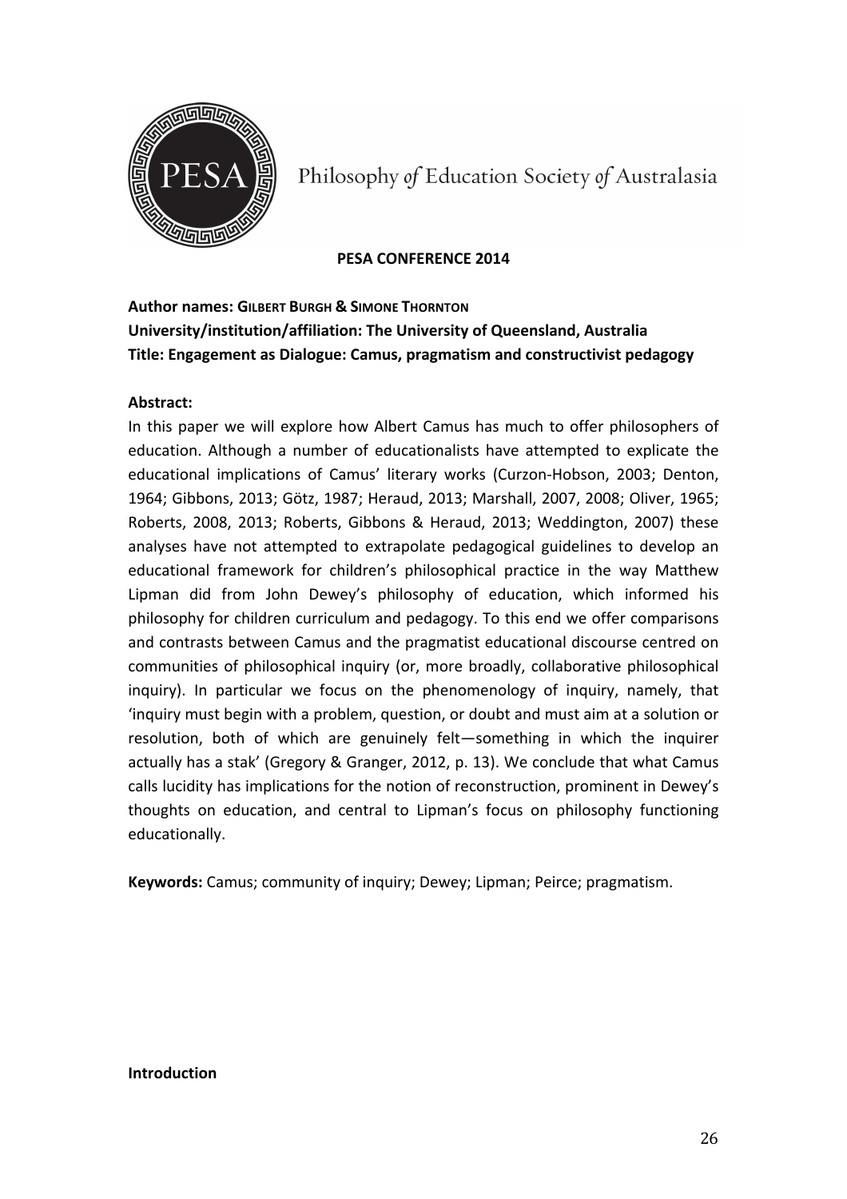Philosophy *of* Education Society *of* Australasia

**PESA CONFERENCE 2014**

**Author names: Gilbert Burgh & Simone Thornton**
**University/institution/affiliation: The University of Queensland, Australia**
**Title: Engagement as Dialogue: Camus, pragmatism and constructivist pedagogy**

**Abstract:**
In this paper we will explore how Albert Camus has much to offer philosophers of education. Although a number of educationalists have attempted to explicate the educational implications of Camus' literary works (Curzon-Hobson, 2003; Denton, 1964; Gibbons, 2013; Götz, 1987; Heraud, 2013; Marshall, 2007, 2008; Oliver, 1965; Roberts, 2008, 2013; Roberts, Gibbons & Heraud, 2013; Weddington, 2007) these analyses have not attempted to extrapolate pedagogical guidelines to develop an educational framework for children's philosophical practice in the way Matthew Lipman did from John Dewey's philosophy of education, which informed his philosophy for children curriculum and pedagogy. To this end we offer comparisons and contrasts between Camus and the pragmatist educational discourse centred on communities of philosophical inquiry (or, more broadly, collaborative philosophical inquiry). In particular we focus on the phenomenology of inquiry, namely, that 'inquiry must begin with a problem, question, or doubt and must aim at a solution or resolution, both of which are genuinely felt—something in which the inquirer actually has a stak' (Gregory & Granger, 2012, p. 13). We conclude that what Camus calls lucidity has implications for the notion of reconstruction, prominent in Dewey's thoughts on education, and central to Lipman's focus on philosophy functioning educationally.

**Keywords:** Camus; community of inquiry; Dewey; Lipman; Peirce; pragmatism.

**Introduction**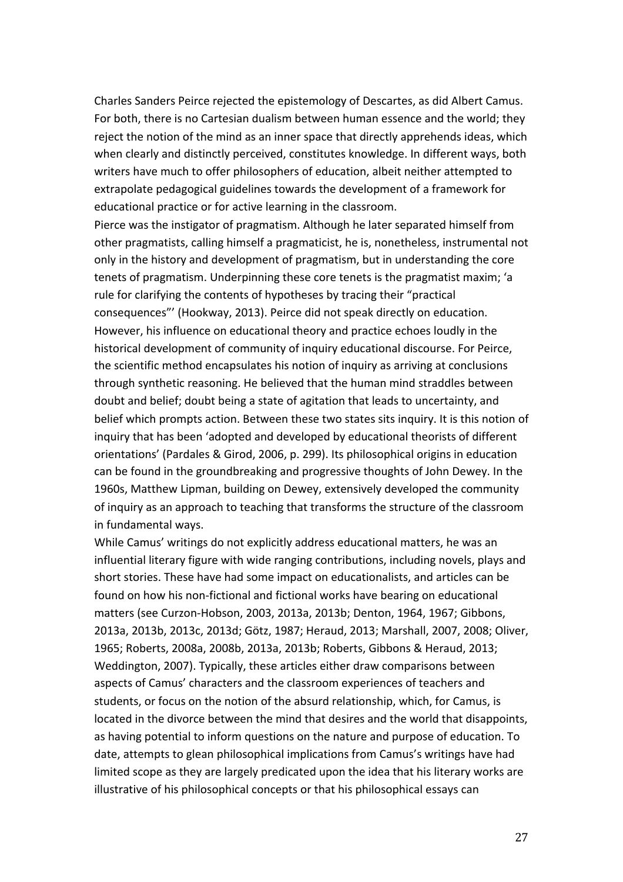Charles Sanders Peirce rejected the epistemology of Descartes, as did Albert Camus. For both, there is no Cartesian dualism between human essence and the world; they reject the notion of the mind as an inner space that directly apprehends ideas, which when clearly and distinctly perceived, constitutes knowledge. In different ways, both writers have much to offer philosophers of education, albeit neither attempted to extrapolate pedagogical guidelines towards the development of a framework for educational practice or for active learning in the classroom.

Pierce was the instigator of pragmatism. Although he later separated himself from other pragmatists, calling himself a pragmaticist, he is, nonetheless, instrumental not only in the history and development of pragmatism, but in understanding the core tenets of pragmatism. Underpinning these core tenets is the pragmatist maxim; 'a rule for clarifying the contents of hypotheses by tracing their "practical consequences"' (Hookway, 2013). Peirce did not speak directly on education. However, his influence on educational theory and practice echoes loudly in the historical development of community of inquiry educational discourse. For Peirce, the scientific method encapsulates his notion of inquiry as arriving at conclusions through synthetic reasoning. He believed that the human mind straddles between doubt and belief; doubt being a state of agitation that leads to uncertainty, and belief which prompts action. Between these two states sits inquiry. It is this notion of inquiry that has been 'adopted and developed by educational theorists of different orientations' (Pardales & Girod, 2006, p. 299). Its philosophical origins in education can be found in the groundbreaking and progressive thoughts of John Dewey. In the 1960s, Matthew Lipman, building on Dewey, extensively developed the community of inquiry as an approach to teaching that transforms the structure of the classroom in fundamental ways.

While Camus' writings do not explicitly address educational matters, he was an influential literary figure with wide ranging contributions, including novels, plays and short stories. These have had some impact on educationalists, and articles can be found on how his non-fictional and fictional works have bearing on educational matters (see Curzon-Hobson, 2003, 2013a, 2013b; Denton, 1964, 1967; Gibbons, 2013a, 2013b, 2013c, 2013d; Götz, 1987; Heraud, 2013; Marshall, 2007, 2008; Oliver, 1965; Roberts, 2008a, 2008b, 2013a, 2013b; Roberts, Gibbons & Heraud, 2013; Weddington, 2007). Typically, these articles either draw comparisons between aspects of Camus' characters and the classroom experiences of teachers and students, or focus on the notion of the absurd relationship, which, for Camus, is located in the divorce between the mind that desires and the world that disappoints, as having potential to inform questions on the nature and purpose of education. To date, attempts to glean philosophical implications from Camus's writings have had limited scope as they are largely predicated upon the idea that his literary works are illustrative of his philosophical concepts or that his philosophical essays can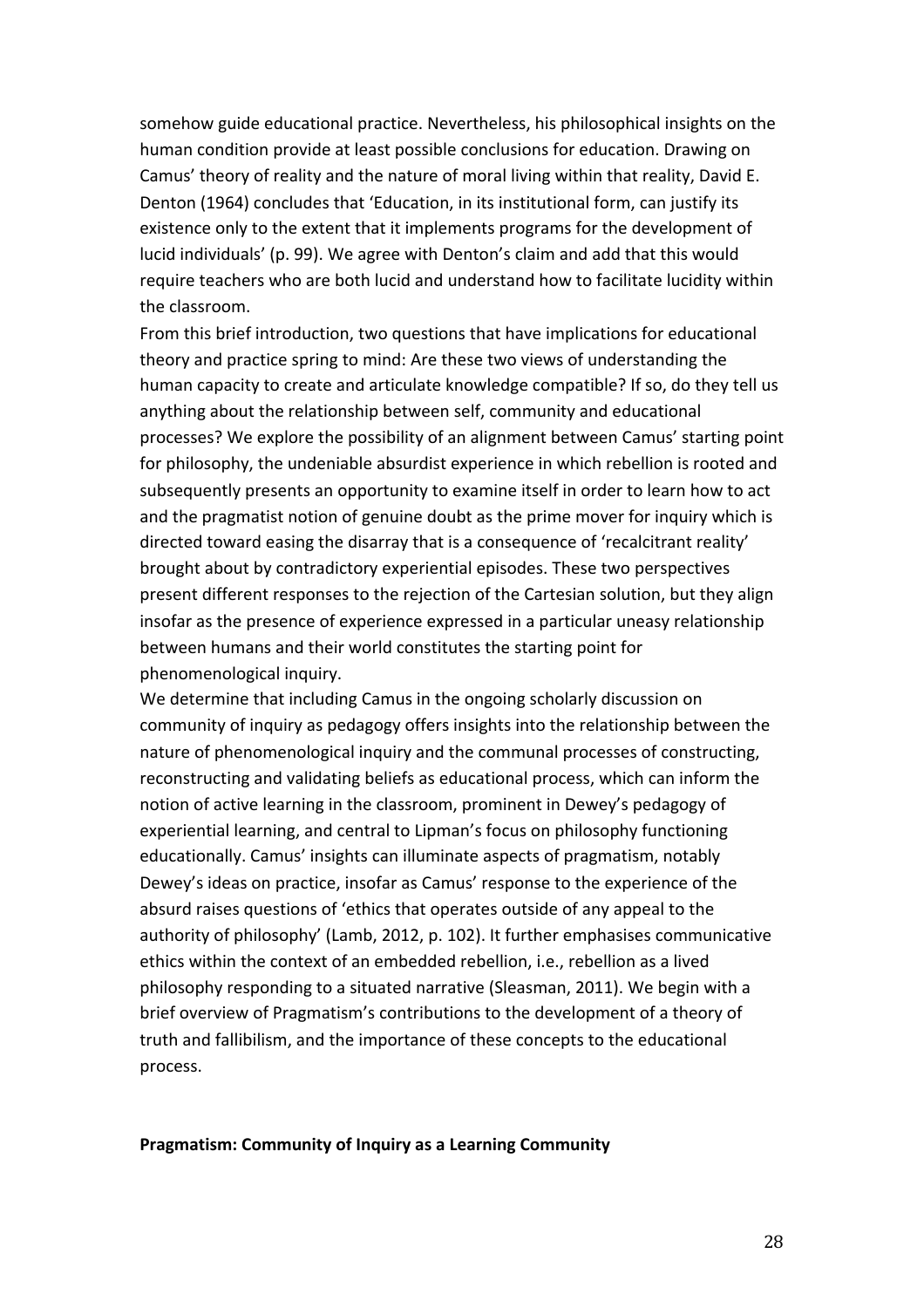somehow guide educational practice. Nevertheless, his philosophical insights on the human condition provide at least possible conclusions for education. Drawing on Camus' theory of reality and the nature of moral living within that reality, David E. Denton (1964) concludes that 'Education, in its institutional form, can justify its existence only to the extent that it implements programs for the development of lucid individuals' (p. 99). We agree with Denton's claim and add that this would require teachers who are both lucid and understand how to facilitate lucidity within the classroom.

From this brief introduction, two questions that have implications for educational theory and practice spring to mind: Are these two views of understanding the human capacity to create and articulate knowledge compatible? If so, do they tell us anything about the relationship between self, community and educational processes? We explore the possibility of an alignment between Camus' starting point for philosophy, the undeniable absurdist experience in which rebellion is rooted and subsequently presents an opportunity to examine itself in order to learn how to act and the pragmatist notion of genuine doubt as the prime mover for inquiry which is directed toward easing the disarray that is a consequence of 'recalcitrant reality' brought about by contradictory experiential episodes. These two perspectives present different responses to the rejection of the Cartesian solution, but they align insofar as the presence of experience expressed in a particular uneasy relationship between humans and their world constitutes the starting point for phenomenological inquiry.

We determine that including Camus in the ongoing scholarly discussion on community of inquiry as pedagogy offers insights into the relationship between the nature of phenomenological inquiry and the communal processes of constructing, reconstructing and validating beliefs as educational process, which can inform the notion of active learning in the classroom, prominent in Dewey's pedagogy of experiential learning, and central to Lipman's focus on philosophy functioning educationally. Camus' insights can illuminate aspects of pragmatism, notably Dewey's ideas on practice, insofar as Camus' response to the experience of the absurd raises questions of 'ethics that operates outside of any appeal to the authority of philosophy' (Lamb, 2012, p. 102). It further emphasises communicative ethics within the context of an embedded rebellion, i.e., rebellion as a lived philosophy responding to a situated narrative (Sleasman, 2011). We begin with a brief overview of Pragmatism's contributions to the development of a theory of truth and fallibilism, and the importance of these concepts to the educational process.

## Pragmatism: Community of Inquiry as a Learning Community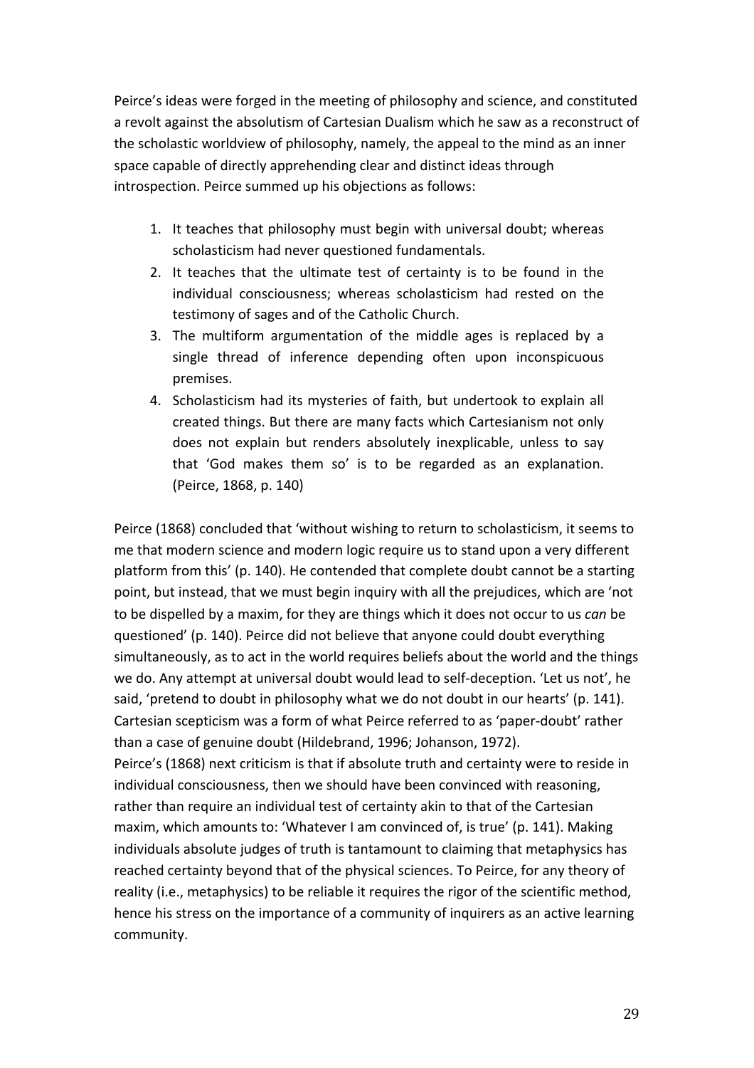Peirce's ideas were forged in the meeting of philosophy and science, and constituted a revolt against the absolutism of Cartesian Dualism which he saw as a reconstruct of the scholastic worldview of philosophy, namely, the appeal to the mind as an inner space capable of directly apprehending clear and distinct ideas through introspection. Peirce summed up his objections as follows:

1. It teaches that philosophy must begin with universal doubt; whereas scholasticism had never questioned fundamentals.
2. It teaches that the ultimate test of certainty is to be found in the individual consciousness; whereas scholasticism had rested on the testimony of sages and of the Catholic Church.
3. The multiform argumentation of the middle ages is replaced by a single thread of inference depending often upon inconspicuous premises.
4. Scholasticism had its mysteries of faith, but undertook to explain all created things. But there are many facts which Cartesianism not only does not explain but renders absolutely inexplicable, unless to say that 'God makes them so' is to be regarded as an explanation. (Peirce, 1868, p. 140)

Peirce (1868) concluded that 'without wishing to return to scholasticism, it seems to me that modern science and modern logic require us to stand upon a very different platform from this' (p. 140). He contended that complete doubt cannot be a starting point, but instead, that we must begin inquiry with all the prejudices, which are 'not to be dispelled by a maxim, for they are things which it does not occur to us *can* be questioned' (p. 140). Peirce did not believe that anyone could doubt everything simultaneously, as to act in the world requires beliefs about the world and the things we do. Any attempt at universal doubt would lead to self-deception. 'Let us not', he said, 'pretend to doubt in philosophy what we do not doubt in our hearts' (p. 141). Cartesian scepticism was a form of what Peirce referred to as 'paper-doubt' rather than a case of genuine doubt (Hildebrand, 1996; Johanson, 1972).

Peirce's (1868) next criticism is that if absolute truth and certainty were to reside in individual consciousness, then we should have been convinced with reasoning, rather than require an individual test of certainty akin to that of the Cartesian maxim, which amounts to: 'Whatever I am convinced of, is true' (p. 141). Making individuals absolute judges of truth is tantamount to claiming that metaphysics has reached certainty beyond that of the physical sciences. To Peirce, for any theory of reality (i.e., metaphysics) to be reliable it requires the rigor of the scientific method, hence his stress on the importance of a community of inquirers as an active learning community.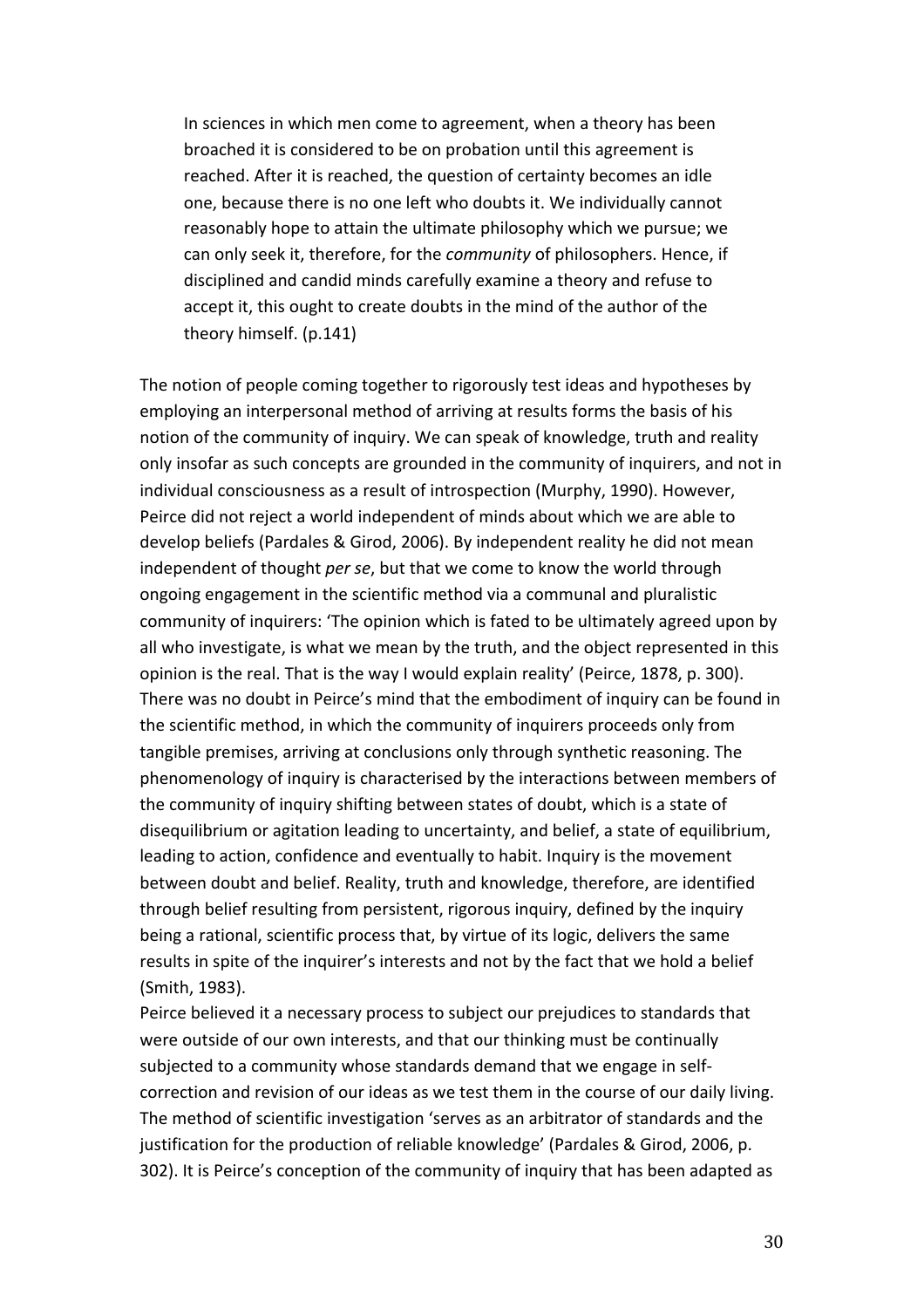> In sciences in which men come to agreement, when a theory has been broached it is considered to be on probation until this agreement is reached. After it is reached, the question of certainty becomes an idle one, because there is no one left who doubts it. We individually cannot reasonably hope to attain the ultimate philosophy which we pursue; we can only seek it, therefore, for the *community* of philosophers. Hence, if disciplined and candid minds carefully examine a theory and refuse to accept it, this ought to create doubts in the mind of the author of the theory himself. (p.141)

The notion of people coming together to rigorously test ideas and hypotheses by employing an interpersonal method of arriving at results forms the basis of his notion of the community of inquiry. We can speak of knowledge, truth and reality only insofar as such concepts are grounded in the community of inquirers, and not in individual consciousness as a result of introspection (Murphy, 1990). However, Peirce did not reject a world independent of minds about which we are able to develop beliefs (Pardales & Girod, 2006). By independent reality he did not mean independent of thought *per se*, but that we come to know the world through ongoing engagement in the scientific method via a communal and pluralistic community of inquirers: 'The opinion which is fated to be ultimately agreed upon by all who investigate, is what we mean by the truth, and the object represented in this opinion is the real. That is the way I would explain reality' (Peirce, 1878, p. 300). There was no doubt in Peirce's mind that the embodiment of inquiry can be found in the scientific method, in which the community of inquirers proceeds only from tangible premises, arriving at conclusions only through synthetic reasoning. The phenomenology of inquiry is characterised by the interactions between members of the community of inquiry shifting between states of doubt, which is a state of disequilibrium or agitation leading to uncertainty, and belief, a state of equilibrium, leading to action, confidence and eventually to habit. Inquiry is the movement between doubt and belief. Reality, truth and knowledge, therefore, are identified through belief resulting from persistent, rigorous inquiry, defined by the inquiry being a rational, scientific process that, by virtue of its logic, delivers the same results in spite of the inquirer's interests and not by the fact that we hold a belief (Smith, 1983).

Peirce believed it a necessary process to subject our prejudices to standards that were outside of our own interests, and that our thinking must be continually subjected to a community whose standards demand that we engage in self-correction and revision of our ideas as we test them in the course of our daily living. The method of scientific investigation 'serves as an arbitrator of standards and the justification for the production of reliable knowledge' (Pardales & Girod, 2006, p. 302). It is Peirce's conception of the community of inquiry that has been adapted as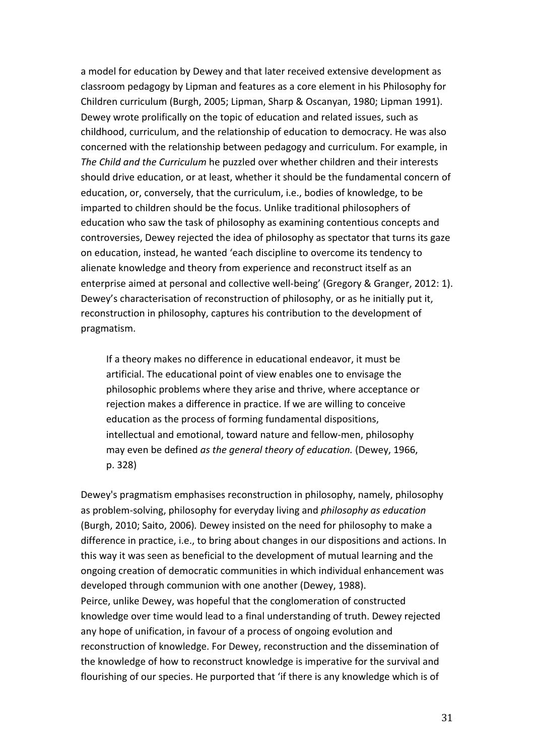a model for education by Dewey and that later received extensive development as classroom pedagogy by Lipman and features as a core element in his Philosophy for Children curriculum (Burgh, 2005; Lipman, Sharp & Oscanyan, 1980; Lipman 1991). Dewey wrote prolifically on the topic of education and related issues, such as childhood, curriculum, and the relationship of education to democracy. He was also concerned with the relationship between pedagogy and curriculum. For example, in *The Child and the Curriculum* he puzzled over whether children and their interests should drive education, or at least, whether it should be the fundamental concern of education, or, conversely, that the curriculum, i.e., bodies of knowledge, to be imparted to children should be the focus. Unlike traditional philosophers of education who saw the task of philosophy as examining contentious concepts and controversies, Dewey rejected the idea of philosophy as spectator that turns its gaze on education, instead, he wanted 'each discipline to overcome its tendency to alienate knowledge and theory from experience and reconstruct itself as an enterprise aimed at personal and collective well-being' (Gregory & Granger, 2012: 1). Dewey's characterisation of reconstruction of philosophy, or as he initially put it, reconstruction in philosophy, captures his contribution to the development of pragmatism.

> If a theory makes no difference in educational endeavor, it must be artificial. The educational point of view enables one to envisage the philosophic problems where they arise and thrive, where acceptance or rejection makes a difference in practice. If we are willing to conceive education as the process of forming fundamental dispositions, intellectual and emotional, toward nature and fellow-men, philosophy may even be defined *as the general theory of education.* (Dewey, 1966, p. 328)

Dewey's pragmatism emphasises reconstruction in philosophy, namely, philosophy as problem-solving, philosophy for everyday living and *philosophy as education* (Burgh, 2010; Saito, 2006). Dewey insisted on the need for philosophy to make a difference in practice, i.e., to bring about changes in our dispositions and actions. In this way it was seen as beneficial to the development of mutual learning and the ongoing creation of democratic communities in which individual enhancement was developed through communion with one another (Dewey, 1988).
Peirce, unlike Dewey, was hopeful that the conglomeration of constructed knowledge over time would lead to a final understanding of truth. Dewey rejected any hope of unification, in favour of a process of ongoing evolution and reconstruction of knowledge. For Dewey, reconstruction and the dissemination of the knowledge of how to reconstruct knowledge is imperative for the survival and flourishing of our species. He purported that 'if there is any knowledge which is of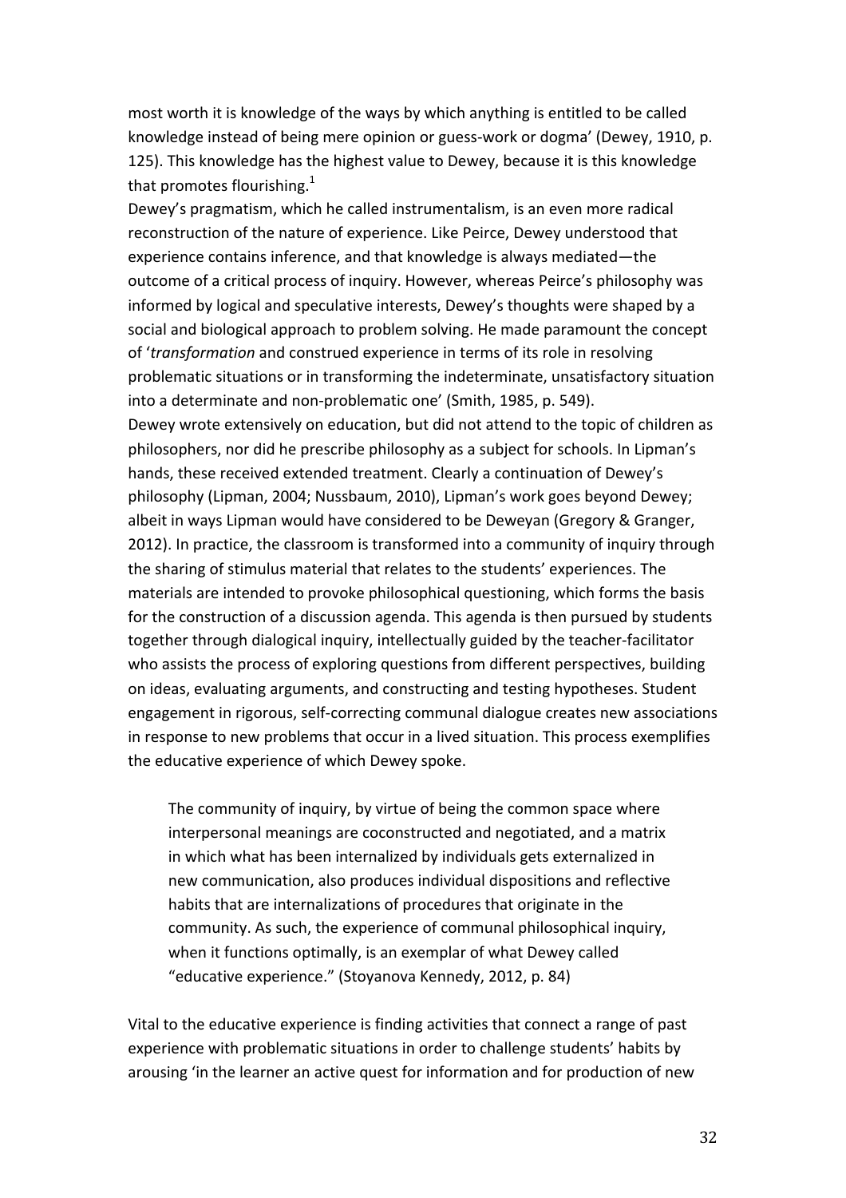most worth it is knowledge of the ways by which anything is entitled to be called knowledge instead of being mere opinion or guess-work or dogma' (Dewey, 1910, p. 125). This knowledge has the highest value to Dewey, because it is this knowledge that promotes flourishing.[1]

Dewey's pragmatism, which he called instrumentalism, is an even more radical reconstruction of the nature of experience. Like Peirce, Dewey understood that experience contains inference, and that knowledge is always mediated—the outcome of a critical process of inquiry. However, whereas Peirce's philosophy was informed by logical and speculative interests, Dewey's thoughts were shaped by a social and biological approach to problem solving. He made paramount the concept of '*transformation* and construed experience in terms of its role in resolving problematic situations or in transforming the indeterminate, unsatisfactory situation into a determinate and non-problematic one' (Smith, 1985, p. 549).

Dewey wrote extensively on education, but did not attend to the topic of children as philosophers, nor did he prescribe philosophy as a subject for schools. In Lipman's hands, these received extended treatment. Clearly a continuation of Dewey's philosophy (Lipman, 2004; Nussbaum, 2010), Lipman's work goes beyond Dewey; albeit in ways Lipman would have considered to be Deweyan (Gregory & Granger, 2012). In practice, the classroom is transformed into a community of inquiry through the sharing of stimulus material that relates to the students' experiences. The materials are intended to provoke philosophical questioning, which forms the basis for the construction of a discussion agenda. This agenda is then pursued by students together through dialogical inquiry, intellectually guided by the teacher-facilitator who assists the process of exploring questions from different perspectives, building on ideas, evaluating arguments, and constructing and testing hypotheses. Student engagement in rigorous, self-correcting communal dialogue creates new associations in response to new problems that occur in a lived situation. This process exemplifies the educative experience of which Dewey spoke.

> The community of inquiry, by virtue of being the common space where interpersonal meanings are coconstructed and negotiated, and a matrix in which what has been internalized by individuals gets externalized in new communication, also produces individual dispositions and reflective habits that are internalizations of procedures that originate in the community. As such, the experience of communal philosophical inquiry, when it functions optimally, is an exemplar of what Dewey called "educative experience." (Stoyanova Kennedy, 2012, p. 84)

Vital to the educative experience is finding activities that connect a range of past experience with problematic situations in order to challenge students' habits by arousing 'in the learner an active quest for information and for production of new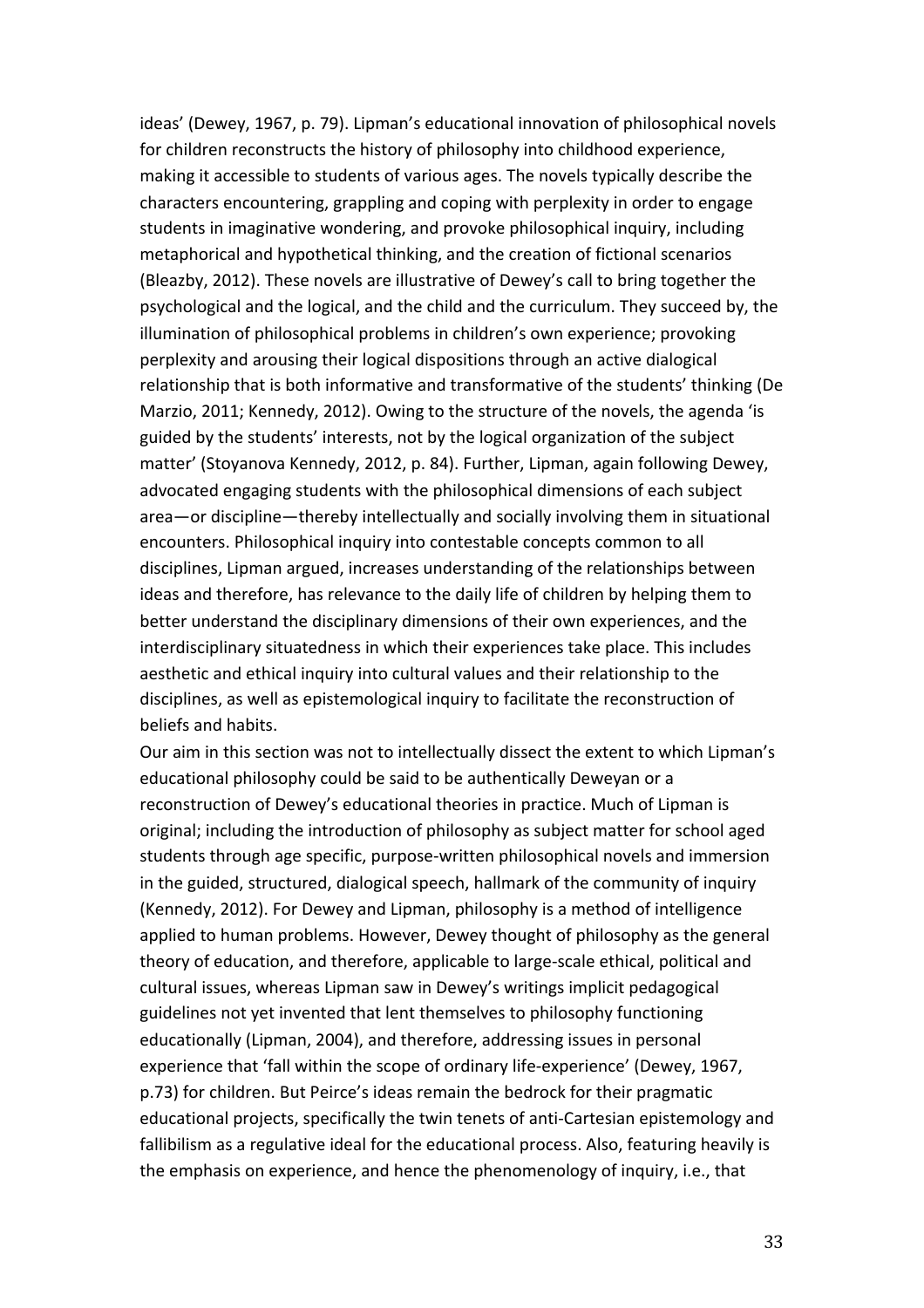ideas' (Dewey, 1967, p. 79). Lipman's educational innovation of philosophical novels for children reconstructs the history of philosophy into childhood experience, making it accessible to students of various ages. The novels typically describe the characters encountering, grappling and coping with perplexity in order to engage students in imaginative wondering, and provoke philosophical inquiry, including metaphorical and hypothetical thinking, and the creation of fictional scenarios (Bleazby, 2012). These novels are illustrative of Dewey's call to bring together the psychological and the logical, and the child and the curriculum. They succeed by, the illumination of philosophical problems in children's own experience; provoking perplexity and arousing their logical dispositions through an active dialogical relationship that is both informative and transformative of the students' thinking (De Marzio, 2011; Kennedy, 2012). Owing to the structure of the novels, the agenda 'is guided by the students' interests, not by the logical organization of the subject matter' (Stoyanova Kennedy, 2012, p. 84). Further, Lipman, again following Dewey, advocated engaging students with the philosophical dimensions of each subject area—or discipline—thereby intellectually and socially involving them in situational encounters. Philosophical inquiry into contestable concepts common to all disciplines, Lipman argued, increases understanding of the relationships between ideas and therefore, has relevance to the daily life of children by helping them to better understand the disciplinary dimensions of their own experiences, and the interdisciplinary situatedness in which their experiences take place. This includes aesthetic and ethical inquiry into cultural values and their relationship to the disciplines, as well as epistemological inquiry to facilitate the reconstruction of beliefs and habits.

Our aim in this section was not to intellectually dissect the extent to which Lipman's educational philosophy could be said to be authentically Deweyan or a reconstruction of Dewey's educational theories in practice. Much of Lipman is original; including the introduction of philosophy as subject matter for school aged students through age specific, purpose-written philosophical novels and immersion in the guided, structured, dialogical speech, hallmark of the community of inquiry (Kennedy, 2012). For Dewey and Lipman, philosophy is a method of intelligence applied to human problems. However, Dewey thought of philosophy as the general theory of education, and therefore, applicable to large-scale ethical, political and cultural issues, whereas Lipman saw in Dewey's writings implicit pedagogical guidelines not yet invented that lent themselves to philosophy functioning educationally (Lipman, 2004), and therefore, addressing issues in personal experience that 'fall within the scope of ordinary life-experience' (Dewey, 1967, p.73) for children. But Peirce's ideas remain the bedrock for their pragmatic educational projects, specifically the twin tenets of anti-Cartesian epistemology and fallibilism as a regulative ideal for the educational process. Also, featuring heavily is the emphasis on experience, and hence the phenomenology of inquiry, i.e., that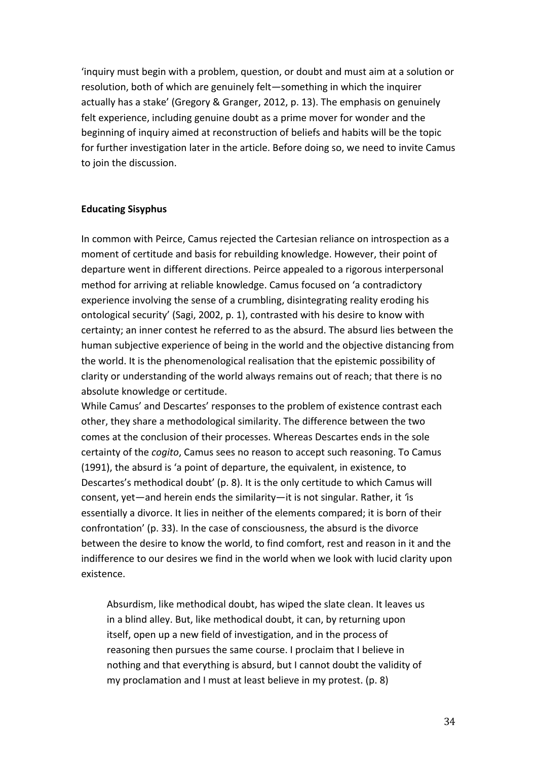'inquiry must begin with a problem, question, or doubt and must aim at a solution or resolution, both of which are genuinely felt—something in which the inquirer actually has a stake' (Gregory & Granger, 2012, p. 13). The emphasis on genuinely felt experience, including genuine doubt as a prime mover for wonder and the beginning of inquiry aimed at reconstruction of beliefs and habits will be the topic for further investigation later in the article. Before doing so, we need to invite Camus to join the discussion.

## Educating Sisyphus

In common with Peirce, Camus rejected the Cartesian reliance on introspection as a moment of certitude and basis for rebuilding knowledge. However, their point of departure went in different directions. Peirce appealed to a rigorous interpersonal method for arriving at reliable knowledge. Camus focused on 'a contradictory experience involving the sense of a crumbling, disintegrating reality eroding his ontological security' (Sagi, 2002, p. 1), contrasted with his desire to know with certainty; an inner contest he referred to as the absurd. The absurd lies between the human subjective experience of being in the world and the objective distancing from the world. It is the phenomenological realisation that the epistemic possibility of clarity or understanding of the world always remains out of reach; that there is no absolute knowledge or certitude.

While Camus' and Descartes' responses to the problem of existence contrast each other, they share a methodological similarity. The difference between the two comes at the conclusion of their processes. Whereas Descartes ends in the sole certainty of the *cogito*, Camus sees no reason to accept such reasoning. To Camus (1991), the absurd is 'a point of departure, the equivalent, in existence, to Descartes's methodical doubt' (p. 8). It is the only certitude to which Camus will consent, yet—and herein ends the similarity—it is not singular. Rather, it 'is essentially a divorce. It lies in neither of the elements compared; it is born of their confrontation' (p. 33). In the case of consciousness, the absurd is the divorce between the desire to know the world, to find comfort, rest and reason in it and the indifference to our desires we find in the world when we look with lucid clarity upon existence.

> Absurdism, like methodical doubt, has wiped the slate clean. It leaves us in a blind alley. But, like methodical doubt, it can, by returning upon itself, open up a new field of investigation, and in the process of reasoning then pursues the same course. I proclaim that I believe in nothing and that everything is absurd, but I cannot doubt the validity of my proclamation and I must at least believe in my protest. (p. 8)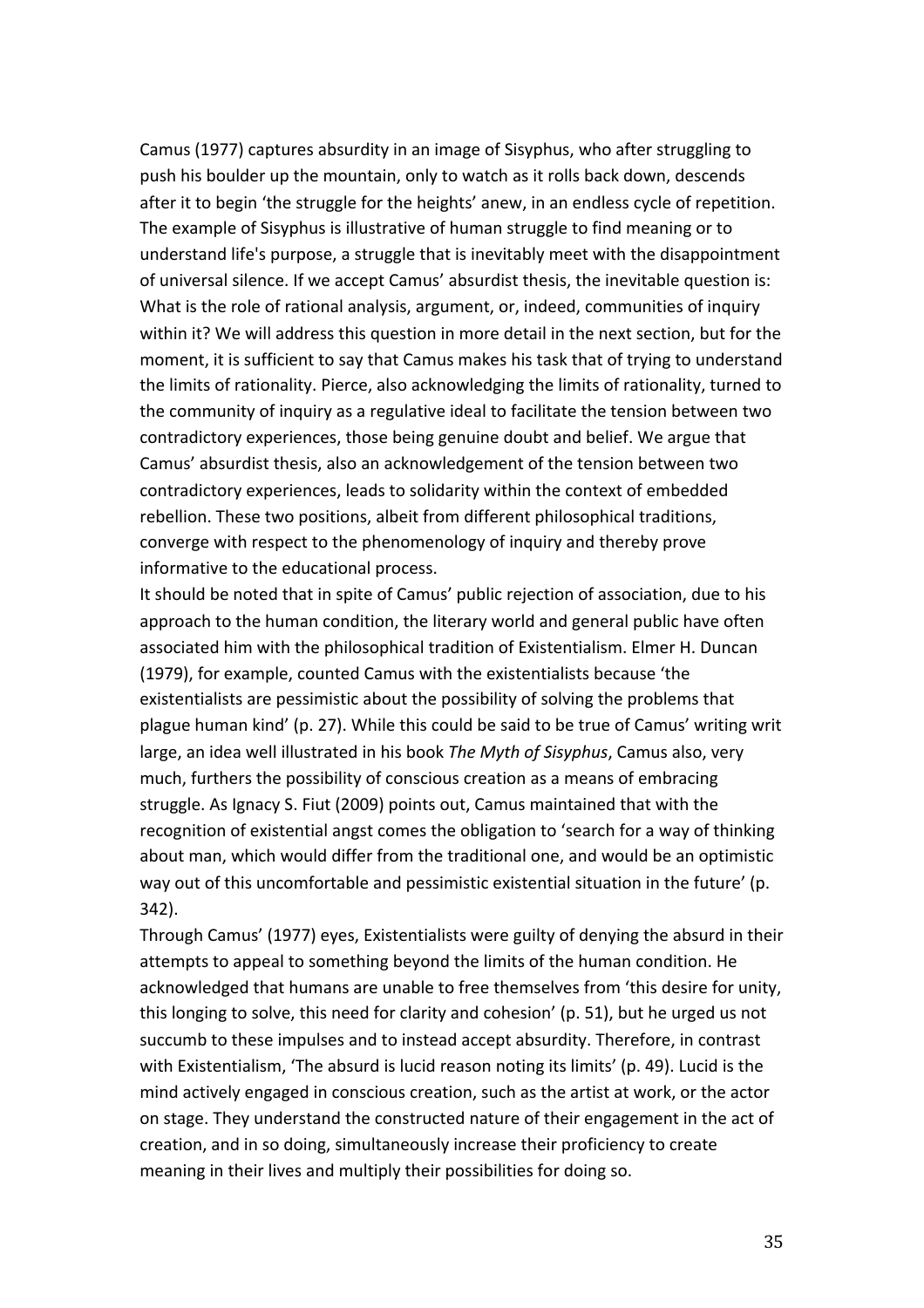Camus (1977) captures absurdity in an image of Sisyphus, who after struggling to push his boulder up the mountain, only to watch as it rolls back down, descends after it to begin 'the struggle for the heights' anew, in an endless cycle of repetition. The example of Sisyphus is illustrative of human struggle to find meaning or to understand life's purpose, a struggle that is inevitably meet with the disappointment of universal silence. If we accept Camus' absurdist thesis, the inevitable question is: What is the role of rational analysis, argument, or, indeed, communities of inquiry within it? We will address this question in more detail in the next section, but for the moment, it is sufficient to say that Camus makes his task that of trying to understand the limits of rationality. Pierce, also acknowledging the limits of rationality, turned to the community of inquiry as a regulative ideal to facilitate the tension between two contradictory experiences, those being genuine doubt and belief. We argue that Camus' absurdist thesis, also an acknowledgement of the tension between two contradictory experiences, leads to solidarity within the context of embedded rebellion. These two positions, albeit from different philosophical traditions, converge with respect to the phenomenology of inquiry and thereby prove informative to the educational process.

It should be noted that in spite of Camus' public rejection of association, due to his approach to the human condition, the literary world and general public have often associated him with the philosophical tradition of Existentialism. Elmer H. Duncan (1979), for example, counted Camus with the existentialists because 'the existentialists are pessimistic about the possibility of solving the problems that plague human kind' (p. 27). While this could be said to be true of Camus' writing writ large, an idea well illustrated in his book *The Myth of Sisyphus*, Camus also, very much, furthers the possibility of conscious creation as a means of embracing struggle. As Ignacy S. Fiut (2009) points out, Camus maintained that with the recognition of existential angst comes the obligation to 'search for a way of thinking about man, which would differ from the traditional one, and would be an optimistic way out of this uncomfortable and pessimistic existential situation in the future' (p. 342).

Through Camus' (1977) eyes, Existentialists were guilty of denying the absurd in their attempts to appeal to something beyond the limits of the human condition. He acknowledged that humans are unable to free themselves from 'this desire for unity, this longing to solve, this need for clarity and cohesion' (p. 51), but he urged us not succumb to these impulses and to instead accept absurdity. Therefore, in contrast with Existentialism, 'The absurd is lucid reason noting its limits' (p. 49). Lucid is the mind actively engaged in conscious creation, such as the artist at work, or the actor on stage. They understand the constructed nature of their engagement in the act of creation, and in so doing, simultaneously increase their proficiency to create meaning in their lives and multiply their possibilities for doing so.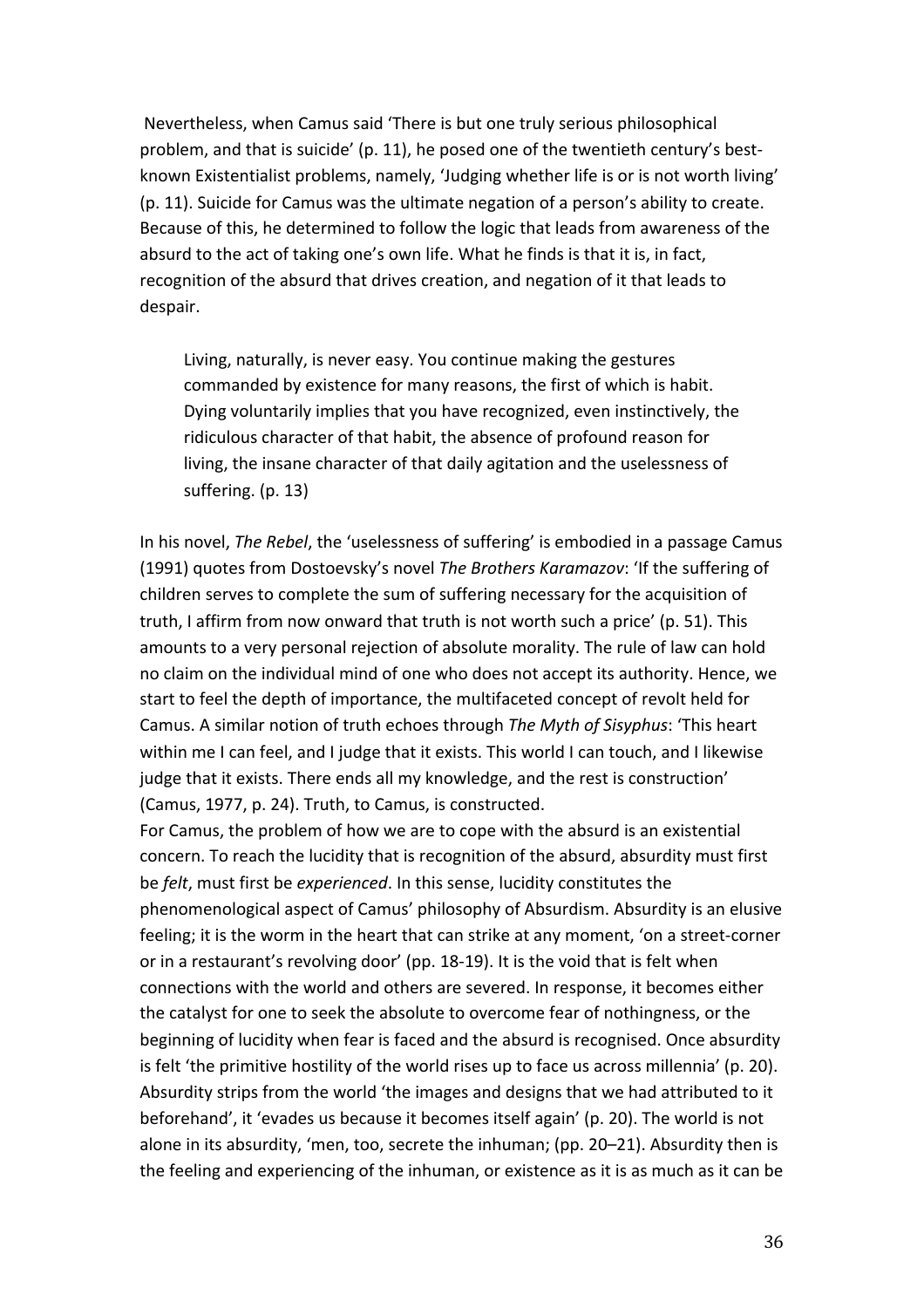Nevertheless, when Camus said 'There is but one truly serious philosophical problem, and that is suicide' (p. 11), he posed one of the twentieth century's best-known Existentialist problems, namely, 'Judging whether life is or is not worth living' (p. 11). Suicide for Camus was the ultimate negation of a person's ability to create. Because of this, he determined to follow the logic that leads from awareness of the absurd to the act of taking one's own life. What he finds is that it is, in fact, recognition of the absurd that drives creation, and negation of it that leads to despair.

> Living, naturally, is never easy. You continue making the gestures commanded by existence for many reasons, the first of which is habit. Dying voluntarily implies that you have recognized, even instinctively, the ridiculous character of that habit, the absence of profound reason for living, the insane character of that daily agitation and the uselessness of suffering. (p. 13)

In his novel, *The Rebel*, the 'uselessness of suffering' is embodied in a passage Camus (1991) quotes from Dostoevsky's novel *The Brothers Karamazov*: 'If the suffering of children serves to complete the sum of suffering necessary for the acquisition of truth, I affirm from now onward that truth is not worth such a price' (p. 51). This amounts to a very personal rejection of absolute morality. The rule of law can hold no claim on the individual mind of one who does not accept its authority. Hence, we start to feel the depth of importance, the multifaceted concept of revolt held for Camus. A similar notion of truth echoes through *The Myth of Sisyphus*: 'This heart within me I can feel, and I judge that it exists. This world I can touch, and I likewise judge that it exists. There ends all my knowledge, and the rest is construction' (Camus, 1977, p. 24). Truth, to Camus, is constructed.

For Camus, the problem of how we are to cope with the absurd is an existential concern. To reach the lucidity that is recognition of the absurd, absurdity must first be *felt*, must first be *experienced*. In this sense, lucidity constitutes the phenomenological aspect of Camus' philosophy of Absurdism. Absurdity is an elusive feeling; it is the worm in the heart that can strike at any moment, 'on a street-corner or in a restaurant's revolving door' (pp. 18-19). It is the void that is felt when connections with the world and others are severed. In response, it becomes either the catalyst for one to seek the absolute to overcome fear of nothingness, or the beginning of lucidity when fear is faced and the absurd is recognised. Once absurdity is felt 'the primitive hostility of the world rises up to face us across millennia' (p. 20). Absurdity strips from the world 'the images and designs that we had attributed to it beforehand', it 'evades us because it becomes itself again' (p. 20). The world is not alone in its absurdity, 'men, too, secrete the inhuman; (pp. 20–21). Absurdity then is the feeling and experiencing of the inhuman, or existence as it is as much as it can be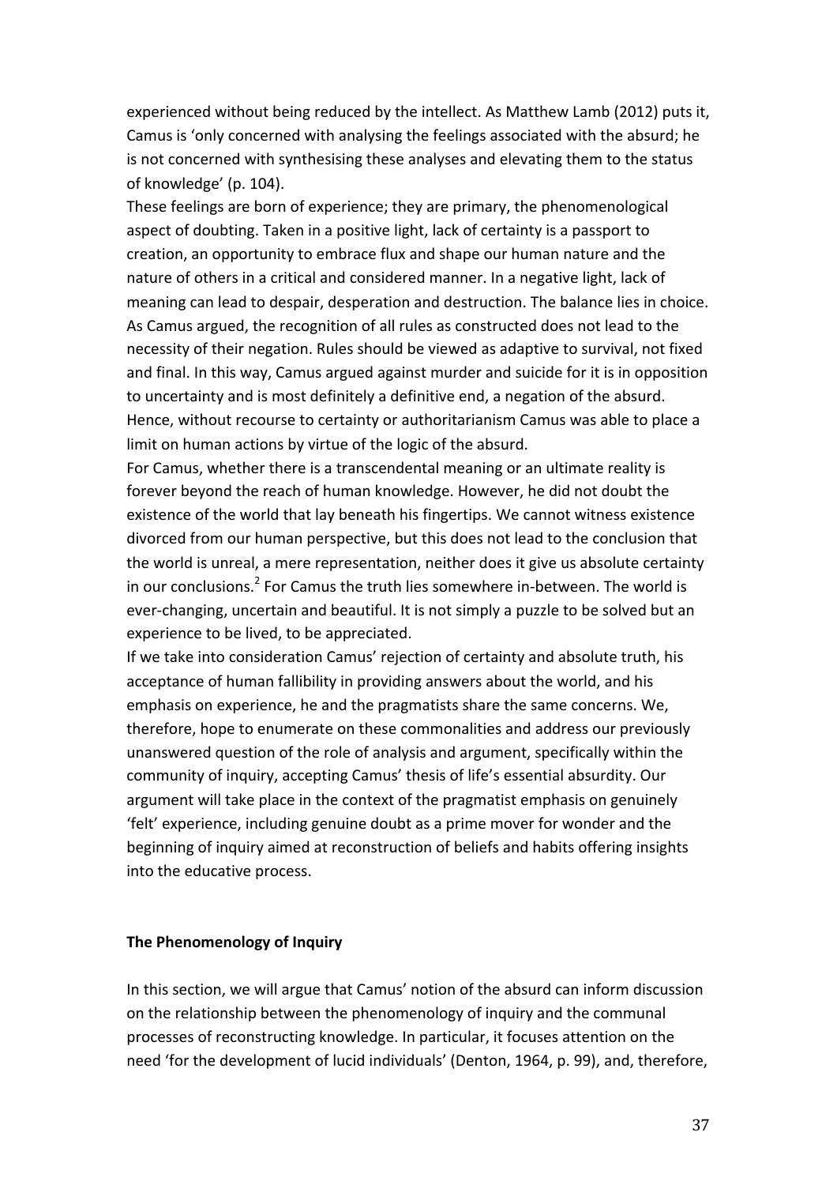experienced without being reduced by the intellect. As Matthew Lamb (2012) puts it, Camus is 'only concerned with analysing the feelings associated with the absurd; he is not concerned with synthesising these analyses and elevating them to the status of knowledge' (p. 104).

These feelings are born of experience; they are primary, the phenomenological aspect of doubting. Taken in a positive light, lack of certainty is a passport to creation, an opportunity to embrace flux and shape our human nature and the nature of others in a critical and considered manner. In a negative light, lack of meaning can lead to despair, desperation and destruction. The balance lies in choice. As Camus argued, the recognition of all rules as constructed does not lead to the necessity of their negation. Rules should be viewed as adaptive to survival, not fixed and final. In this way, Camus argued against murder and suicide for it is in opposition to uncertainty and is most definitely a definitive end, a negation of the absurd. Hence, without recourse to certainty or authoritarianism Camus was able to place a limit on human actions by virtue of the logic of the absurd.

For Camus, whether there is a transcendental meaning or an ultimate reality is forever beyond the reach of human knowledge. However, he did not doubt the existence of the world that lay beneath his fingertips. We cannot witness existence divorced from our human perspective, but this does not lead to the conclusion that the world is unreal, a mere representation, neither does it give us absolute certainty in our conclusions.[2] For Camus the truth lies somewhere in-between. The world is ever-changing, uncertain and beautiful. It is not simply a puzzle to be solved but an experience to be lived, to be appreciated.

If we take into consideration Camus' rejection of certainty and absolute truth, his acceptance of human fallibility in providing answers about the world, and his emphasis on experience, he and the pragmatists share the same concerns. We, therefore, hope to enumerate on these commonalities and address our previously unanswered question of the role of analysis and argument, specifically within the community of inquiry, accepting Camus' thesis of life's essential absurdity. Our argument will take place in the context of the pragmatist emphasis on genuinely 'felt' experience, including genuine doubt as a prime mover for wonder and the beginning of inquiry aimed at reconstruction of beliefs and habits offering insights into the educative process.

**The Phenomenology of Inquiry**

In this section, we will argue that Camus' notion of the absurd can inform discussion on the relationship between the phenomenology of inquiry and the communal processes of reconstructing knowledge. In particular, it focuses attention on the need 'for the development of lucid individuals' (Denton, 1964, p. 99), and, therefore,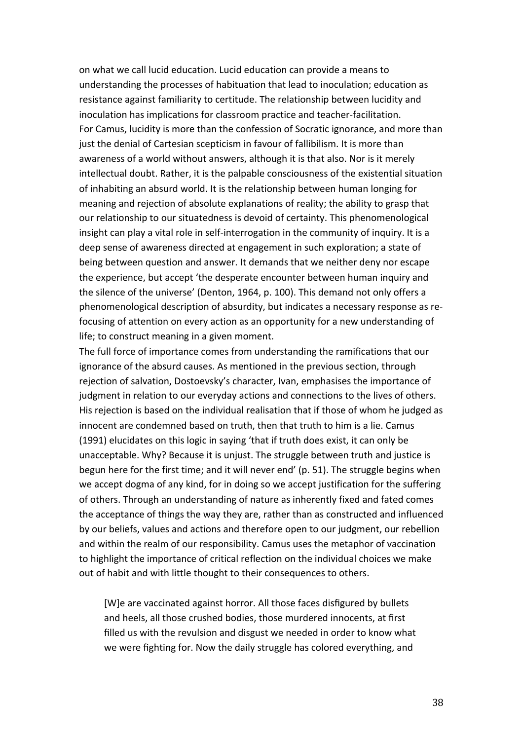on what we call lucid education. Lucid education can provide a means to understanding the processes of habituation that lead to inoculation; education as resistance against familiarity to certitude. The relationship between lucidity and inoculation has implications for classroom practice and teacher-facilitation.

For Camus, lucidity is more than the confession of Socratic ignorance, and more than just the denial of Cartesian scepticism in favour of fallibilism. It is more than awareness of a world without answers, although it is that also. Nor is it merely intellectual doubt. Rather, it is the palpable consciousness of the existential situation of inhabiting an absurd world. It is the relationship between human longing for meaning and rejection of absolute explanations of reality; the ability to grasp that our relationship to our situatedness is devoid of certainty. This phenomenological insight can play a vital role in self-interrogation in the community of inquiry. It is a deep sense of awareness directed at engagement in such exploration; a state of being between question and answer. It demands that we neither deny nor escape the experience, but accept 'the desperate encounter between human inquiry and the silence of the universe' (Denton, 1964, p. 100). This demand not only offers a phenomenological description of absurdity, but indicates a necessary response as re-focusing of attention on every action as an opportunity for a new understanding of life; to construct meaning in a given moment.

The full force of importance comes from understanding the ramifications that our ignorance of the absurd causes. As mentioned in the previous section, through rejection of salvation, Dostoevsky's character, Ivan, emphasises the importance of judgment in relation to our everyday actions and connections to the lives of others. His rejection is based on the individual realisation that if those of whom he judged as innocent are condemned based on truth, then that truth to him is a lie. Camus (1991) elucidates on this logic in saying 'that if truth does exist, it can only be unacceptable. Why? Because it is unjust. The struggle between truth and justice is begun here for the first time; and it will never end' (p. 51). The struggle begins when we accept dogma of any kind, for in doing so we accept justification for the suffering of others. Through an understanding of nature as inherently fixed and fated comes the acceptance of things the way they are, rather than as constructed and influenced by our beliefs, values and actions and therefore open to our judgment, our rebellion and within the realm of our responsibility. Camus uses the metaphor of vaccination to highlight the importance of critical reflection on the individual choices we make out of habit and with little thought to their consequences to others.

> [W]e are vaccinated against horror. All those faces disfigured by bullets and heels, all those crushed bodies, those murdered innocents, at first filled us with the revulsion and disgust we needed in order to know what we were fighting for. Now the daily struggle has colored everything, and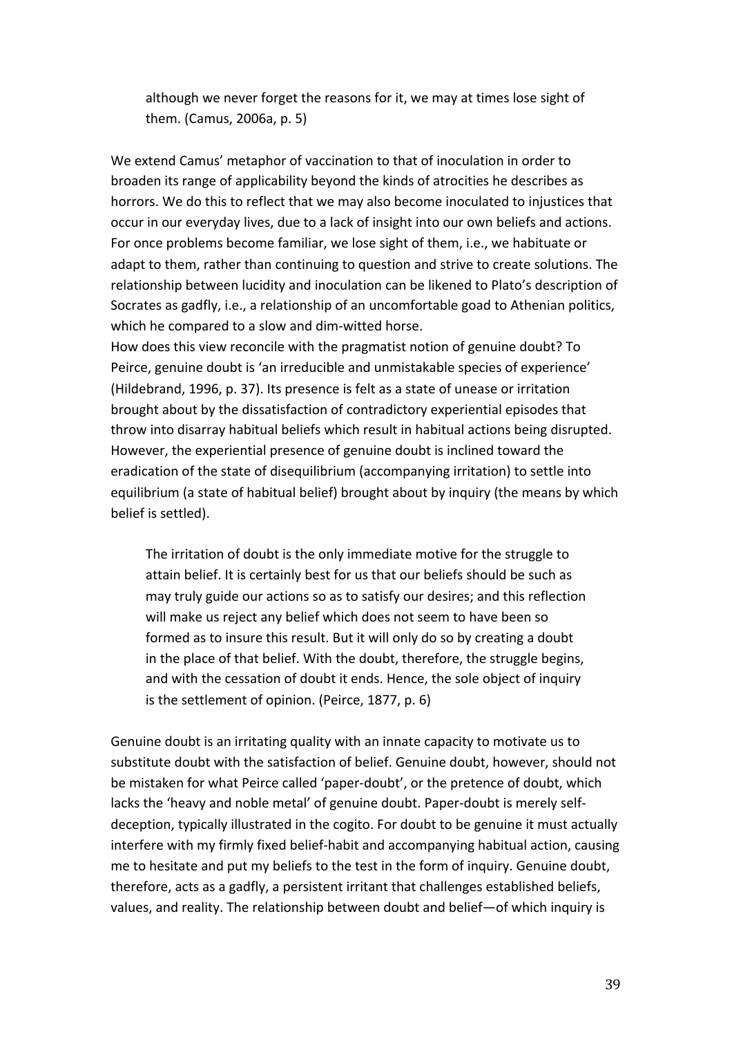> although we never forget the reasons for it, we may at times lose sight of them. (Camus, 2006a, p. 5)

We extend Camus' metaphor of vaccination to that of inoculation in order to broaden its range of applicability beyond the kinds of atrocities he describes as horrors. We do this to reflect that we may also become inoculated to injustices that occur in our everyday lives, due to a lack of insight into our own beliefs and actions. For once problems become familiar, we lose sight of them, i.e., we habituate or adapt to them, rather than continuing to question and strive to create solutions. The relationship between lucidity and inoculation can be likened to Plato's description of Socrates as gadfly, i.e., a relationship of an uncomfortable goad to Athenian politics, which he compared to a slow and dim-witted horse.

How does this view reconcile with the pragmatist notion of genuine doubt? To Peirce, genuine doubt is 'an irreducible and unmistakable species of experience' (Hildebrand, 1996, p. 37). Its presence is felt as a state of unease or irritation brought about by the dissatisfaction of contradictory experiential episodes that throw into disarray habitual beliefs which result in habitual actions being disrupted. However, the experiential presence of genuine doubt is inclined toward the eradication of the state of disequilibrium (accompanying irritation) to settle into equilibrium (a state of habitual belief) brought about by inquiry (the means by which belief is settled).

> The irritation of doubt is the only immediate motive for the struggle to attain belief. It is certainly best for us that our beliefs should be such as may truly guide our actions so as to satisfy our desires; and this reflection will make us reject any belief which does not seem to have been so formed as to insure this result. But it will only do so by creating a doubt in the place of that belief. With the doubt, therefore, the struggle begins, and with the cessation of doubt it ends. Hence, the sole object of inquiry is the settlement of opinion. (Peirce, 1877, p. 6)

Genuine doubt is an irritating quality with an innate capacity to motivate us to substitute doubt with the satisfaction of belief. Genuine doubt, however, should not be mistaken for what Peirce called 'paper-doubt', or the pretence of doubt, which lacks the 'heavy and noble metal' of genuine doubt. Paper-doubt is merely self-deception, typically illustrated in the cogito. For doubt to be genuine it must actually interfere with my firmly fixed belief-habit and accompanying habitual action, causing me to hesitate and put my beliefs to the test in the form of inquiry. Genuine doubt, therefore, acts as a gadfly, a persistent irritant that challenges established beliefs, values, and reality. The relationship between doubt and belief—of which inquiry is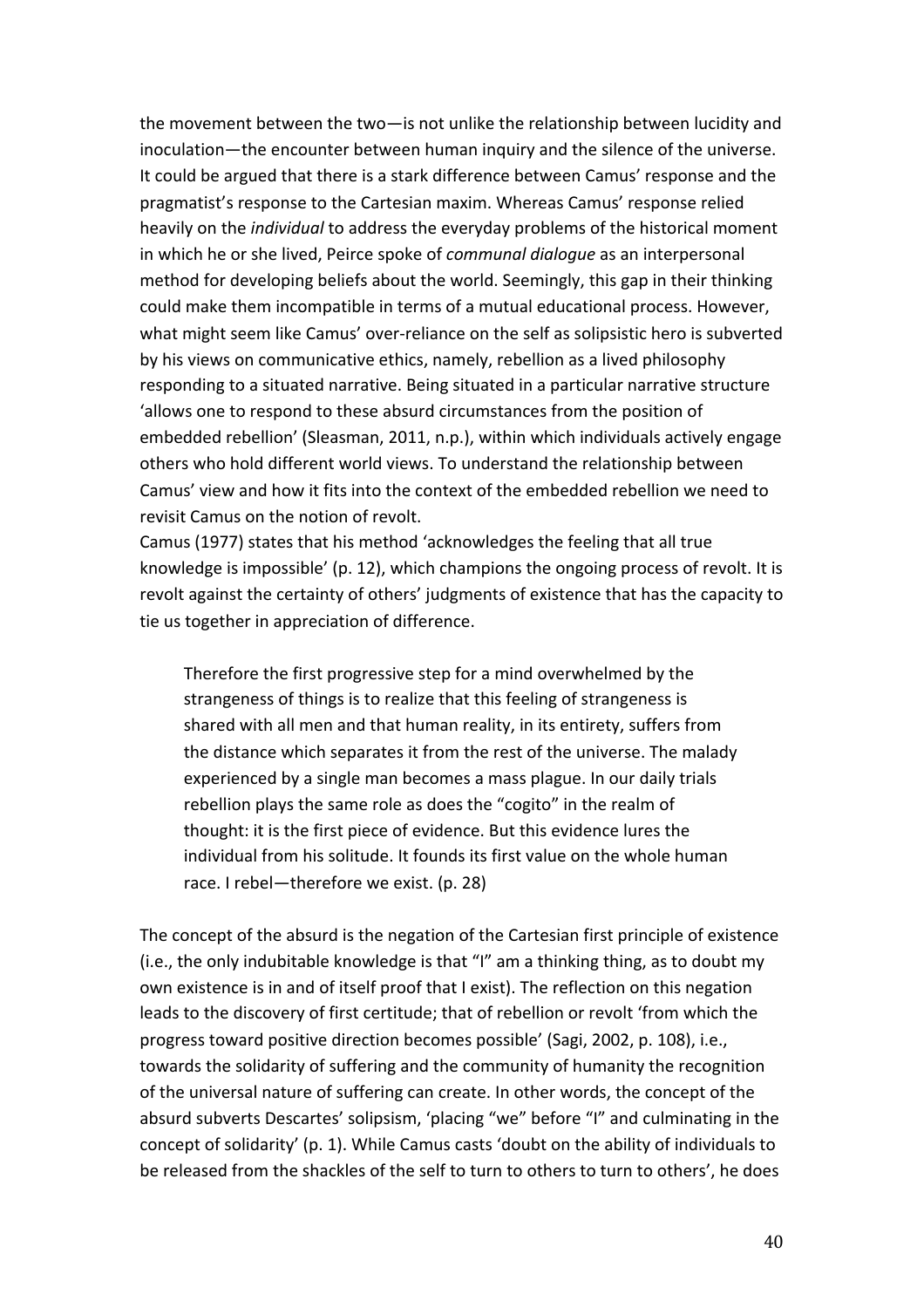the movement between the two—is not unlike the relationship between lucidity and inoculation—the encounter between human inquiry and the silence of the universe. It could be argued that there is a stark difference between Camus' response and the pragmatist's response to the Cartesian maxim. Whereas Camus' response relied heavily on the *individual* to address the everyday problems of the historical moment in which he or she lived, Peirce spoke of *communal dialogue* as an interpersonal method for developing beliefs about the world. Seemingly, this gap in their thinking could make them incompatible in terms of a mutual educational process. However, what might seem like Camus' over-reliance on the self as solipsistic hero is subverted by his views on communicative ethics, namely, rebellion as a lived philosophy responding to a situated narrative. Being situated in a particular narrative structure 'allows one to respond to these absurd circumstances from the position of embedded rebellion' (Sleasman, 2011, n.p.), within which individuals actively engage others who hold different world views. To understand the relationship between Camus' view and how it fits into the context of the embedded rebellion we need to revisit Camus on the notion of revolt.

Camus (1977) states that his method 'acknowledges the feeling that all true knowledge is impossible' (p. 12), which champions the ongoing process of revolt. It is revolt against the certainty of others' judgments of existence that has the capacity to tie us together in appreciation of difference.

> Therefore the first progressive step for a mind overwhelmed by the strangeness of things is to realize that this feeling of strangeness is shared with all men and that human reality, in its entirety, suffers from the distance which separates it from the rest of the universe. The malady experienced by a single man becomes a mass plague. In our daily trials rebellion plays the same role as does the "cogito" in the realm of thought: it is the first piece of evidence. But this evidence lures the individual from his solitude. It founds its first value on the whole human race. I rebel—therefore we exist. (p. 28)

The concept of the absurd is the negation of the Cartesian first principle of existence (i.e., the only indubitable knowledge is that "I" am a thinking thing, as to doubt my own existence is in and of itself proof that I exist). The reflection on this negation leads to the discovery of first certitude; that of rebellion or revolt 'from which the progress toward positive direction becomes possible' (Sagi, 2002, p. 108), i.e., towards the solidarity of suffering and the community of humanity the recognition of the universal nature of suffering can create. In other words, the concept of the absurd subverts Descartes' solipsism, 'placing "we" before "I" and culminating in the concept of solidarity' (p. 1). While Camus casts 'doubt on the ability of individuals to be released from the shackles of the self to turn to others to turn to others', he does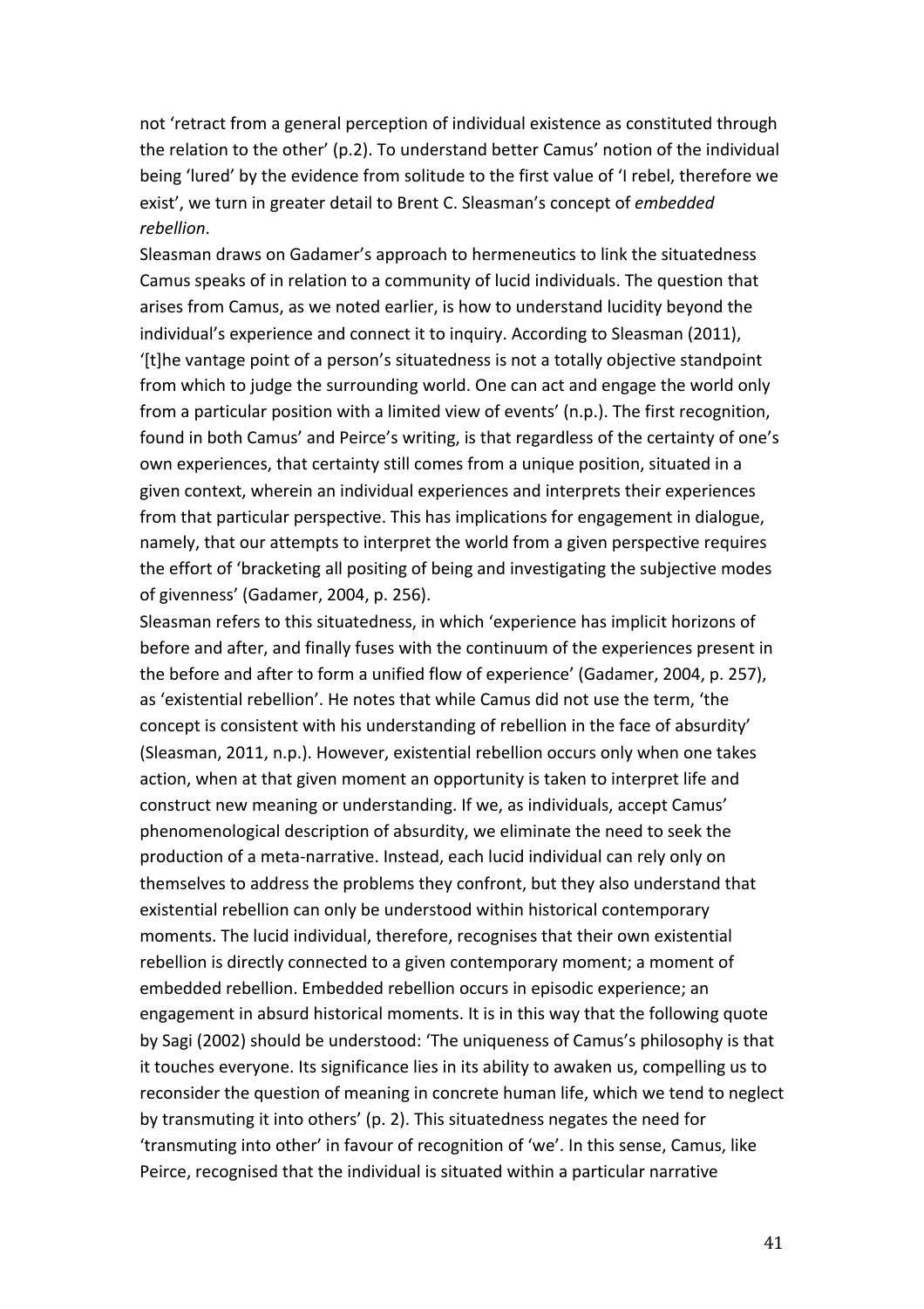not 'retract from a general perception of individual existence as constituted through the relation to the other' (p.2). To understand better Camus' notion of the individual being 'lured' by the evidence from solitude to the first value of 'I rebel, therefore we exist', we turn in greater detail to Brent C. Sleasman's concept of *embedded rebellion*.

Sleasman draws on Gadamer's approach to hermeneutics to link the situatedness Camus speaks of in relation to a community of lucid individuals. The question that arises from Camus, as we noted earlier, is how to understand lucidity beyond the individual's experience and connect it to inquiry. According to Sleasman (2011), '[t]he vantage point of a person's situatedness is not a totally objective standpoint from which to judge the surrounding world. One can act and engage the world only from a particular position with a limited view of events' (n.p.). The first recognition, found in both Camus' and Peirce's writing, is that regardless of the certainty of one's own experiences, that certainty still comes from a unique position, situated in a given context, wherein an individual experiences and interprets their experiences from that particular perspective. This has implications for engagement in dialogue, namely, that our attempts to interpret the world from a given perspective requires the effort of 'bracketing all positing of being and investigating the subjective modes of givenness' (Gadamer, 2004, p. 256).

Sleasman refers to this situatedness, in which 'experience has implicit horizons of before and after, and finally fuses with the continuum of the experiences present in the before and after to form a unified flow of experience' (Gadamer, 2004, p. 257), as 'existential rebellion'. He notes that while Camus did not use the term, 'the concept is consistent with his understanding of rebellion in the face of absurdity' (Sleasman, 2011, n.p.). However, existential rebellion occurs only when one takes action, when at that given moment an opportunity is taken to interpret life and construct new meaning or understanding. If we, as individuals, accept Camus' phenomenological description of absurdity, we eliminate the need to seek the production of a meta-narrative. Instead, each lucid individual can rely only on themselves to address the problems they confront, but they also understand that existential rebellion can only be understood within historical contemporary moments. The lucid individual, therefore, recognises that their own existential rebellion is directly connected to a given contemporary moment; a moment of embedded rebellion. Embedded rebellion occurs in episodic experience; an engagement in absurd historical moments. It is in this way that the following quote by Sagi (2002) should be understood: 'The uniqueness of Camus's philosophy is that it touches everyone. Its significance lies in its ability to awaken us, compelling us to reconsider the question of meaning in concrete human life, which we tend to neglect by transmuting it into others' (p. 2). This situatedness negates the need for 'transmuting into other' in favour of recognition of 'we'. In this sense, Camus, like Peirce, recognised that the individual is situated within a particular narrative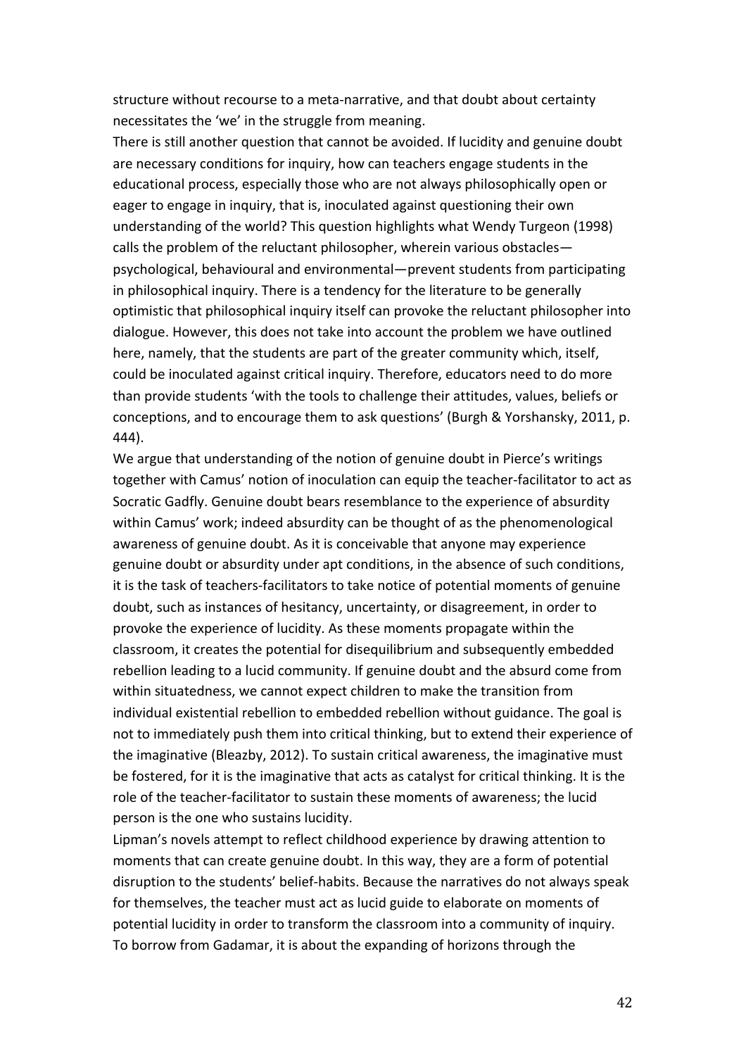structure without recourse to a meta-narrative, and that doubt about certainty necessitates the 'we' in the struggle from meaning.

There is still another question that cannot be avoided. If lucidity and genuine doubt are necessary conditions for inquiry, how can teachers engage students in the educational process, especially those who are not always philosophically open or eager to engage in inquiry, that is, inoculated against questioning their own understanding of the world? This question highlights what Wendy Turgeon (1998) calls the problem of the reluctant philosopher, wherein various obstacles—psychological, behavioural and environmental—prevent students from participating in philosophical inquiry. There is a tendency for the literature to be generally optimistic that philosophical inquiry itself can provoke the reluctant philosopher into dialogue. However, this does not take into account the problem we have outlined here, namely, that the students are part of the greater community which, itself, could be inoculated against critical inquiry. Therefore, educators need to do more than provide students 'with the tools to challenge their attitudes, values, beliefs or conceptions, and to encourage them to ask questions' (Burgh & Yorshansky, 2011, p. 444).

We argue that understanding of the notion of genuine doubt in Pierce's writings together with Camus' notion of inoculation can equip the teacher-facilitator to act as Socratic Gadfly. Genuine doubt bears resemblance to the experience of absurdity within Camus' work; indeed absurdity can be thought of as the phenomenological awareness of genuine doubt. As it is conceivable that anyone may experience genuine doubt or absurdity under apt conditions, in the absence of such conditions, it is the task of teachers-facilitators to take notice of potential moments of genuine doubt, such as instances of hesitancy, uncertainty, or disagreement, in order to provoke the experience of lucidity. As these moments propagate within the classroom, it creates the potential for disequilibrium and subsequently embedded rebellion leading to a lucid community. If genuine doubt and the absurd come from within situatedness, we cannot expect children to make the transition from individual existential rebellion to embedded rebellion without guidance. The goal is not to immediately push them into critical thinking, but to extend their experience of the imaginative (Bleazby, 2012). To sustain critical awareness, the imaginative must be fostered, for it is the imaginative that acts as catalyst for critical thinking. It is the role of the teacher-facilitator to sustain these moments of awareness; the lucid person is the one who sustains lucidity.

Lipman's novels attempt to reflect childhood experience by drawing attention to moments that can create genuine doubt. In this way, they are a form of potential disruption to the students' belief-habits. Because the narratives do not always speak for themselves, the teacher must act as lucid guide to elaborate on moments of potential lucidity in order to transform the classroom into a community of inquiry. To borrow from Gadamar, it is about the expanding of horizons through the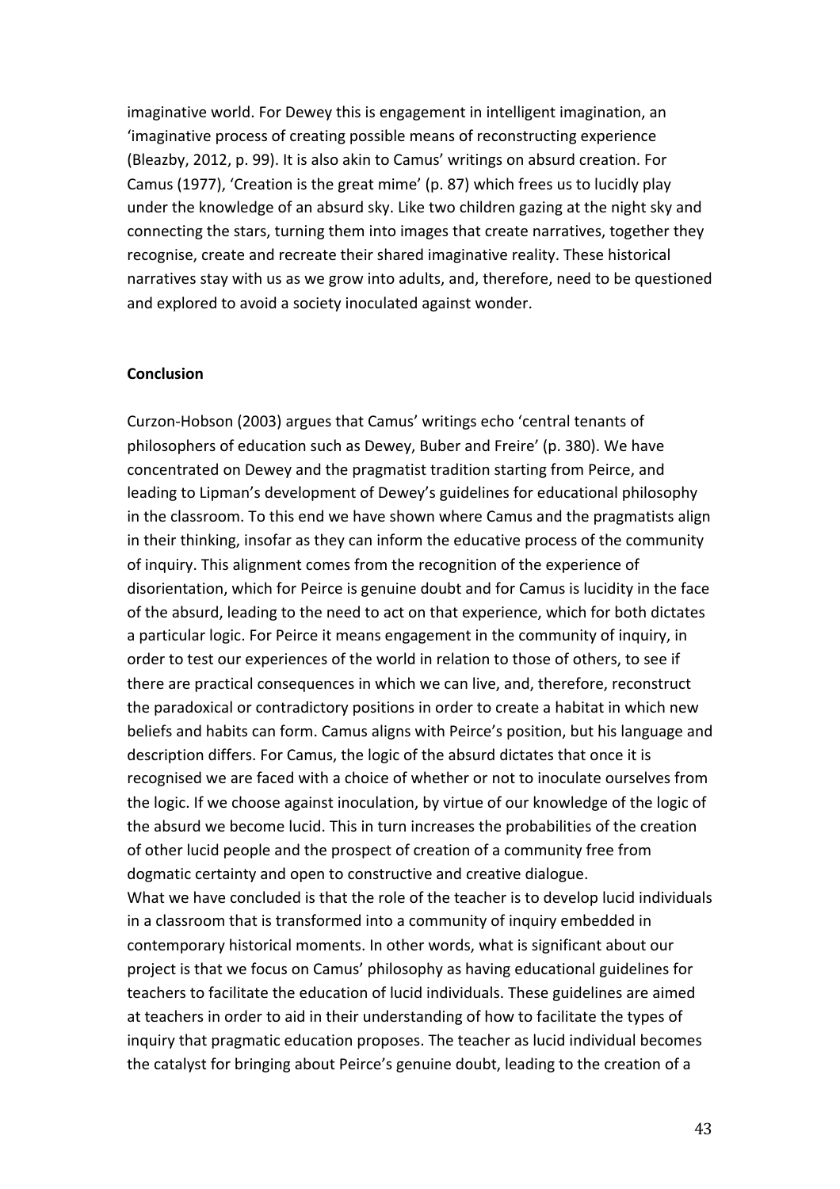imaginative world. For Dewey this is engagement in intelligent imagination, an 'imaginative process of creating possible means of reconstructing experience (Bleazby, 2012, p. 99). It is also akin to Camus' writings on absurd creation. For Camus (1977), 'Creation is the great mime' (p. 87) which frees us to lucidly play under the knowledge of an absurd sky. Like two children gazing at the night sky and connecting the stars, turning them into images that create narratives, together they recognise, create and recreate their shared imaginative reality. These historical narratives stay with us as we grow into adults, and, therefore, need to be questioned and explored to avoid a society inoculated against wonder.

## Conclusion

Curzon-Hobson (2003) argues that Camus' writings echo 'central tenants of philosophers of education such as Dewey, Buber and Freire' (p. 380). We have concentrated on Dewey and the pragmatist tradition starting from Peirce, and leading to Lipman's development of Dewey's guidelines for educational philosophy in the classroom. To this end we have shown where Camus and the pragmatists align in their thinking, insofar as they can inform the educative process of the community of inquiry. This alignment comes from the recognition of the experience of disorientation, which for Peirce is genuine doubt and for Camus is lucidity in the face of the absurd, leading to the need to act on that experience, which for both dictates a particular logic. For Peirce it means engagement in the community of inquiry, in order to test our experiences of the world in relation to those of others, to see if there are practical consequences in which we can live, and, therefore, reconstruct the paradoxical or contradictory positions in order to create a habitat in which new beliefs and habits can form. Camus aligns with Peirce's position, but his language and description differs. For Camus, the logic of the absurd dictates that once it is recognised we are faced with a choice of whether or not to inoculate ourselves from the logic. If we choose against inoculation, by virtue of our knowledge of the logic of the absurd we become lucid. This in turn increases the probabilities of the creation of other lucid people and the prospect of creation of a community free from dogmatic certainty and open to constructive and creative dialogue.

What we have concluded is that the role of the teacher is to develop lucid individuals in a classroom that is transformed into a community of inquiry embedded in contemporary historical moments. In other words, what is significant about our project is that we focus on Camus' philosophy as having educational guidelines for teachers to facilitate the education of lucid individuals. These guidelines are aimed at teachers in order to aid in their understanding of how to facilitate the types of inquiry that pragmatic education proposes. The teacher as lucid individual becomes the catalyst for bringing about Peirce's genuine doubt, leading to the creation of a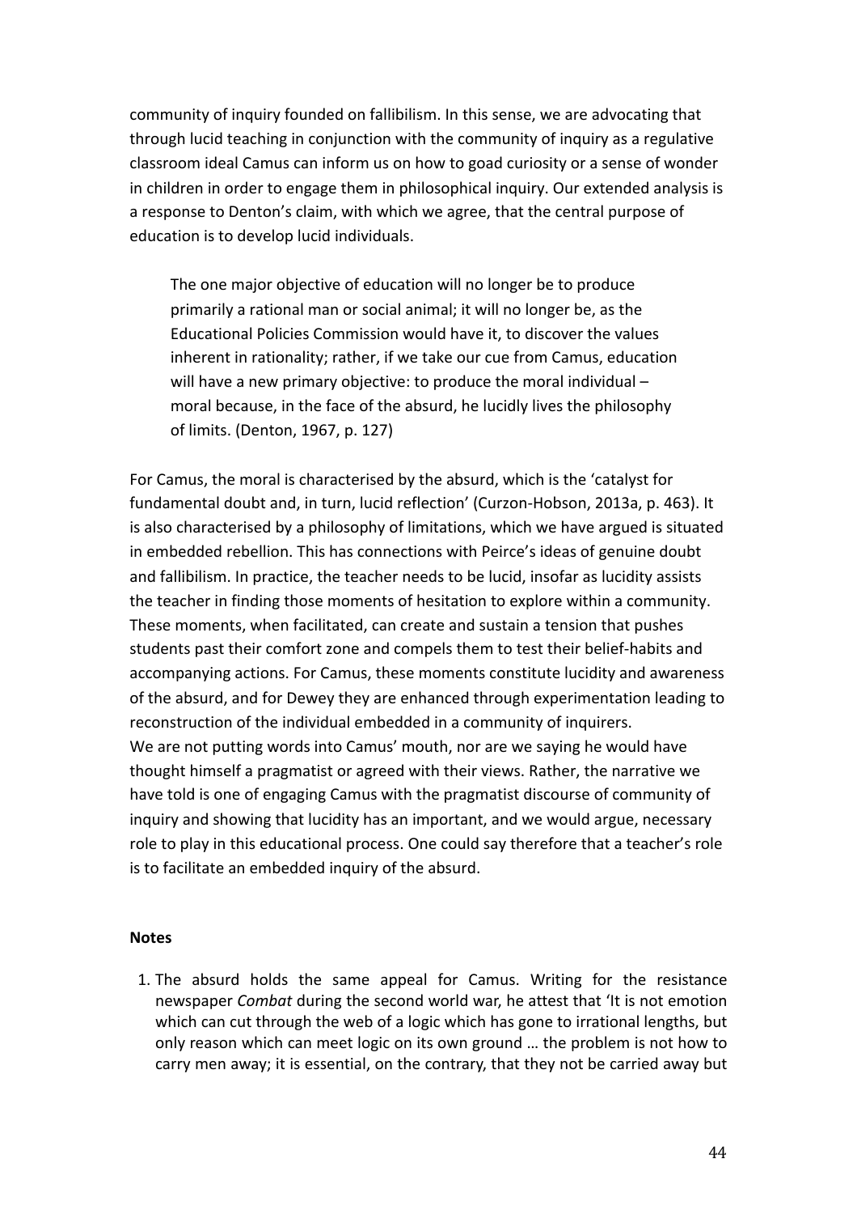community of inquiry founded on fallibilism. In this sense, we are advocating that through lucid teaching in conjunction with the community of inquiry as a regulative classroom ideal Camus can inform us on how to goad curiosity or a sense of wonder in children in order to engage them in philosophical inquiry. Our extended analysis is a response to Denton's claim, with which we agree, that the central purpose of education is to develop lucid individuals.

> The one major objective of education will no longer be to produce primarily a rational man or social animal; it will no longer be, as the Educational Policies Commission would have it, to discover the values inherent in rationality; rather, if we take our cue from Camus, education will have a new primary objective: to produce the moral individual – moral because, in the face of the absurd, he lucidly lives the philosophy of limits. (Denton, 1967, p. 127)

For Camus, the moral is characterised by the absurd, which is the 'catalyst for fundamental doubt and, in turn, lucid reflection' (Curzon-Hobson, 2013a, p. 463). It is also characterised by a philosophy of limitations, which we have argued is situated in embedded rebellion. This has connections with Peirce's ideas of genuine doubt and fallibilism. In practice, the teacher needs to be lucid, insofar as lucidity assists the teacher in finding those moments of hesitation to explore within a community. These moments, when facilitated, can create and sustain a tension that pushes students past their comfort zone and compels them to test their belief-habits and accompanying actions. For Camus, these moments constitute lucidity and awareness of the absurd, and for Dewey they are enhanced through experimentation leading to reconstruction of the individual embedded in a community of inquirers.
We are not putting words into Camus' mouth, nor are we saying he would have thought himself a pragmatist or agreed with their views. Rather, the narrative we have told is one of engaging Camus with the pragmatist discourse of community of inquiry and showing that lucidity has an important, and we would argue, necessary role to play in this educational process. One could say therefore that a teacher's role is to facilitate an embedded inquiry of the absurd.

**Notes**

1. The absurd holds the same appeal for Camus. Writing for the resistance newspaper *Combat* during the second world war, he attest that 'It is not emotion which can cut through the web of a logic which has gone to irrational lengths, but only reason which can meet logic on its own ground … the problem is not how to carry men away; it is essential, on the contrary, that they not be carried away but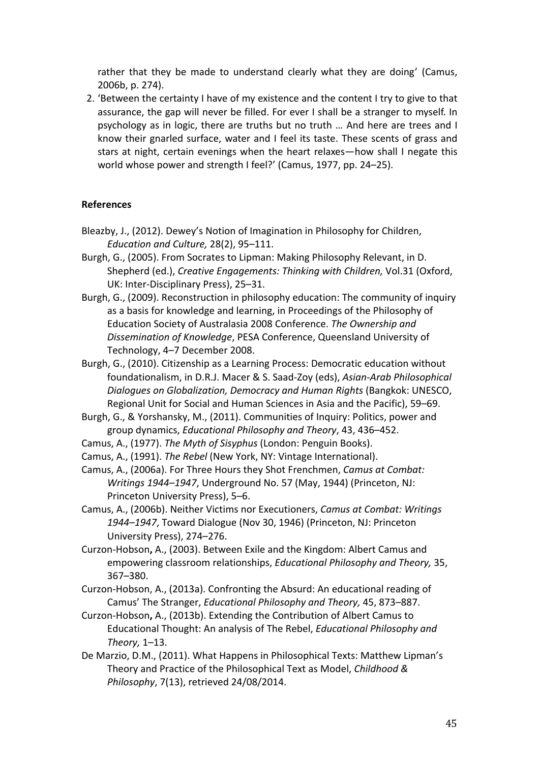rather that they be made to understand clearly what they are doing' (Camus, 2006b, p. 274).

2. 'Between the certainty I have of my existence and the content I try to give to that assurance, the gap will never be filled. For ever I shall be a stranger to myself. In psychology as in logic, there are truths but no truth … And here are trees and I know their gnarled surface, water and I feel its taste. These scents of grass and stars at night, certain evenings when the heart relaxes—how shall I negate this world whose power and strength I feel?' (Camus, 1977, pp. 24–25).

**References**

Bleazby, J., (2012). Dewey's Notion of Imagination in Philosophy for Children, *Education and Culture,* 28(2), 95–111.

Burgh, G., (2005). From Socrates to Lipman: Making Philosophy Relevant, in D. Shepherd (ed.), *Creative Engagements: Thinking with Children,* Vol.31 (Oxford, UK: Inter-Disciplinary Press), 25–31.

Burgh, G., (2009). Reconstruction in philosophy education: The community of inquiry as a basis for knowledge and learning, in Proceedings of the Philosophy of Education Society of Australasia 2008 Conference. *The Ownership and Dissemination of Knowledge*, PESA Conference, Queensland University of Technology, 4–7 December 2008.

Burgh, G., (2010). Citizenship as a Learning Process: Democratic education without foundationalism, in D.R.J. Macer & S. Saad-Zoy (eds), *Asian-Arab Philosophical Dialogues on Globalization, Democracy and Human Rights* (Bangkok: UNESCO, Regional Unit for Social and Human Sciences in Asia and the Pacific), 59–69.

Burgh, G., & Yorshansky, M., (2011). Communities of Inquiry: Politics, power and group dynamics, *Educational Philosophy and Theory*, 43, 436–452.

Camus, A., (1977). *The Myth of Sisyphus* (London: Penguin Books).

Camus, A., (1991). *The Rebel* (New York, NY: Vintage International).

Camus, A., (2006a). For Three Hours they Shot Frenchmen, *Camus at Combat: Writings 1944–1947*, Underground No. 57 (May, 1944) (Princeton, NJ: Princeton University Press), 5–6.

Camus, A., (2006b). Neither Victims nor Executioners, *Camus at Combat: Writings 1944–1947*, Toward Dialogue (Nov 30, 1946) (Princeton, NJ: Princeton University Press), 274–276.

Curzon-Hobson**,** A., (2003). Between Exile and the Kingdom: Albert Camus and empowering classroom relationships, *Educational Philosophy and Theory,* 35, 367–380.

Curzon-Hobson, A., (2013a). Confronting the Absurd: An educational reading of Camus' The Stranger, *Educational Philosophy and Theory,* 45, 873–887.

Curzon-Hobson**,** A., (2013b). Extending the Contribution of Albert Camus to Educational Thought: An analysis of The Rebel, *Educational Philosophy and Theory,* 1–13.

De Marzio, D.M., (2011). What Happens in Philosophical Texts: Matthew Lipman's Theory and Practice of the Philosophical Text as Model, *Childhood & Philosophy*, 7(13), retrieved 24/08/2014.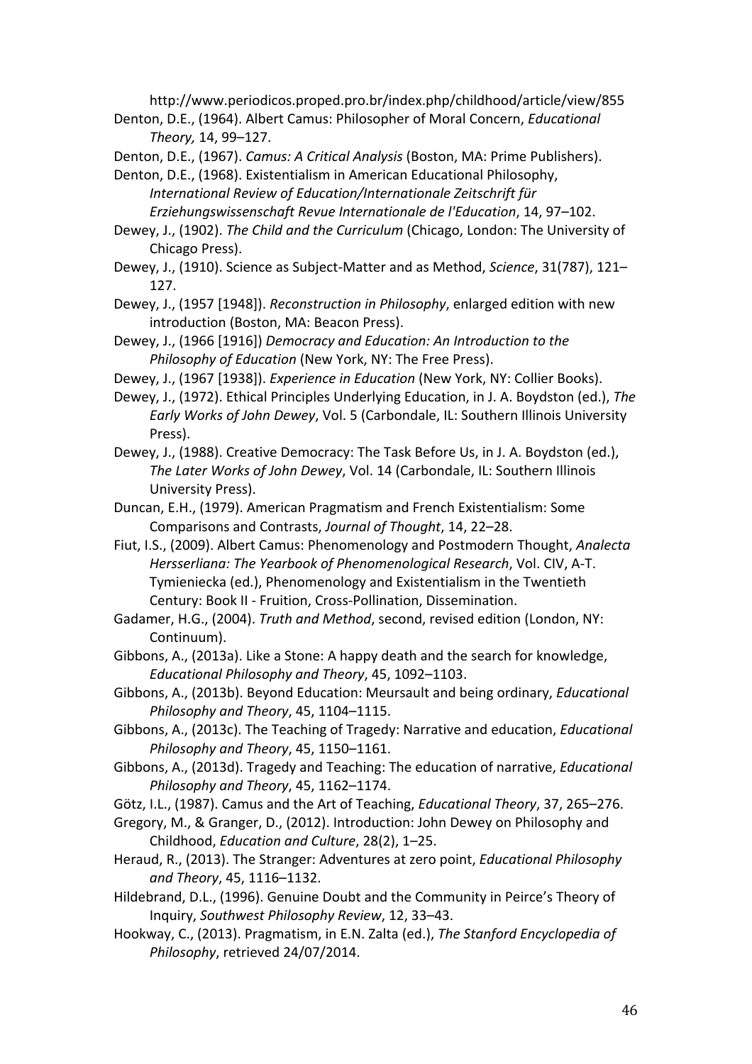http://www.periodicos.proped.pro.br/index.php/childhood/article/view/855

Denton, D.E., (1964). Albert Camus: Philosopher of Moral Concern, *Educational Theory,* 14, 99–127.

Denton, D.E., (1967). *Camus: A Critical Analysis* (Boston, MA: Prime Publishers).

Denton, D.E., (1968). Existentialism in American Educational Philosophy, *International Review of Education/Internationale Zeitschrift für Erziehungswissenschaft Revue Internationale de l'Education*, 14, 97–102.

Dewey, J., (1902). *The Child and the Curriculum* (Chicago, London: The University of Chicago Press).

Dewey, J., (1910). Science as Subject-Matter and as Method, *Science*, 31(787), 121–127.

Dewey, J., (1957 [1948]). *Reconstruction in Philosophy*, enlarged edition with new introduction (Boston, MA: Beacon Press).

Dewey, J., (1966 [1916]) *Democracy and Education: An Introduction to the Philosophy of Education* (New York, NY: The Free Press).

Dewey, J., (1967 [1938]). *Experience in Education* (New York, NY: Collier Books).

Dewey, J., (1972). Ethical Principles Underlying Education, in J. A. Boydston (ed.), *The Early Works of John Dewey*, Vol. 5 (Carbondale, IL: Southern Illinois University Press).

Dewey, J., (1988). Creative Democracy: The Task Before Us, in J. A. Boydston (ed.), *The Later Works of John Dewey*, Vol. 14 (Carbondale, IL: Southern Illinois University Press).

Duncan, E.H., (1979). American Pragmatism and French Existentialism: Some Comparisons and Contrasts, *Journal of Thought*, 14, 22–28.

Fiut, I.S., (2009). Albert Camus: Phenomenology and Postmodern Thought, *Analecta Hersserliana: The Yearbook of Phenomenological Research*, Vol. CIV, A-T. Tymieniecka (ed.), Phenomenology and Existentialism in the Twentieth Century: Book II - Fruition, Cross-Pollination, Dissemination.

Gadamer, H.G., (2004). *Truth and Method*, second, revised edition (London, NY: Continuum).

Gibbons, A., (2013a). Like a Stone: A happy death and the search for knowledge, *Educational Philosophy and Theory*, 45, 1092–1103.

Gibbons, A., (2013b). Beyond Education: Meursault and being ordinary, *Educational Philosophy and Theory*, 45, 1104–1115.

Gibbons, A., (2013c). The Teaching of Tragedy: Narrative and education, *Educational Philosophy and Theory*, 45, 1150–1161.

Gibbons, A., (2013d). Tragedy and Teaching: The education of narrative, *Educational Philosophy and Theory*, 45, 1162–1174.

Götz, I.L., (1987). Camus and the Art of Teaching, *Educational Theory*, 37, 265–276.

Gregory, M., & Granger, D., (2012). Introduction: John Dewey on Philosophy and Childhood, *Education and Culture*, 28(2), 1–25.

Heraud, R., (2013). The Stranger: Adventures at zero point, *Educational Philosophy and Theory*, 45, 1116–1132.

Hildebrand, D.L., (1996). Genuine Doubt and the Community in Peirce's Theory of Inquiry, *Southwest Philosophy Review*, 12, 33–43.

Hookway, C., (2013). Pragmatism, in E.N. Zalta (ed.), *The Stanford Encyclopedia of Philosophy*, retrieved 24/07/2014.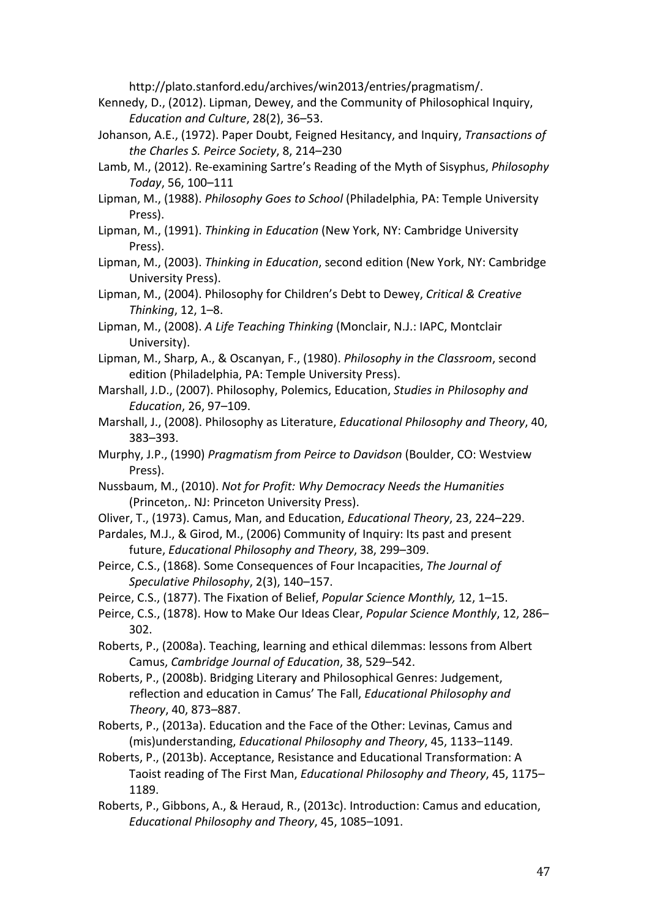http://plato.stanford.edu/archives/win2013/entries/pragmatism/.

Kennedy, D., (2012). Lipman, Dewey, and the Community of Philosophical Inquiry, *Education and Culture*, 28(2), 36–53.

Johanson, A.E., (1972). Paper Doubt, Feigned Hesitancy, and Inquiry, *Transactions of the Charles S. Peirce Society*, 8, 214–230

Lamb, M., (2012). Re-examining Sartre's Reading of the Myth of Sisyphus, *Philosophy Today*, 56, 100–111

Lipman, M., (1988). *Philosophy Goes to School* (Philadelphia, PA: Temple University Press).

Lipman, M., (1991). *Thinking in Education* (New York, NY: Cambridge University Press).

Lipman, M., (2003). *Thinking in Education*, second edition (New York, NY: Cambridge University Press).

Lipman, M., (2004). Philosophy for Children's Debt to Dewey, *Critical & Creative Thinking*, 12, 1–8.

Lipman, M., (2008). *A Life Teaching Thinking* (Monclair, N.J.: IAPC, Montclair University).

Lipman, M., Sharp, A., & Oscanyan, F., (1980). *Philosophy in the Classroom*, second edition (Philadelphia, PA: Temple University Press).

Marshall, J.D., (2007). Philosophy, Polemics, Education, *Studies in Philosophy and Education*, 26, 97–109.

Marshall, J., (2008). Philosophy as Literature, *Educational Philosophy and Theory*, 40, 383–393.

Murphy, J.P., (1990) *Pragmatism from Peirce to Davidson* (Boulder, CO: Westview Press).

Nussbaum, M., (2010). *Not for Profit: Why Democracy Needs the Humanities* (Princeton,. NJ: Princeton University Press).

Oliver, T., (1973). Camus, Man, and Education, *Educational Theory*, 23, 224–229.

Pardales, M.J., & Girod, M., (2006) Community of Inquiry: Its past and present future, *Educational Philosophy and Theory*, 38, 299–309.

Peirce, C.S., (1868). Some Consequences of Four Incapacities, *The Journal of Speculative Philosophy*, 2(3), 140–157.

Peirce, C.S., (1877). The Fixation of Belief, *Popular Science Monthly,* 12, 1–15.

Peirce, C.S., (1878). How to Make Our Ideas Clear, *Popular Science Monthly*, 12, 286–302.

Roberts, P., (2008a). Teaching, learning and ethical dilemmas: lessons from Albert Camus, *Cambridge Journal of Education*, 38, 529–542.

Roberts, P., (2008b). Bridging Literary and Philosophical Genres: Judgement, reflection and education in Camus' The Fall, *Educational Philosophy and Theory*, 40, 873–887.

Roberts, P., (2013a). Education and the Face of the Other: Levinas, Camus and (mis)understanding, *Educational Philosophy and Theory*, 45, 1133–1149.

Roberts, P., (2013b). Acceptance, Resistance and Educational Transformation: A Taoist reading of The First Man, *Educational Philosophy and Theory*, 45, 1175–1189.

Roberts, P., Gibbons, A., & Heraud, R., (2013c). Introduction: Camus and education, *Educational Philosophy and Theory*, 45, 1085–1091.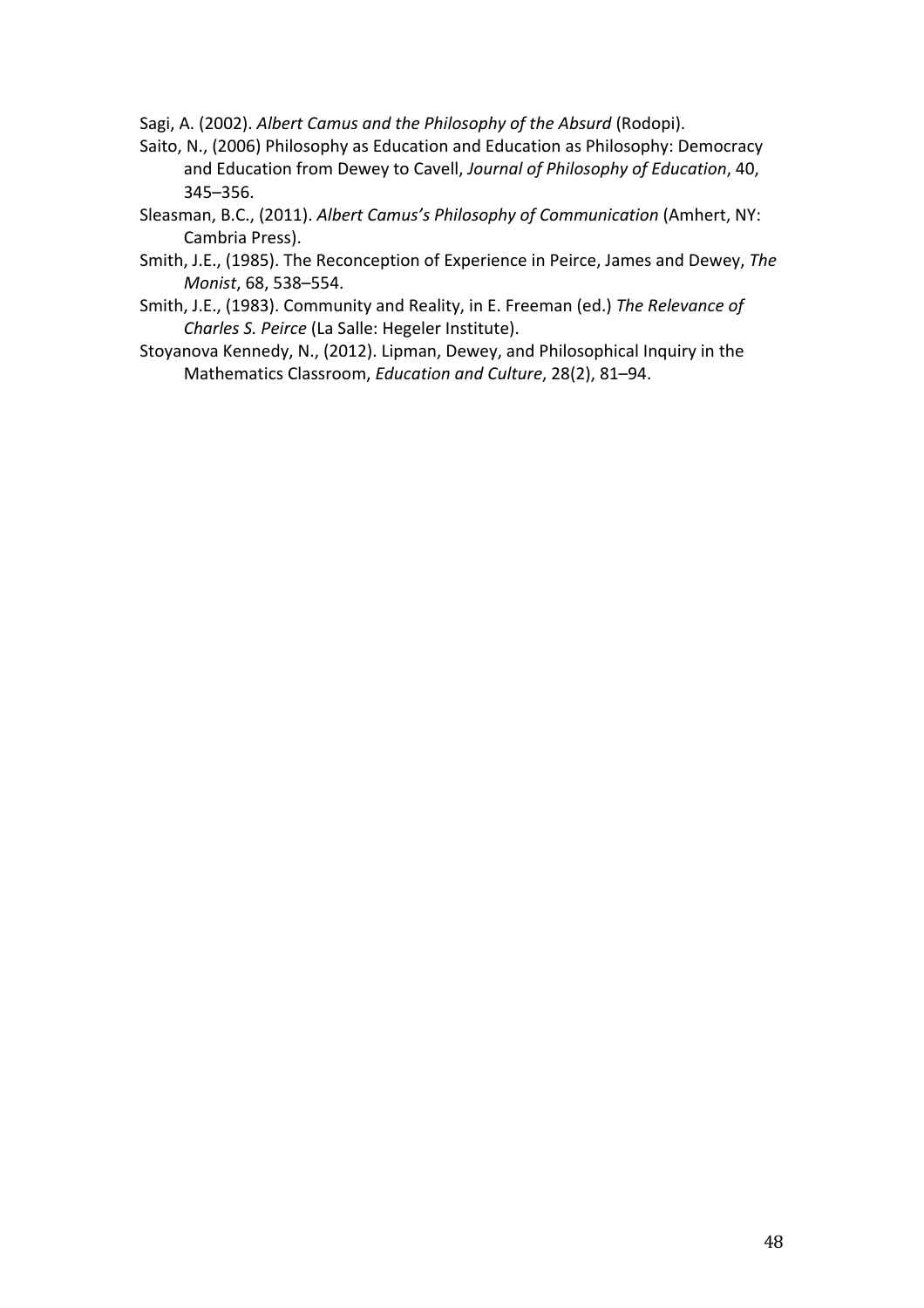Sagi, A. (2002). *Albert Camus and the Philosophy of the Absurd* (Rodopi).

Saito, N., (2006) Philosophy as Education and Education as Philosophy: Democracy and Education from Dewey to Cavell, *Journal of Philosophy of Education*, 40, 345–356.

Sleasman, B.C., (2011). *Albert Camus's Philosophy of Communication* (Amhert, NY: Cambria Press).

Smith, J.E., (1985). The Reconception of Experience in Peirce, James and Dewey, *The Monist*, 68, 538–554.

Smith, J.E., (1983). Community and Reality, in E. Freeman (ed.) *The Relevance of Charles S. Peirce* (La Salle: Hegeler Institute).

Stoyanova Kennedy, N., (2012). Lipman, Dewey, and Philosophical Inquiry in the Mathematics Classroom, *Education and Culture*, 28(2), 81–94.